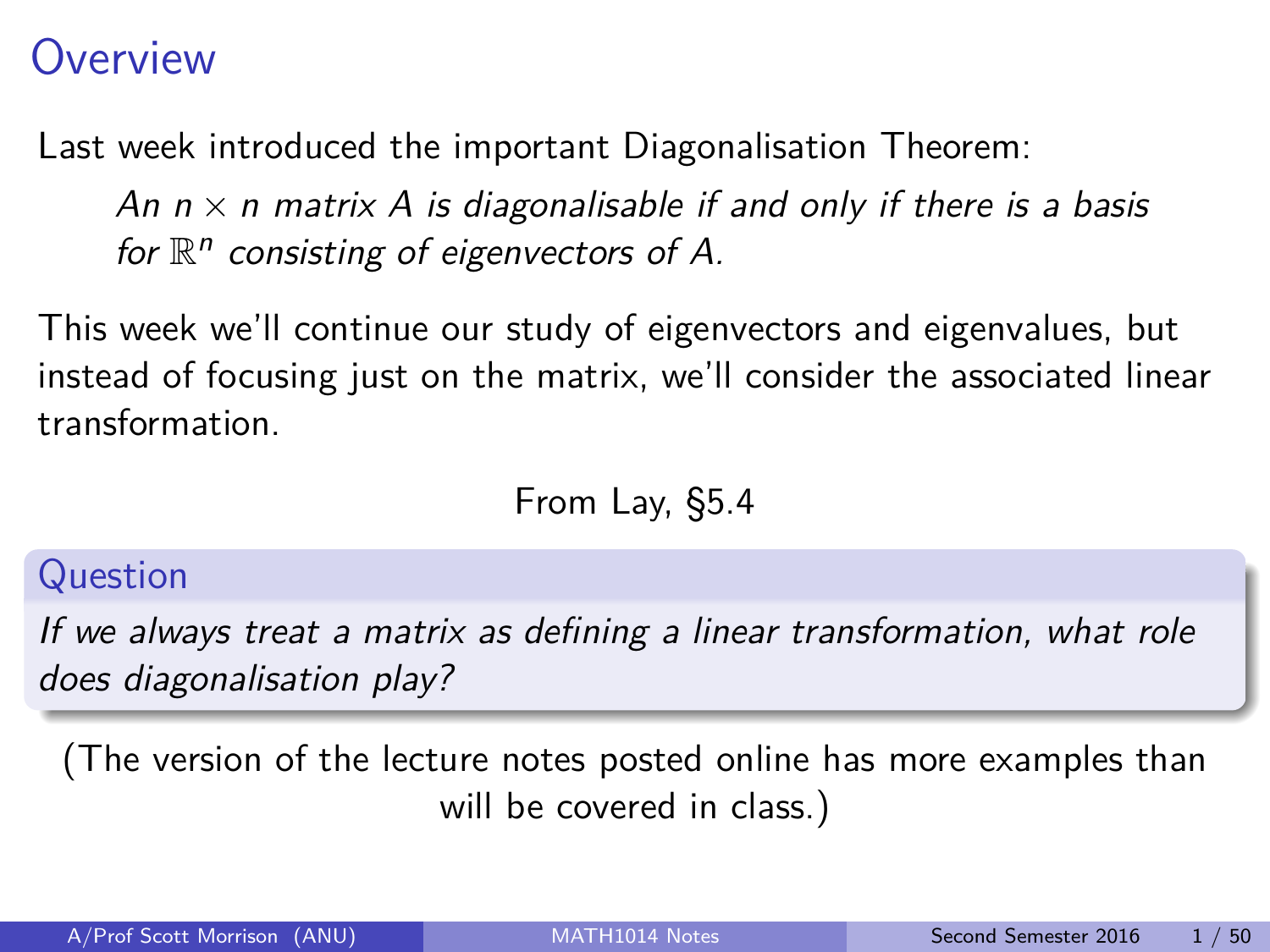# Overview

Last week introduced the important Diagonalisation Theorem:

> *An $n \times n$ matrix $A$ is diagonalisable if and only if there is a basis for $\mathbb{R}^n$ consisting of eigenvectors of $A$.*

This week we'll continue our study of eigenvectors and eigenvalues, but instead of focusing just on the matrix, we'll consider the associated linear transformation.

From Lay, §5.4

## Question

*If we always treat a matrix as defining a linear transformation, what role does diagonalisation play?*

(The version of the lecture notes posted online has more examples than will be covered in class.)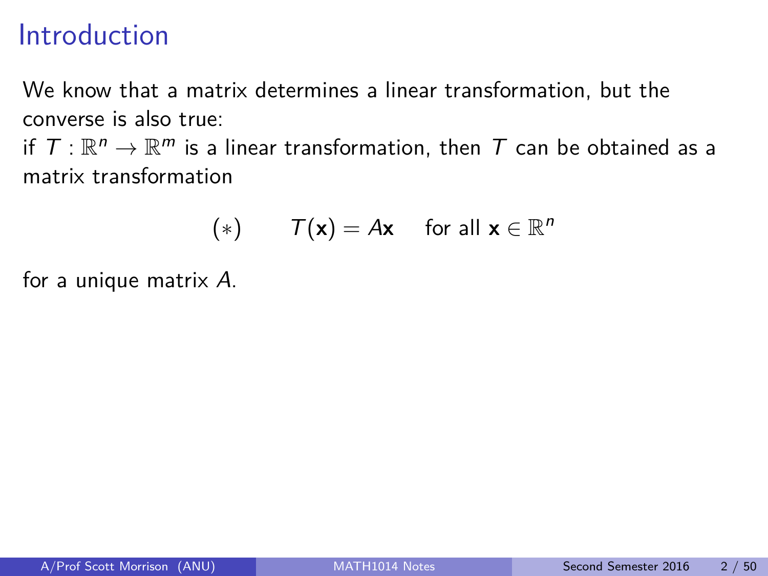# Introduction

We know that a matrix determines a linear transformation, but the converse is also true:
if $T : \mathbb{R}^n \to \mathbb{R}^m$ is a linear transformation, then $T$ can be obtained as a matrix transformation

$$(*) \qquad T(\mathbf{x}) = A\mathbf{x} \quad \text{for all } \mathbf{x} \in \mathbb{R}^n$$

for a unique matrix $A$.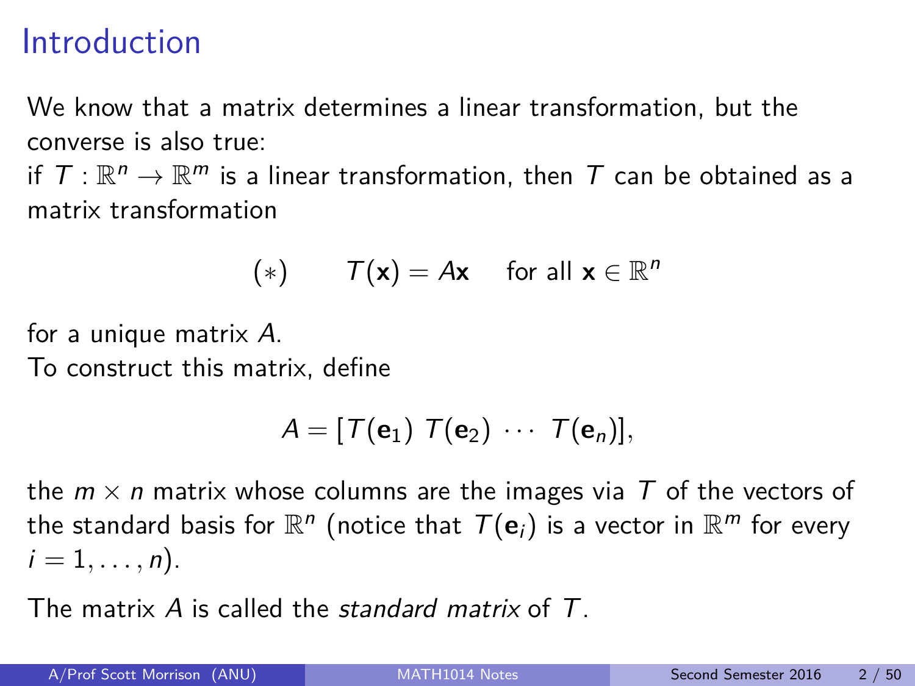# Introduction

We know that a matrix determines a linear transformation, but the converse is also true:
if $T : \mathbb{R}^n \to \mathbb{R}^m$ is a linear transformation, then $T$ can be obtained as a matrix transformation

$$(*) \qquad T(\mathbf{x}) = A\mathbf{x} \quad \text{for all } \mathbf{x} \in \mathbb{R}^n$$

for a unique matrix $A$.
To construct this matrix, define

$$A = [T(\mathbf{e}_1)\ T(\mathbf{e}_2)\ \cdots\ T(\mathbf{e}_n)],$$

the $m \times n$ matrix whose columns are the images via $T$ of the vectors of the standard basis for $\mathbb{R}^n$ (notice that $T(\mathbf{e}_i)$ is a vector in $\mathbb{R}^m$ for every $i = 1, \ldots, n$).

The matrix $A$ is called the *standard matrix* of $T$.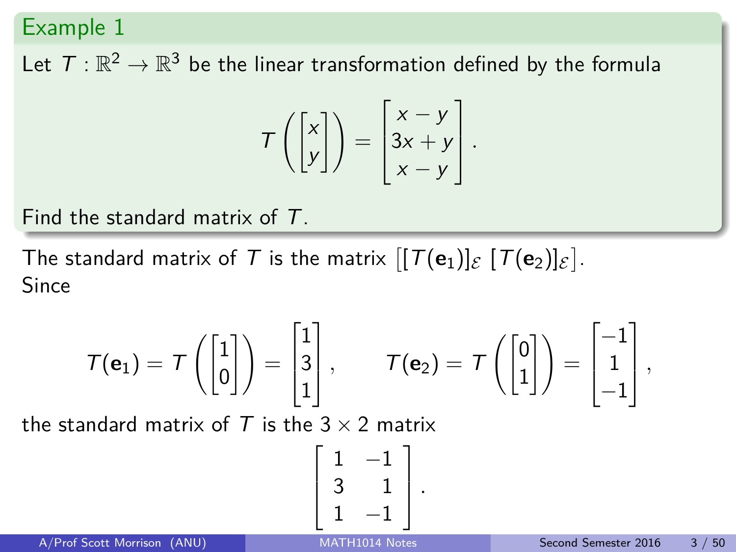## Example 1

Let $T : \mathbb{R}^2 \to \mathbb{R}^3$ be the linear transformation defined by the formula

$$T\left(\begin{bmatrix} x \\ y \end{bmatrix}\right) = \begin{bmatrix} x - y \\ 3x + y \\ x - y \end{bmatrix}.$$

Find the standard matrix of $T$.

The standard matrix of $T$ is the matrix $\left[[T(\mathbf{e}_1)]_{\mathcal{E}}\ [T(\mathbf{e}_2)]_{\mathcal{E}}\right]$.
Since

$$T(\mathbf{e}_1) = T\left(\begin{bmatrix} 1 \\ 0 \end{bmatrix}\right) = \begin{bmatrix} 1 \\ 3 \\ 1 \end{bmatrix}, \qquad T(\mathbf{e}_2) = T\left(\begin{bmatrix} 0 \\ 1 \end{bmatrix}\right) = \begin{bmatrix} -1 \\ 1 \\ -1 \end{bmatrix},$$

the standard matrix of $T$ is the $3 \times 2$ matrix

$$\begin{bmatrix} 1 & -1 \\ 3 & 1 \\ 1 & -1 \end{bmatrix}.$$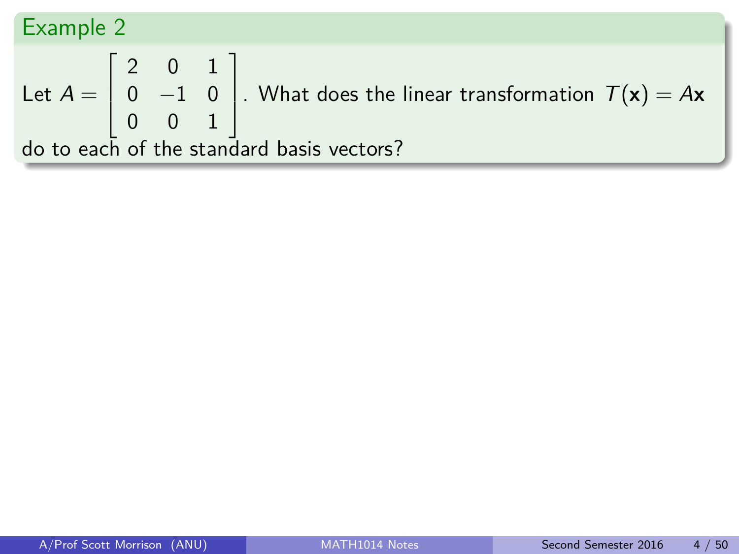## Example 2

Let $A = \begin{bmatrix} 2 & 0 & 1 \\ 0 & -1 & 0 \\ 0 & 0 & 1 \end{bmatrix}$. What does the linear transformation $T(\mathbf{x}) = A\mathbf{x}$ do to each of the standard basis vectors?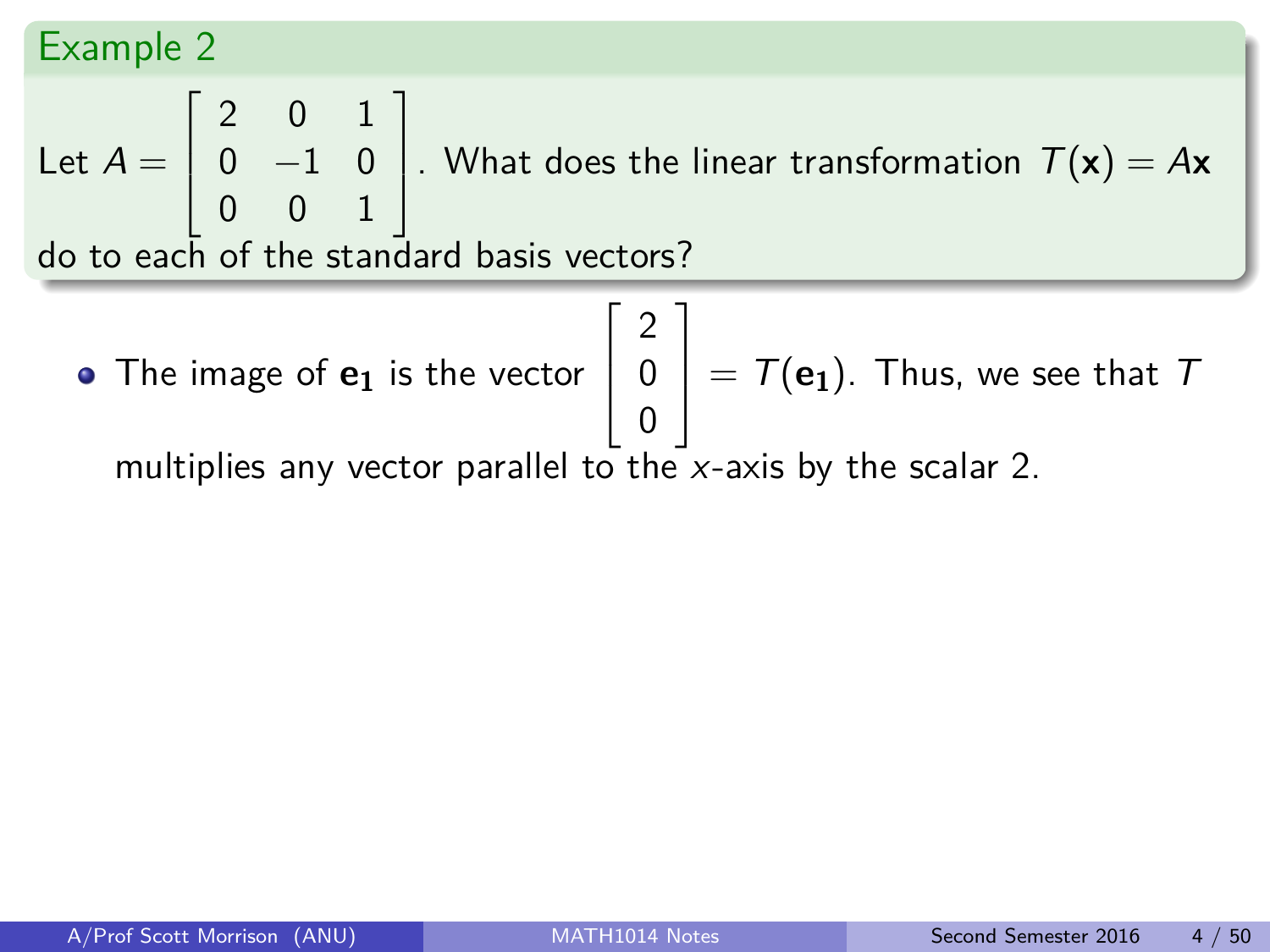## Example 2

Let $A = \begin{bmatrix} 2 & 0 & 1 \\ 0 & -1 & 0 \\ 0 & 0 & 1 \end{bmatrix}$. What does the linear transformation $T(\mathbf{x}) = A\mathbf{x}$ do to each of the standard basis vectors?

- The image of $\mathbf{e_1}$ is the vector $\begin{bmatrix} 2 \\ 0 \\ 0 \end{bmatrix} = T(\mathbf{e_1})$. Thus, we see that $T$ multiplies any vector parallel to the $x$-axis by the scalar 2.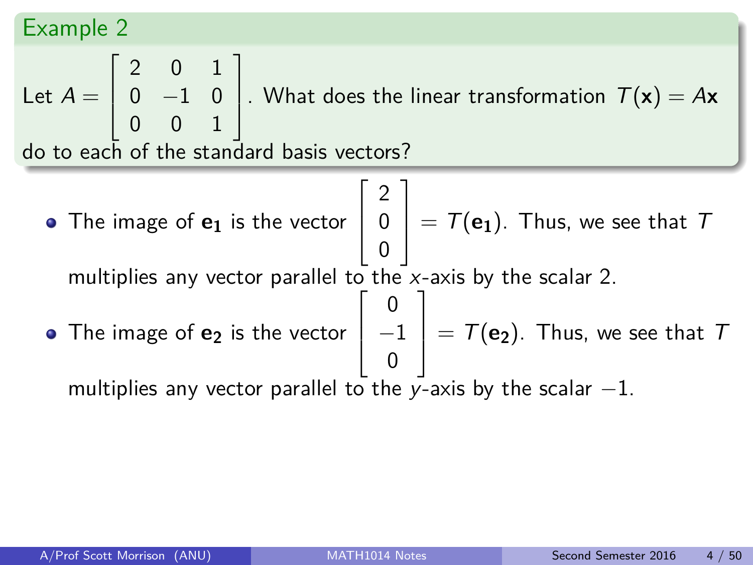### Example 2

Let $A = \begin{bmatrix} 2 & 0 & 1 \\ 0 & -1 & 0 \\ 0 & 0 & 1 \end{bmatrix}$. What does the linear transformation $T(\mathbf{x}) = A\mathbf{x}$ do to each of the standard basis vectors?

- The image of $\mathbf{e_1}$ is the vector $\begin{bmatrix} 2 \\ 0 \\ 0 \end{bmatrix} = T(\mathbf{e_1})$. Thus, we see that $T$ multiplies any vector parallel to the $x$-axis by the scalar 2.
- The image of $\mathbf{e_2}$ is the vector $\begin{bmatrix} 0 \\ -1 \\ 0 \end{bmatrix} = T(\mathbf{e_2})$. Thus, we see that $T$ multiplies any vector parallel to the $y$-axis by the scalar $-1$.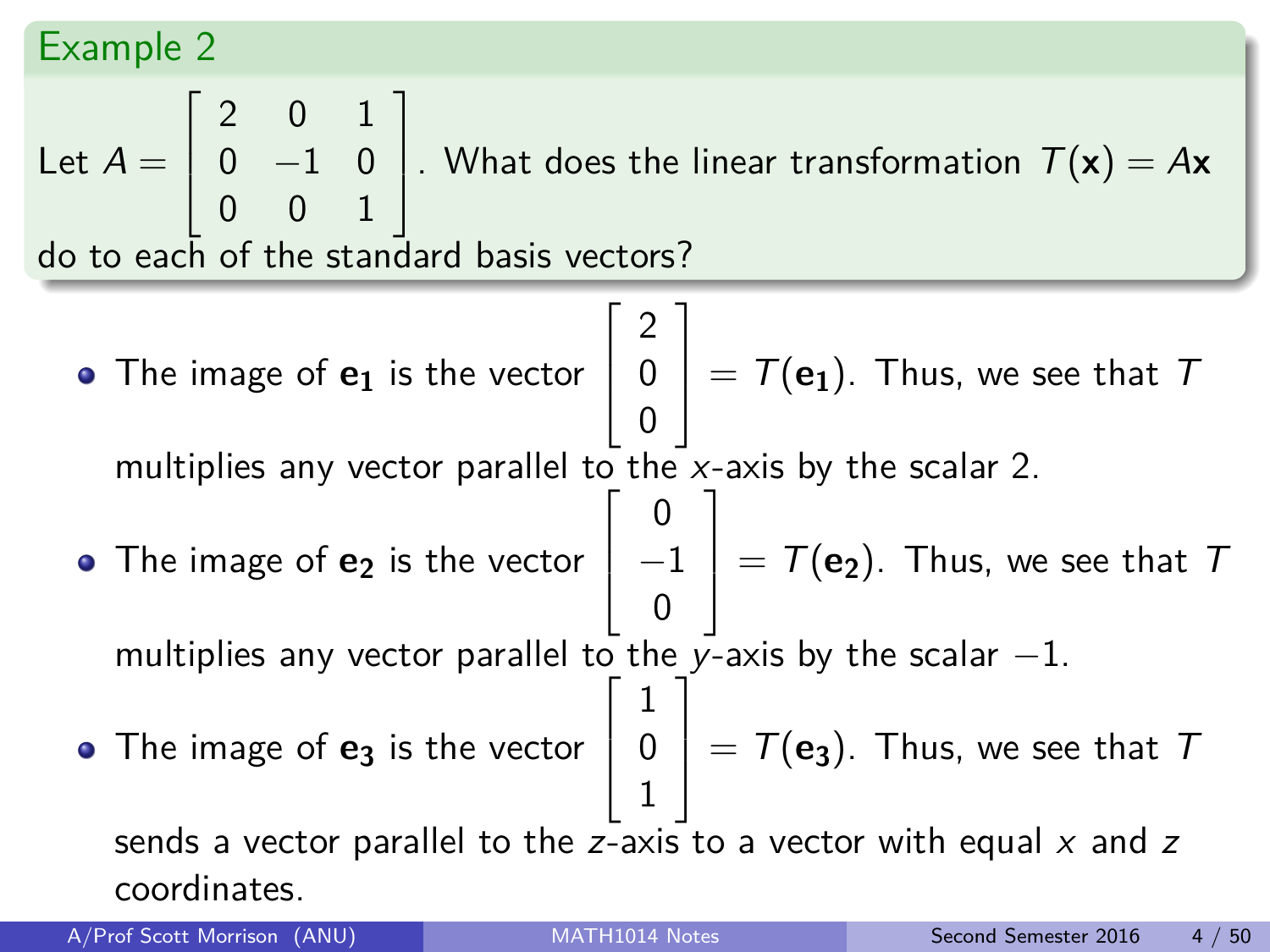## Example 2

Let $A = \begin{bmatrix} 2 & 0 & 1 \\ 0 & -1 & 0 \\ 0 & 0 & 1 \end{bmatrix}$. What does the linear transformation $T(\mathbf{x}) = A\mathbf{x}$ do to each of the standard basis vectors?

- The image of $\mathbf{e_1}$ is the vector $\begin{bmatrix} 2 \\ 0 \\ 0 \end{bmatrix} = T(\mathbf{e_1})$. Thus, we see that $T$ multiplies any vector parallel to the $x$-axis by the scalar 2.
- The image of $\mathbf{e_2}$ is the vector $\begin{bmatrix} 0 \\ -1 \\ 0 \end{bmatrix} = T(\mathbf{e_2})$. Thus, we see that $T$ multiplies any vector parallel to the $y$-axis by the scalar $-1$.
- The image of $\mathbf{e_3}$ is the vector $\begin{bmatrix} 1 \\ 0 \\ 1 \end{bmatrix} = T(\mathbf{e_3})$. Thus, we see that $T$ sends a vector parallel to the $z$-axis to a vector with equal $x$ and $z$ coordinates.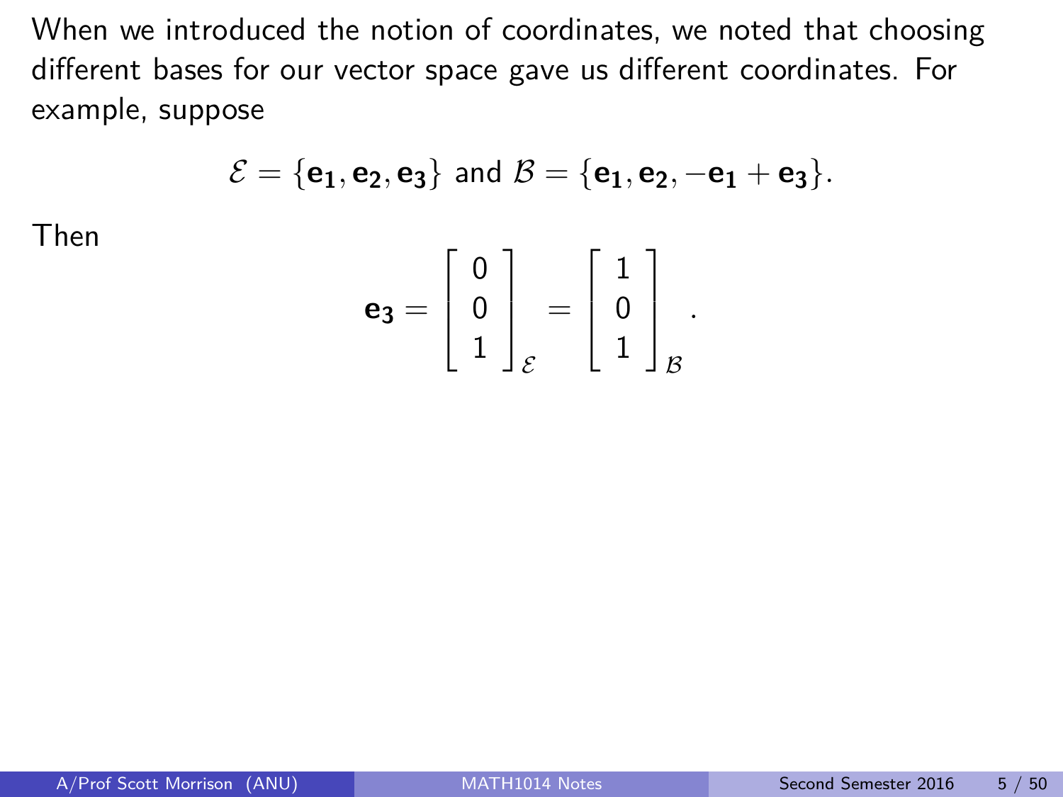When we introduced the notion of coordinates, we noted that choosing different bases for our vector space gave us different coordinates. For example, suppose

$$\mathcal{E} = \{\mathbf{e_1}, \mathbf{e_2}, \mathbf{e_3}\} \text{ and } \mathcal{B} = \{\mathbf{e_1}, \mathbf{e_2}, -\mathbf{e_1} + \mathbf{e_3}\}.$$

Then

$$\mathbf{e_3} = \begin{bmatrix} 0 \\ 0 \\ 1 \end{bmatrix}_{\mathcal{E}} = \begin{bmatrix} 1 \\ 0 \\ 1 \end{bmatrix}_{\mathcal{B}}.$$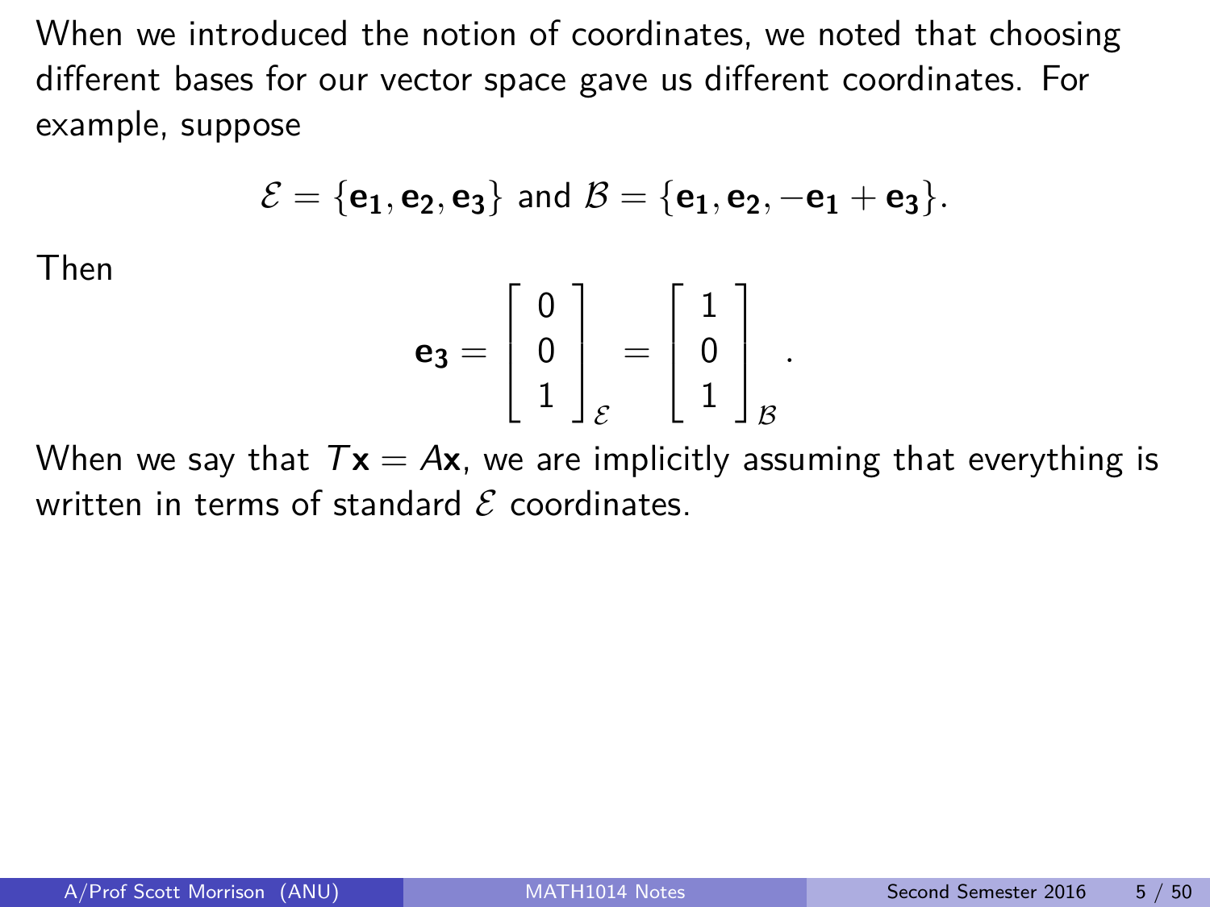When we introduced the notion of coordinates, we noted that choosing different bases for our vector space gave us different coordinates. For example, suppose

$$\mathcal{E} = \{\mathbf{e_1}, \mathbf{e_2}, \mathbf{e_3}\} \text{ and } \mathcal{B} = \{\mathbf{e_1}, \mathbf{e_2}, -\mathbf{e_1} + \mathbf{e_3}\}.$$

Then

$$\mathbf{e_3} = \begin{bmatrix} 0 \\ 0 \\ 1 \end{bmatrix}_{\mathcal{E}} = \begin{bmatrix} 1 \\ 0 \\ 1 \end{bmatrix}_{\mathcal{B}}.$$

When we say that $T\mathbf{x} = A\mathbf{x}$, we are implicitly assuming that everything is written in terms of standard $\mathcal{E}$ coordinates.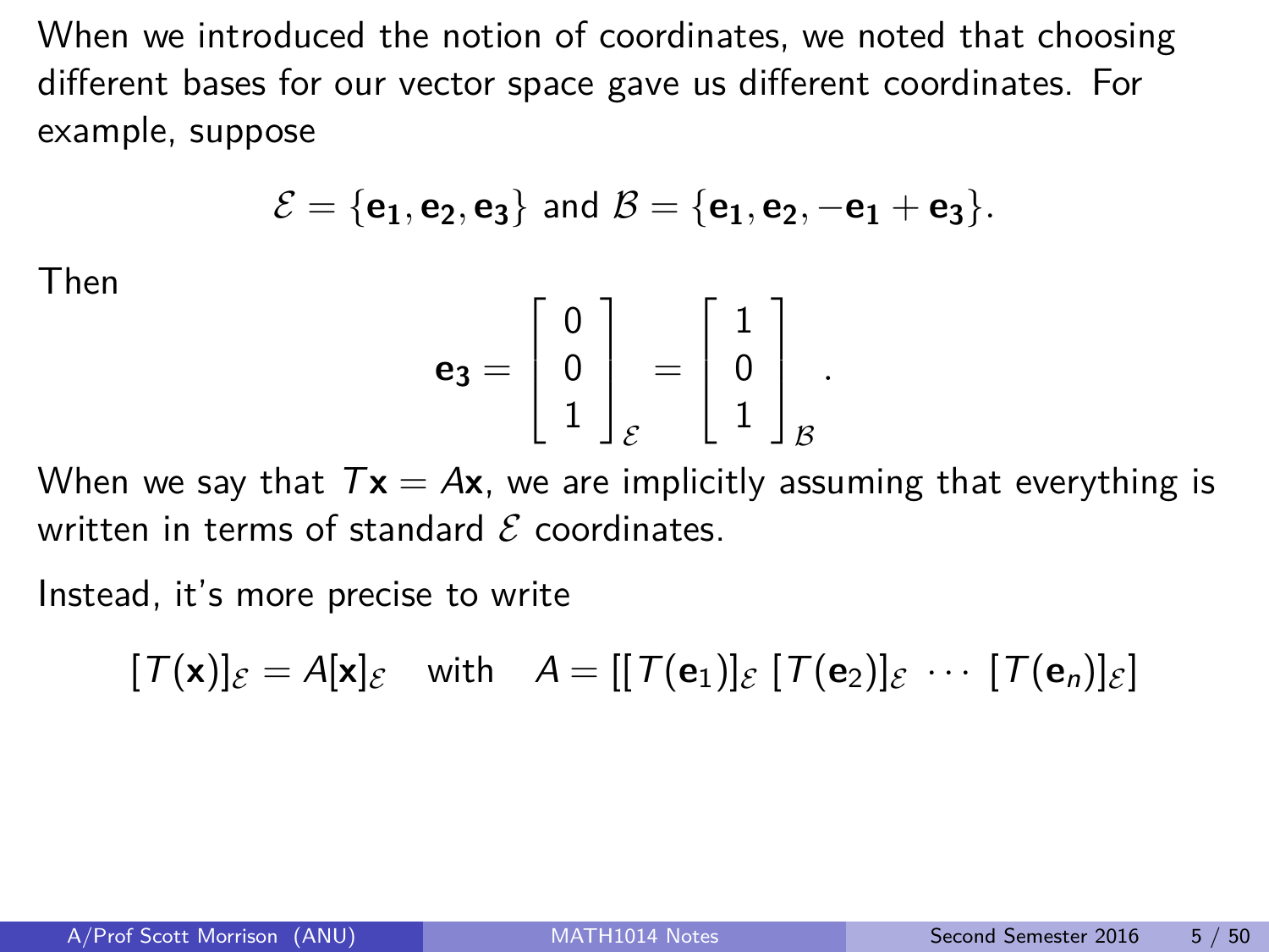When we introduced the notion of coordinates, we noted that choosing different bases for our vector space gave us different coordinates. For example, suppose

$$\mathcal{E} = \{\mathbf{e_1}, \mathbf{e_2}, \mathbf{e_3}\} \text{ and } \mathcal{B} = \{\mathbf{e_1}, \mathbf{e_2}, -\mathbf{e_1} + \mathbf{e_3}\}.$$

Then

$$\mathbf{e_3} = \begin{bmatrix} 0 \\ 0 \\ 1 \end{bmatrix}_{\mathcal{E}} = \begin{bmatrix} 1 \\ 0 \\ 1 \end{bmatrix}_{\mathcal{B}}.$$

When we say that $T\mathbf{x} = A\mathbf{x}$, we are implicitly assuming that everything is written in terms of standard $\mathcal{E}$ coordinates.

Instead, it's more precise to write

$$[T(\mathbf{x})]_{\mathcal{E}} = A[\mathbf{x}]_{\mathcal{E}} \quad \text{with} \quad A = [[T(\mathbf{e}_1)]_{\mathcal{E}}\ [T(\mathbf{e}_2)]_{\mathcal{E}}\ \cdots\ [T(\mathbf{e}_n)]_{\mathcal{E}}]$$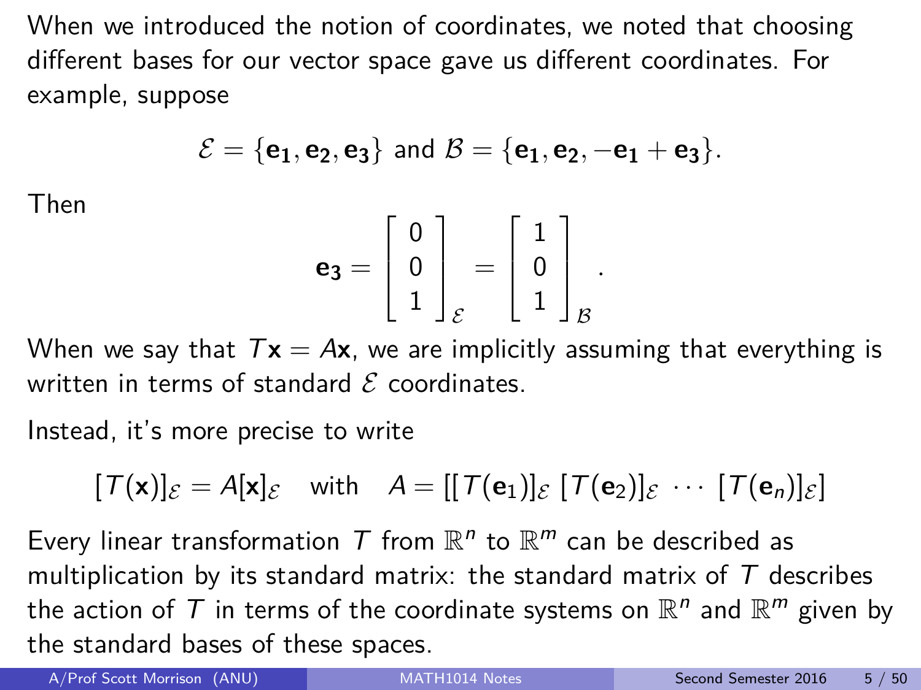When we introduced the notion of coordinates, we noted that choosing different bases for our vector space gave us different coordinates. For example, suppose

$$\mathcal{E} = \{\mathbf{e_1}, \mathbf{e_2}, \mathbf{e_3}\} \text{ and } \mathcal{B} = \{\mathbf{e_1}, \mathbf{e_2}, -\mathbf{e_1} + \mathbf{e_3}\}.$$

Then

$$\mathbf{e_3} = \begin{bmatrix} 0 \\ 0 \\ 1 \end{bmatrix}_{\mathcal{E}} = \begin{bmatrix} 1 \\ 0 \\ 1 \end{bmatrix}_{\mathcal{B}}.$$

When we say that $T\mathbf{x} = A\mathbf{x}$, we are implicitly assuming that everything is written in terms of standard $\mathcal{E}$ coordinates.

Instead, it's more precise to write

$$[T(\mathbf{x})]_{\mathcal{E}} = A[\mathbf{x}]_{\mathcal{E}} \quad \text{with} \quad A = [[T(\mathbf{e}_1)]_{\mathcal{E}}\ [T(\mathbf{e}_2)]_{\mathcal{E}}\ \cdots\ [T(\mathbf{e}_n)]_{\mathcal{E}}]$$

Every linear transformation $T$ from $\mathbb{R}^n$ to $\mathbb{R}^m$ can be described as multiplication by its standard matrix: the standard matrix of $T$ describes the action of $T$ in terms of the coordinate systems on $\mathbb{R}^n$ and $\mathbb{R}^m$ given by the standard bases of these spaces.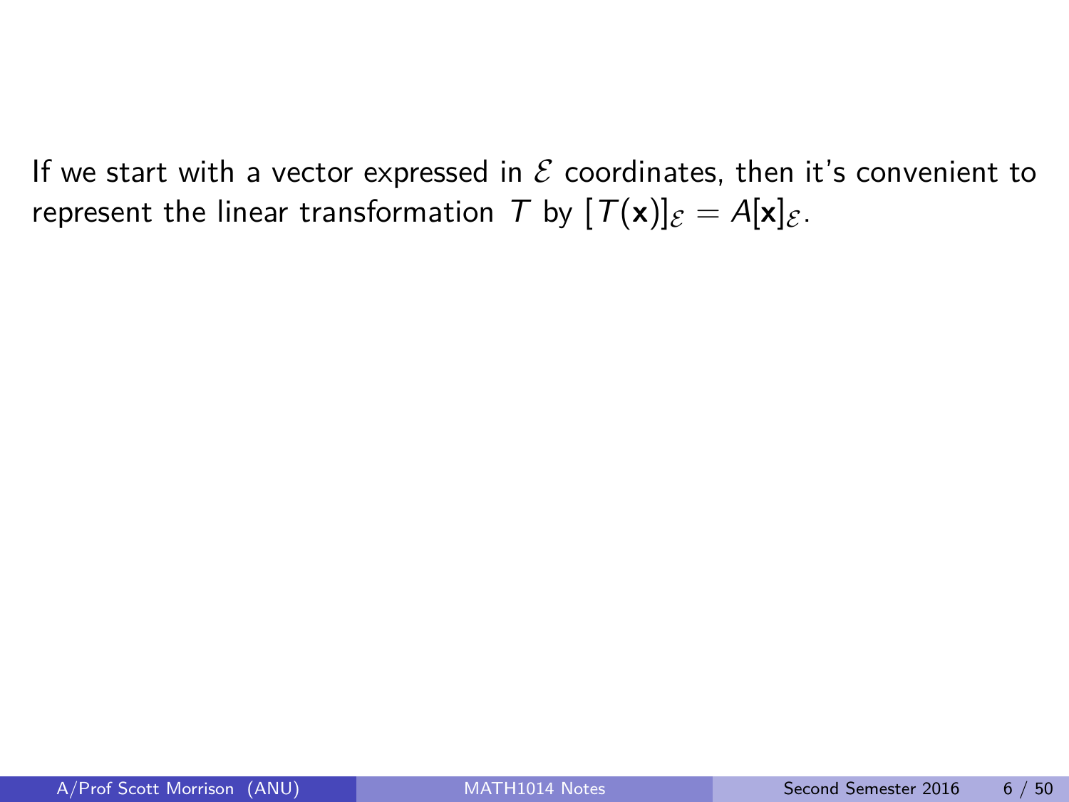If we start with a vector expressed in $\mathcal{E}$ coordinates, then it's convenient to represent the linear transformation $T$ by $[T(\mathbf{x})]_{\mathcal{E}} = A[\mathbf{x}]_{\mathcal{E}}$.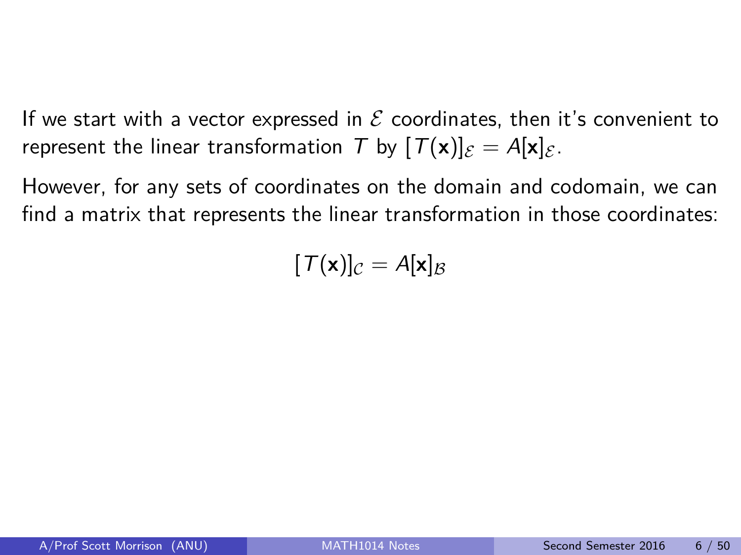If we start with a vector expressed in $\mathcal{E}$ coordinates, then it's convenient to represent the linear transformation $T$ by $[T(\mathbf{x})]_{\mathcal{E}} = A[\mathbf{x}]_{\mathcal{E}}$.

However, for any sets of coordinates on the domain and codomain, we can find a matrix that represents the linear transformation in those coordinates:

$$[T(\mathbf{x})]_{\mathcal{C}} = A[\mathbf{x}]_{\mathcal{B}}$$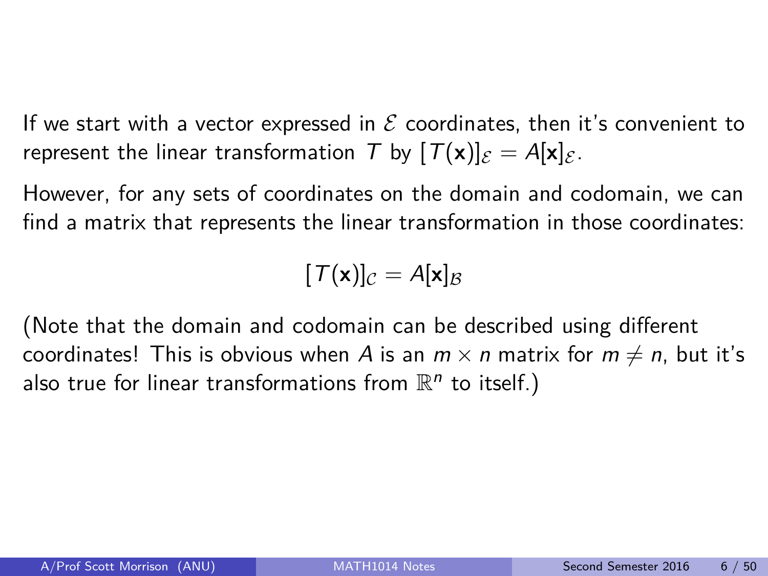If we start with a vector expressed in $\mathcal{E}$ coordinates, then it's convenient to represent the linear transformation $T$ by $[T(\mathbf{x})]_{\mathcal{E}} = A[\mathbf{x}]_{\mathcal{E}}$.

However, for any sets of coordinates on the domain and codomain, we can find a matrix that represents the linear transformation in those coordinates:

$$[T(\mathbf{x})]_{\mathcal{C}} = A[\mathbf{x}]_{\mathcal{B}}$$

(Note that the domain and codomain can be described using different coordinates! This is obvious when $A$ is an $m \times n$ matrix for $m \neq n$, but it's also true for linear transformations from $\mathbb{R}^n$ to itself.)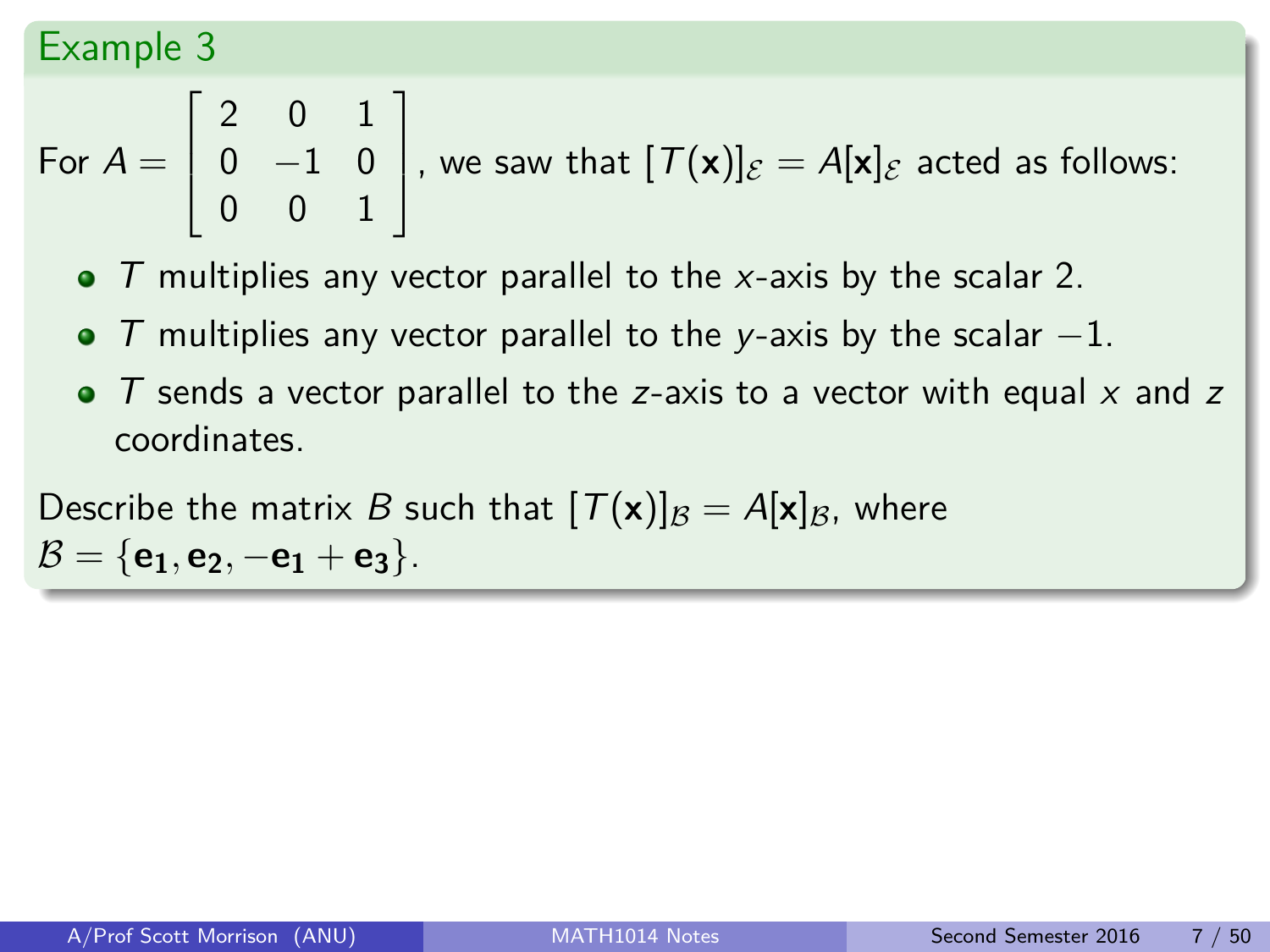## Example 3

For $A = \begin{bmatrix} 2 & 0 & 1 \\ 0 & -1 & 0 \\ 0 & 0 & 1 \end{bmatrix}$, we saw that $[T(\mathbf{x})]_{\mathcal{E}} = A[\mathbf{x}]_{\mathcal{E}}$ acted as follows:

- $T$ multiplies any vector parallel to the $x$-axis by the scalar 2.
- $T$ multiplies any vector parallel to the $y$-axis by the scalar $-1$.
- $T$ sends a vector parallel to the $z$-axis to a vector with equal $x$ and $z$ coordinates.

Describe the matrix $B$ such that $[T(\mathbf{x})]_{\mathcal{B}} = A[\mathbf{x}]_{\mathcal{B}}$, where $\mathcal{B} = \{\mathbf{e_1}, \mathbf{e_2}, -\mathbf{e_1} + \mathbf{e_3}\}$.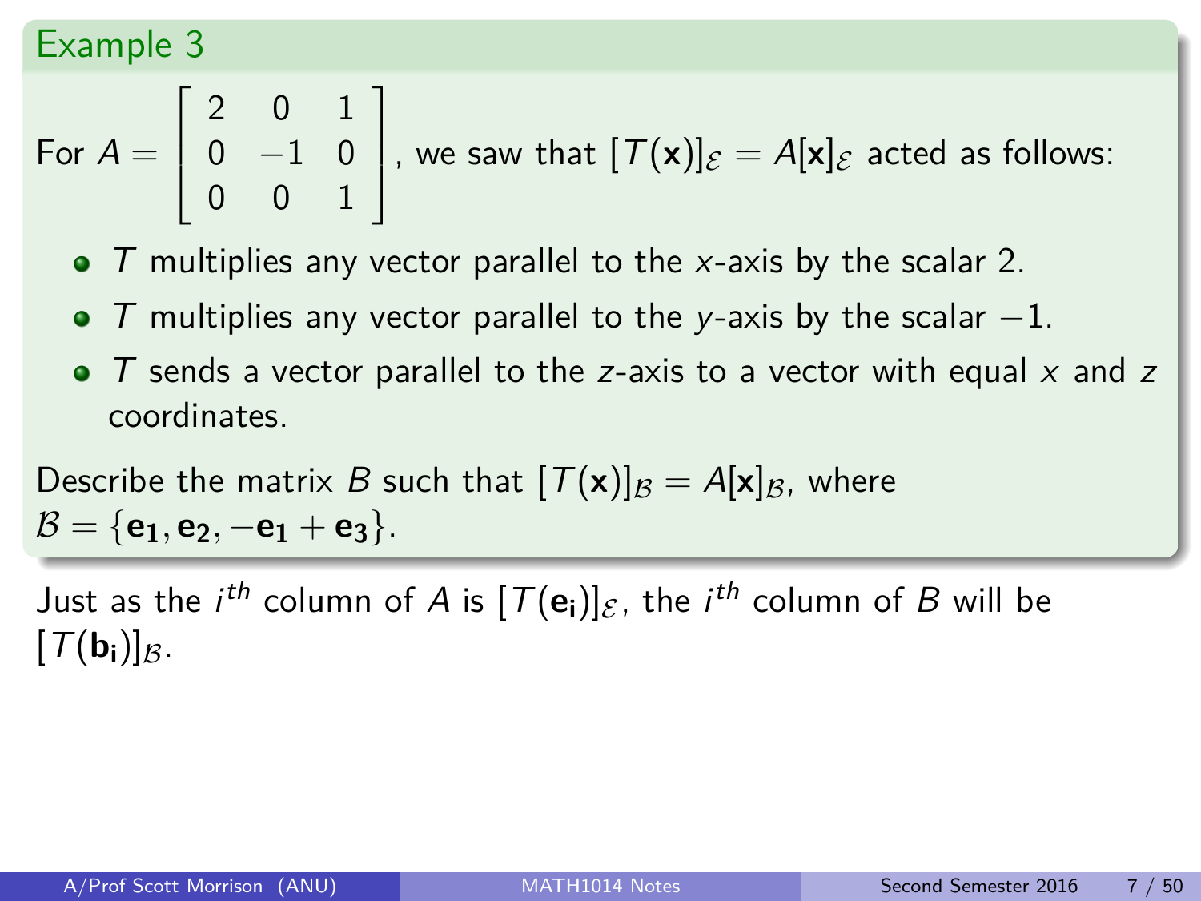## Example 3

For $A = \begin{bmatrix} 2 & 0 & 1 \\ 0 & -1 & 0 \\ 0 & 0 & 1 \end{bmatrix}$, we saw that $[T(\mathbf{x})]_{\mathcal{E}} = A[\mathbf{x}]_{\mathcal{E}}$ acted as follows:

- $T$ multiplies any vector parallel to the $x$-axis by the scalar 2.
- $T$ multiplies any vector parallel to the $y$-axis by the scalar $-1$.
- $T$ sends a vector parallel to the $z$-axis to a vector with equal $x$ and $z$ coordinates.

Describe the matrix $B$ such that $[T(\mathbf{x})]_{\mathcal{B}} = A[\mathbf{x}]_{\mathcal{B}}$, where $\mathcal{B} = \{\mathbf{e_1}, \mathbf{e_2}, -\mathbf{e_1} + \mathbf{e_3}\}$.

Just as the $i^{th}$ column of $A$ is $[T(\mathbf{e_i})]_{\mathcal{E}}$, the $i^{th}$ column of $B$ will be $[T(\mathbf{b_i})]_{\mathcal{B}}$.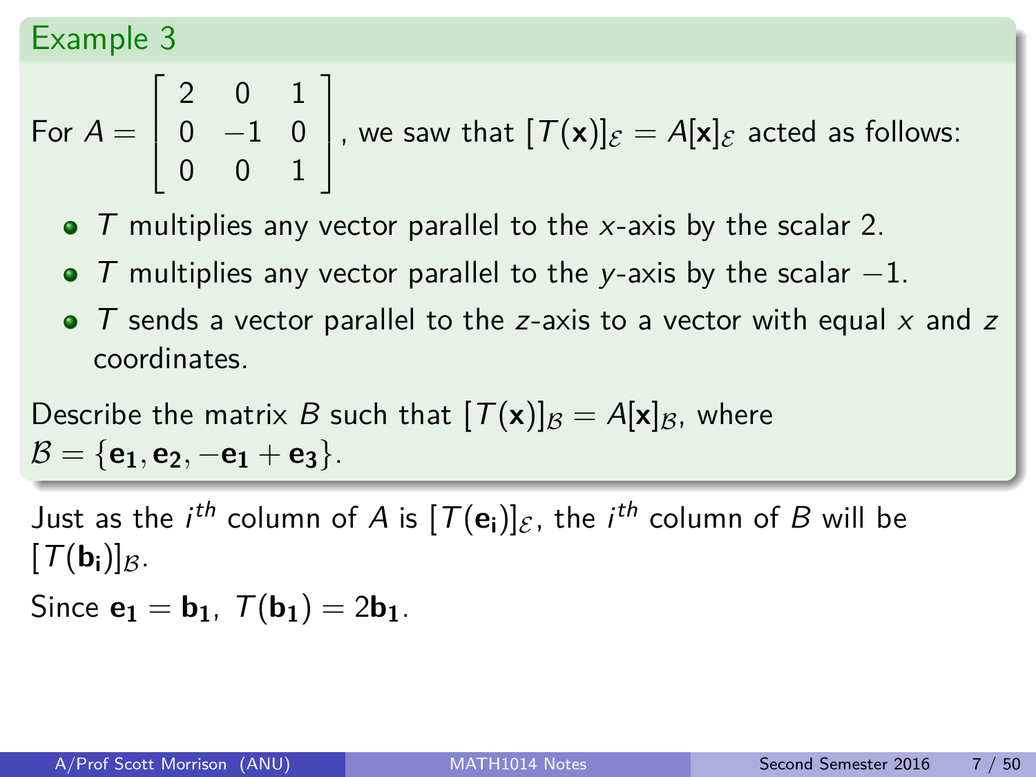## Example 3

For $A = \begin{bmatrix} 2 & 0 & 1 \\ 0 & -1 & 0 \\ 0 & 0 & 1 \end{bmatrix}$, we saw that $[T(\mathbf{x})]_{\mathcal{E}} = A[\mathbf{x}]_{\mathcal{E}}$ acted as follows:

- $T$ multiplies any vector parallel to the $x$-axis by the scalar 2.
- $T$ multiplies any vector parallel to the $y$-axis by the scalar $-1$.
- $T$ sends a vector parallel to the $z$-axis to a vector with equal $x$ and $z$ coordinates.

Describe the matrix $B$ such that $[T(\mathbf{x})]_{\mathcal{B}} = A[\mathbf{x}]_{\mathcal{B}}$, where $\mathcal{B} = \{\mathbf{e_1}, \mathbf{e_2}, -\mathbf{e_1} + \mathbf{e_3}\}$.

Just as the $i^{th}$ column of $A$ is $[T(\mathbf{e_i})]_{\mathcal{E}}$, the $i^{th}$ column of $B$ will be $[T(\mathbf{b_i})]_{\mathcal{B}}$.

Since $\mathbf{e_1} = \mathbf{b_1},\ T(\mathbf{b_1}) = 2\mathbf{b_1}$.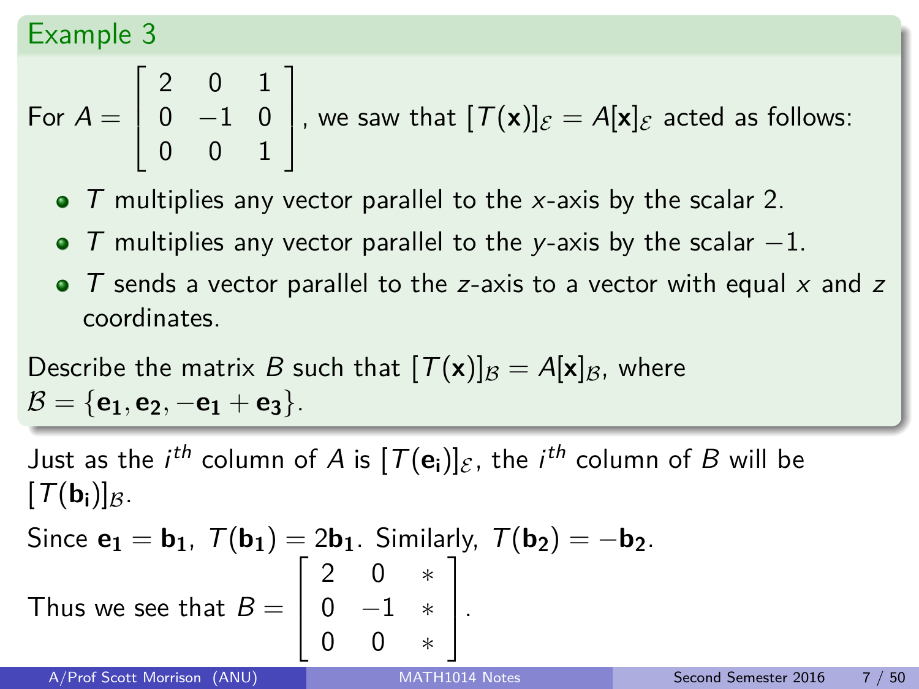### Example 3

For $A = \begin{bmatrix} 2 & 0 & 1 \\ 0 & -1 & 0 \\ 0 & 0 & 1 \end{bmatrix}$, we saw that $[T(\mathbf{x})]_{\mathcal{E}} = A[\mathbf{x}]_{\mathcal{E}}$ acted as follows:

- $T$ multiplies any vector parallel to the $x$-axis by the scalar 2.
- $T$ multiplies any vector parallel to the $y$-axis by the scalar $-1$.
- $T$ sends a vector parallel to the $z$-axis to a vector with equal $x$ and $z$ coordinates.

Describe the matrix $B$ such that $[T(\mathbf{x})]_{\mathcal{B}} = A[\mathbf{x}]_{\mathcal{B}}$, where $\mathcal{B} = \{\mathbf{e_1}, \mathbf{e_2}, -\mathbf{e_1} + \mathbf{e_3}\}$.

Just as the $i^{th}$ column of $A$ is $[T(\mathbf{e_i})]_{\mathcal{E}}$, the $i^{th}$ column of $B$ will be $[T(\mathbf{b_i})]_{\mathcal{B}}$.

Since $\mathbf{e_1} = \mathbf{b_1}$, $T(\mathbf{b_1}) = 2\mathbf{b_1}$. Similarly, $T(\mathbf{b_2}) = -\mathbf{b_2}$.

Thus we see that $B = \begin{bmatrix} 2 & 0 & * \\ 0 & -1 & * \\ 0 & 0 & * \end{bmatrix}$.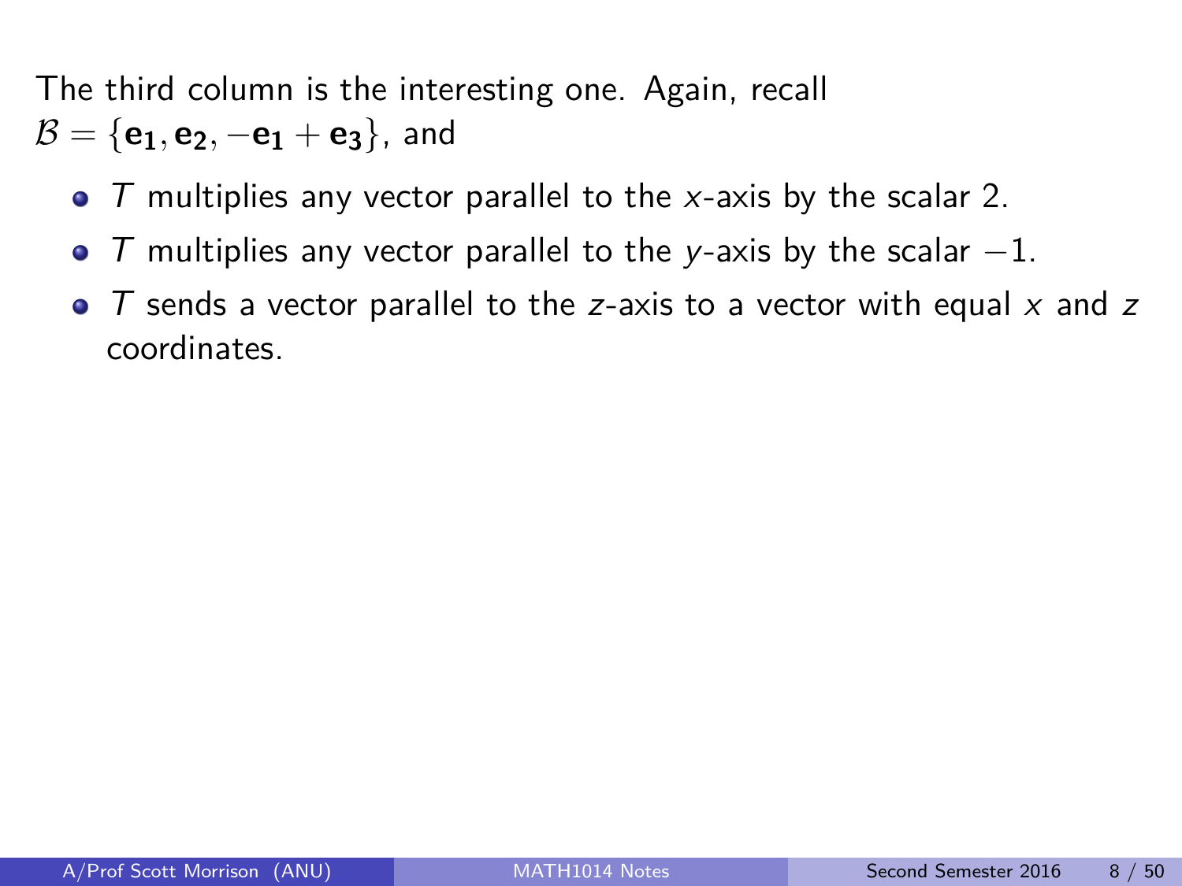The third column is the interesting one. Again, recall $\mathcal{B} = \{\mathbf{e_1}, \mathbf{e_2}, -\mathbf{e_1} + \mathbf{e_3}\}$, and

- $T$ multiplies any vector parallel to the $x$-axis by the scalar 2.
- $T$ multiplies any vector parallel to the $y$-axis by the scalar $-1$.
- $T$ sends a vector parallel to the $z$-axis to a vector with equal $x$ and $z$ coordinates.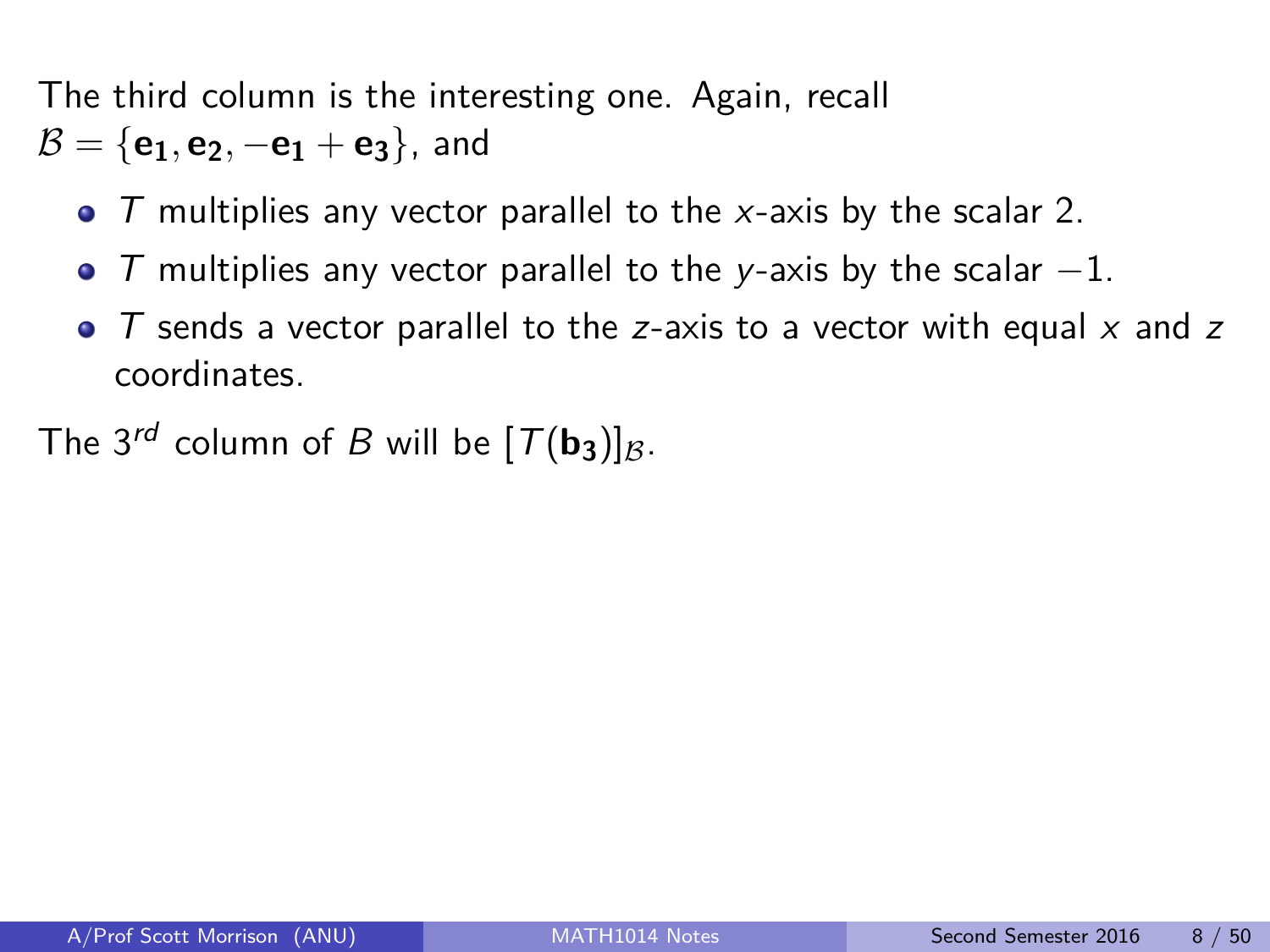The third column is the interesting one. Again, recall $\mathcal{B} = \{\mathbf{e_1}, \mathbf{e_2}, -\mathbf{e_1} + \mathbf{e_3}\}$, and

- $T$ multiplies any vector parallel to the $x$-axis by the scalar 2.
- $T$ multiplies any vector parallel to the $y$-axis by the scalar $-1$.
- $T$ sends a vector parallel to the $z$-axis to a vector with equal $x$ and $z$ coordinates.

The $3^{rd}$ column of $B$ will be $[T(\mathbf{b_3})]_{\mathcal{B}}$.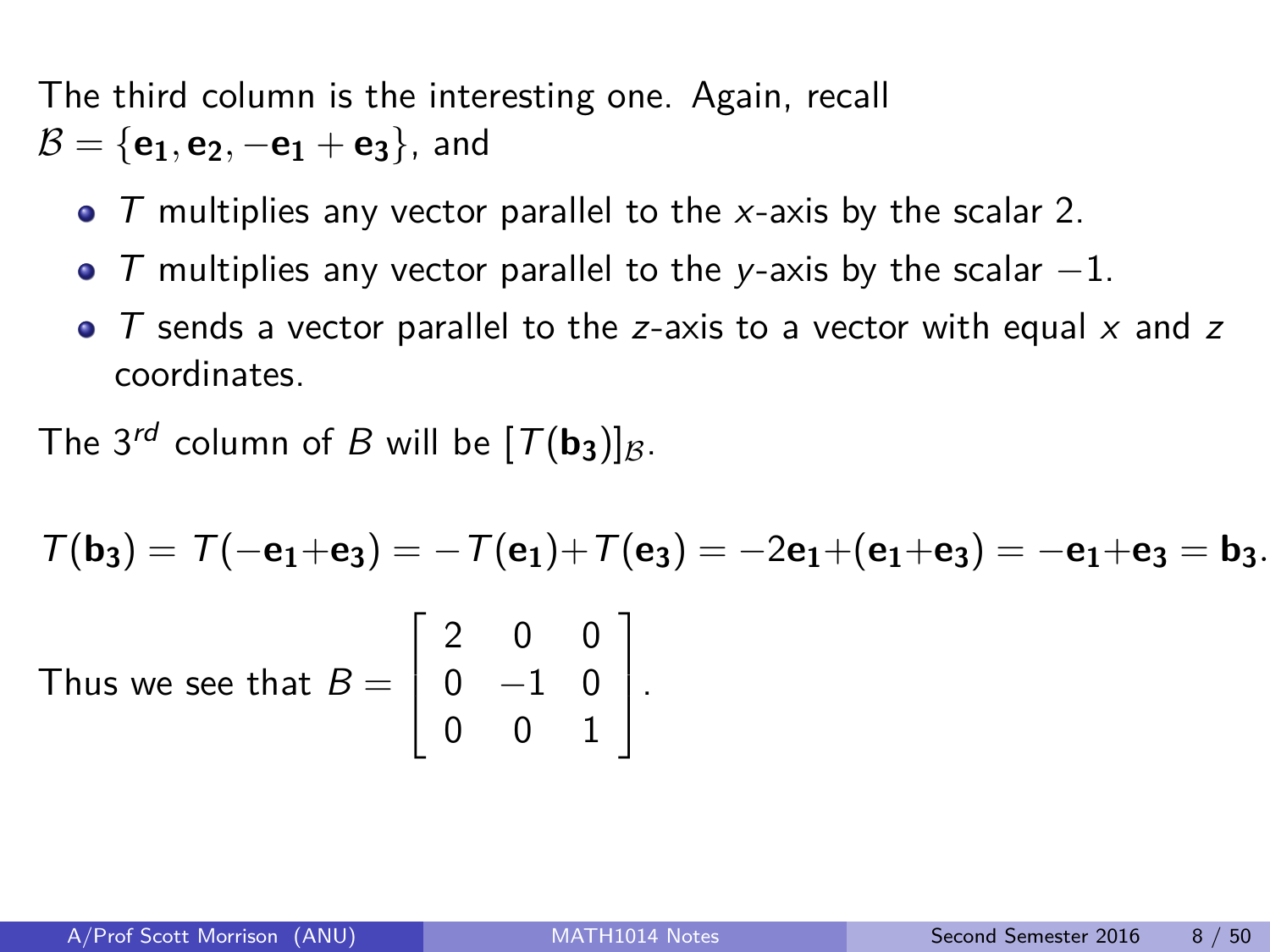The third column is the interesting one. Again, recall $\mathcal{B} = \{\mathbf{e_1}, \mathbf{e_2}, -\mathbf{e_1} + \mathbf{e_3}\}$, and

- $T$ multiplies any vector parallel to the $x$-axis by the scalar 2.
- $T$ multiplies any vector parallel to the $y$-axis by the scalar $-1$.
- $T$ sends a vector parallel to the $z$-axis to a vector with equal $x$ and $z$ coordinates.

The $3^{rd}$ column of $B$ will be $[T(\mathbf{b_3})]_{\mathcal{B}}$.

$$T(\mathbf{b_3}) = T(-\mathbf{e_1}+\mathbf{e_3}) = -T(\mathbf{e_1})+T(\mathbf{e_3}) = -2\mathbf{e_1}+(\mathbf{e_1}+\mathbf{e_3}) = -\mathbf{e_1}+\mathbf{e_3} = \mathbf{b_3}.$$

Thus we see that $B = \begin{bmatrix} 2 & 0 & 0 \\ 0 & -1 & 0 \\ 0 & 0 & 1 \end{bmatrix}$.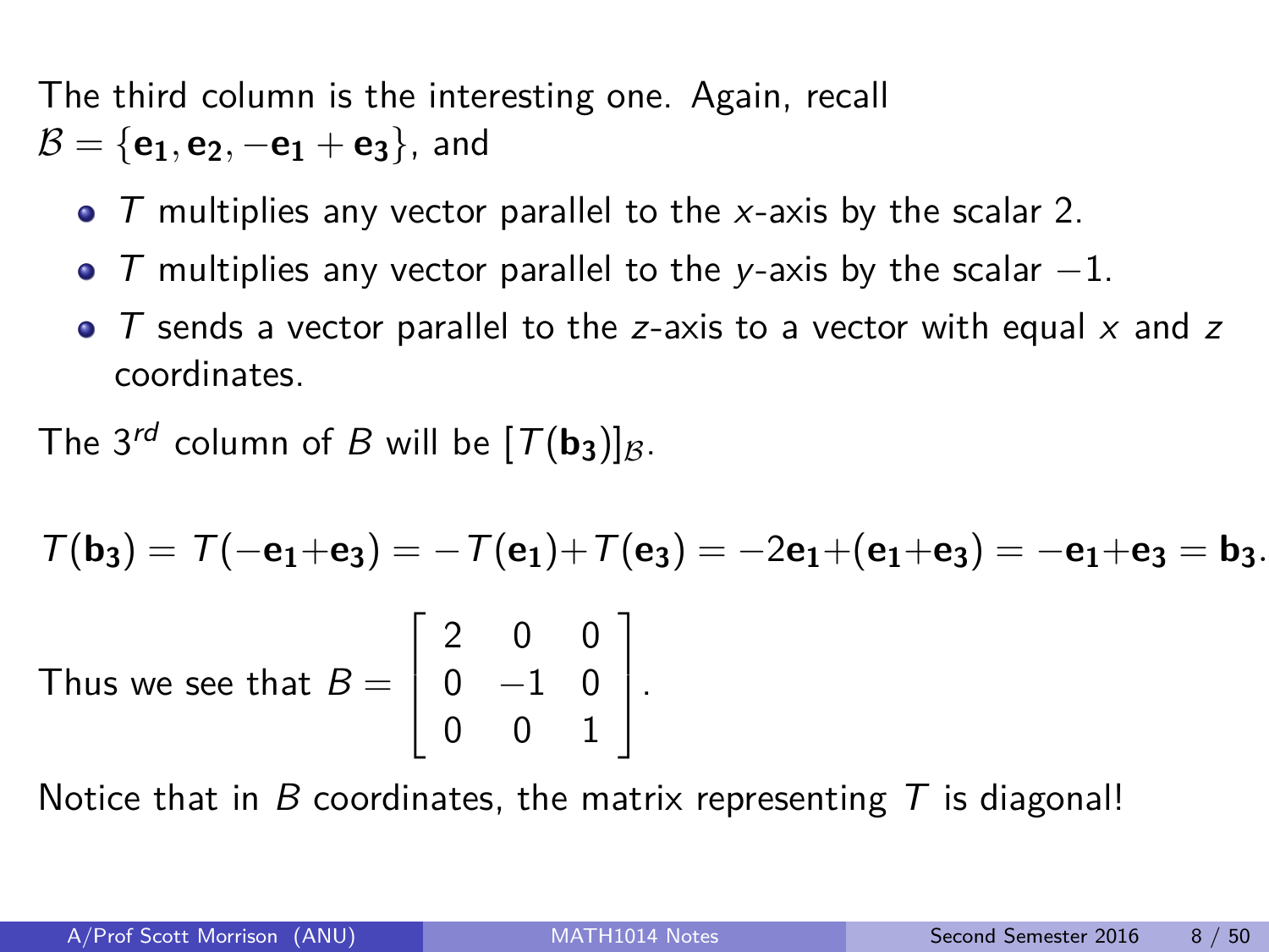The third column is the interesting one. Again, recall $\mathcal{B} = \{\mathbf{e_1}, \mathbf{e_2}, -\mathbf{e_1} + \mathbf{e_3}\}$, and

- $T$ multiplies any vector parallel to the $x$-axis by the scalar 2.
- $T$ multiplies any vector parallel to the $y$-axis by the scalar $-1$.
- $T$ sends a vector parallel to the $z$-axis to a vector with equal $x$ and $z$ coordinates.

The $3^{rd}$ column of $B$ will be $[T(\mathbf{b_3})]_{\mathcal{B}}$.

$$T(\mathbf{b_3}) = T(-\mathbf{e_1}+\mathbf{e_3}) = -T(\mathbf{e_1})+T(\mathbf{e_3}) = -2\mathbf{e_1}+(\mathbf{e_1}+\mathbf{e_3}) = -\mathbf{e_1}+\mathbf{e_3} = \mathbf{b_3}.$$

Thus we see that $B = \begin{bmatrix} 2 & 0 & 0 \\ 0 & -1 & 0 \\ 0 & 0 & 1 \end{bmatrix}$.

Notice that in $B$ coordinates, the matrix representing $T$ is diagonal!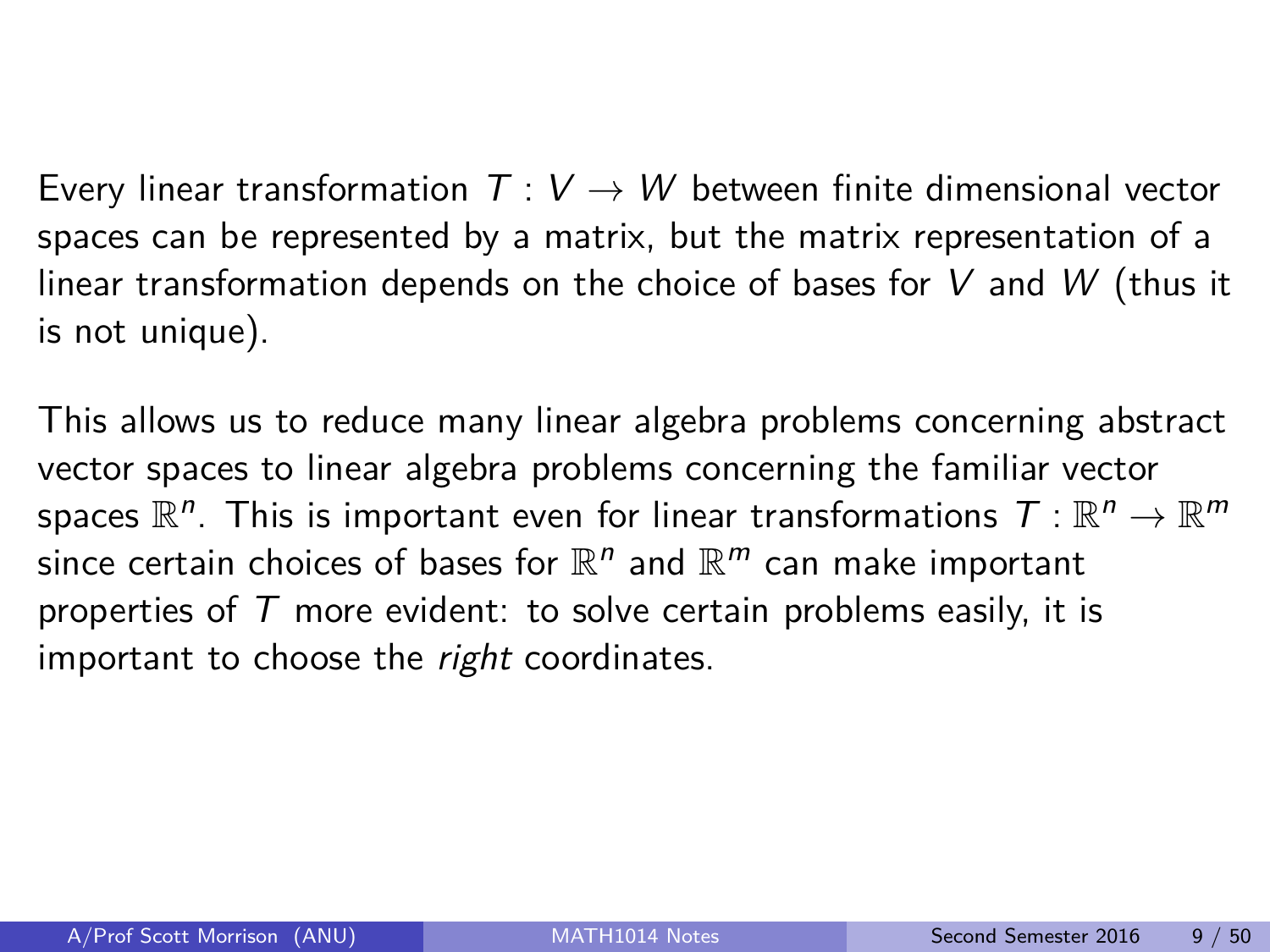Every linear transformation $T : V \to W$ between finite dimensional vector spaces can be represented by a matrix, but the matrix representation of a linear transformation depends on the choice of bases for $V$ and $W$ (thus it is not unique).

This allows us to reduce many linear algebra problems concerning abstract vector spaces to linear algebra problems concerning the familiar vector spaces $\mathbb{R}^n$. This is important even for linear transformations $T : \mathbb{R}^n \to \mathbb{R}^m$ since certain choices of bases for $\mathbb{R}^n$ and $\mathbb{R}^m$ can make important properties of $T$ more evident: to solve certain problems easily, it is important to choose the *right* coordinates.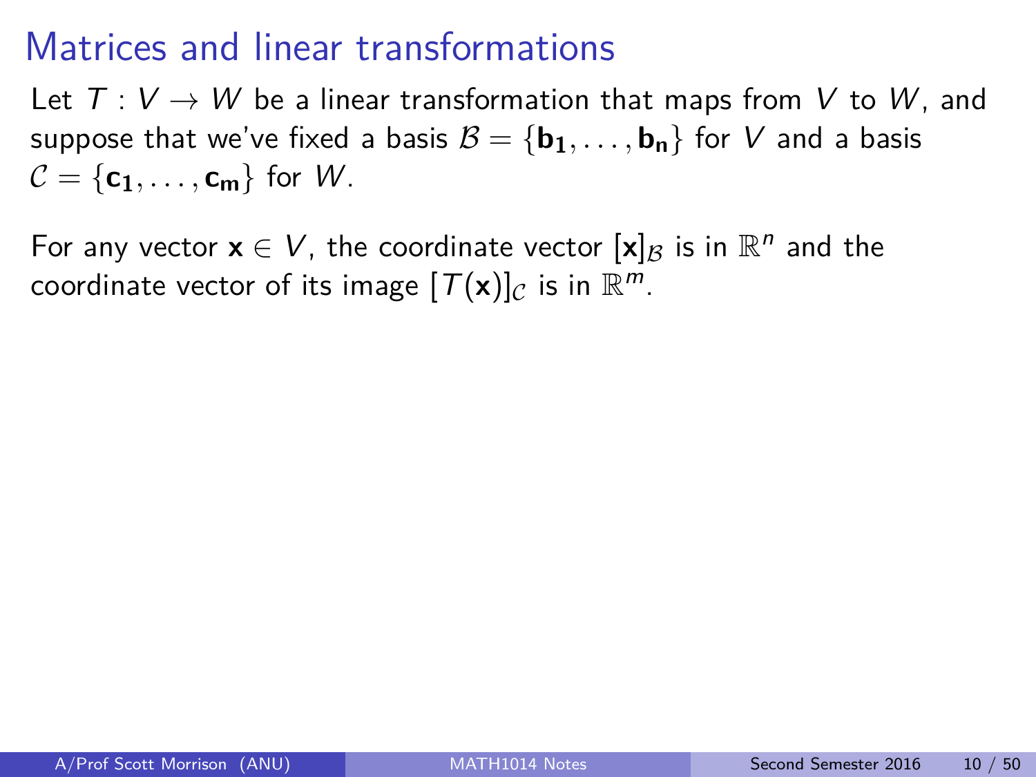# Matrices and linear transformations

Let $T : V \to W$ be a linear transformation that maps from $V$ to $W$, and suppose that we've fixed a basis $\mathcal{B} = \{\mathbf{b_1}, \ldots, \mathbf{b_n}\}$ for $V$ and a basis $\mathcal{C} = \{\mathbf{c_1}, \ldots, \mathbf{c_m}\}$ for $W$.

For any vector $\mathbf{x} \in V$, the coordinate vector $[\mathbf{x}]_{\mathcal{B}}$ is in $\mathbb{R}^n$ and the coordinate vector of its image $[T(\mathbf{x})]_{\mathcal{C}}$ is in $\mathbb{R}^m$.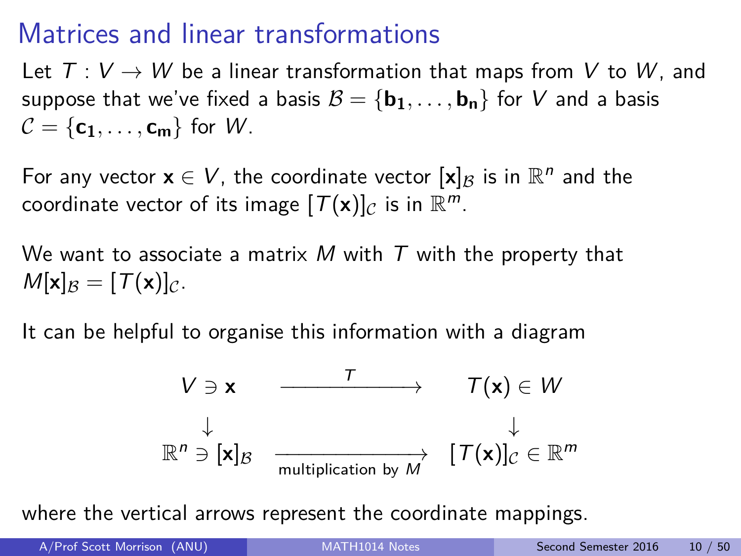# Matrices and linear transformations

Let $T : V \to W$ be a linear transformation that maps from $V$ to $W$, and suppose that we've fixed a basis $\mathcal{B} = \{\mathbf{b_1}, \ldots, \mathbf{b_n}\}$ for $V$ and a basis $\mathcal{C} = \{\mathbf{c_1}, \ldots, \mathbf{c_m}\}$ for $W$.

For any vector $\mathbf{x} \in V$, the coordinate vector $[\mathbf{x}]_\mathcal{B}$ is in $\mathbb{R}^n$ and the coordinate vector of its image $[T(\mathbf{x})]_\mathcal{C}$ is in $\mathbb{R}^m$.

We want to associate a matrix $M$ with $T$ with the property that $M[\mathbf{x}]_\mathcal{B} = [T(\mathbf{x})]_\mathcal{C}$.

It can be helpful to organise this information with a diagram

$$
\begin{array}{ccc}
V \ni \mathbf{x} & \xrightarrow{\quad\quad T \quad\quad} & T(\mathbf{x}) \in W \\
\downarrow & & \downarrow \\
\mathbb{R}^n \ni [\mathbf{x}]_\mathcal{B} & \xrightarrow[\text{multiplication by } M]{} & [T(\mathbf{x})]_\mathcal{C} \in \mathbb{R}^m
\end{array}
$$

where the vertical arrows represent the coordinate mappings.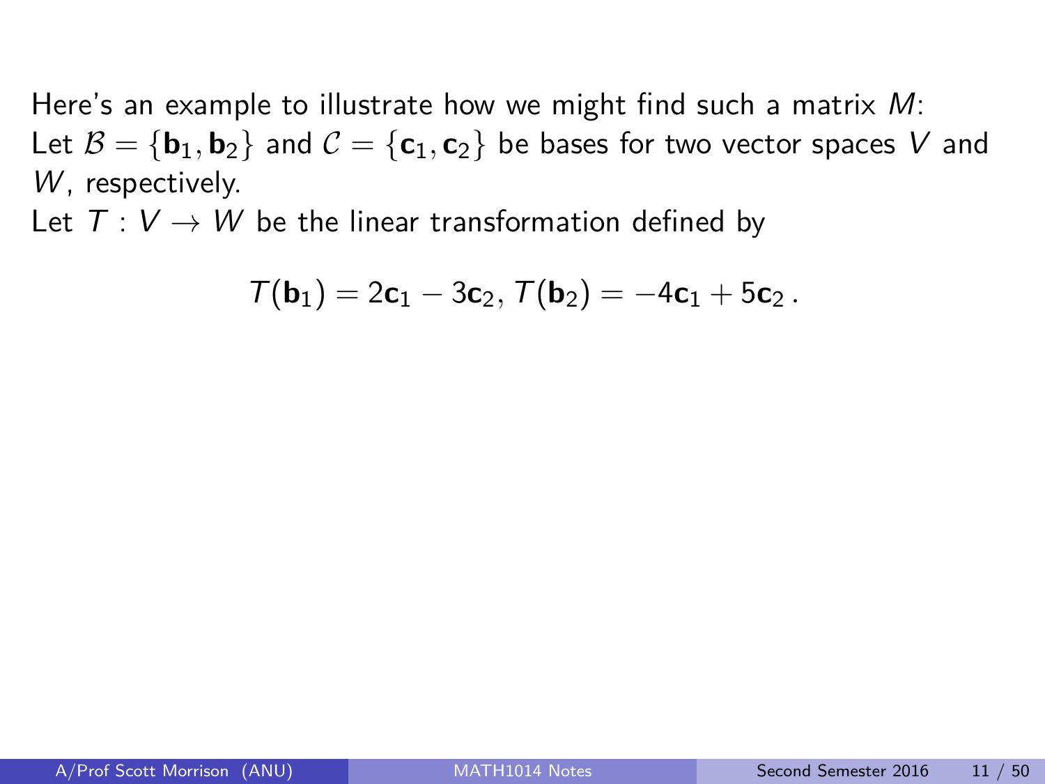Here's an example to illustrate how we might find such a matrix $M$:
Let $\mathcal{B} = \{\mathbf{b}_1, \mathbf{b}_2\}$ and $\mathcal{C} = \{\mathbf{c}_1, \mathbf{c}_2\}$ be bases for two vector spaces $V$ and $W$, respectively.
Let $T : V \to W$ be the linear transformation defined by

$$T(\mathbf{b}_1) = 2\mathbf{c}_1 - 3\mathbf{c}_2, \, T(\mathbf{b}_2) = -4\mathbf{c}_1 + 5\mathbf{c}_2 \,.$$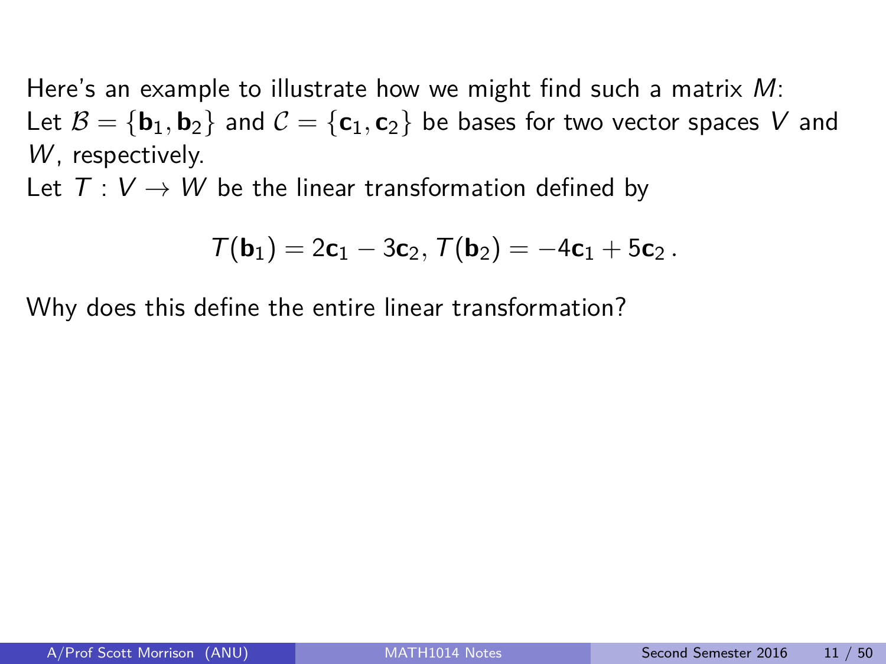Here's an example to illustrate how we might find such a matrix $M$:
Let $\mathcal{B} = \{\mathbf{b}_1, \mathbf{b}_2\}$ and $\mathcal{C} = \{\mathbf{c}_1, \mathbf{c}_2\}$ be bases for two vector spaces $V$ and $W$, respectively.
Let $T : V \to W$ be the linear transformation defined by

$$T(\mathbf{b}_1) = 2\mathbf{c}_1 - 3\mathbf{c}_2, \, T(\mathbf{b}_2) = -4\mathbf{c}_1 + 5\mathbf{c}_2 \,.$$

Why does this define the entire linear transformation?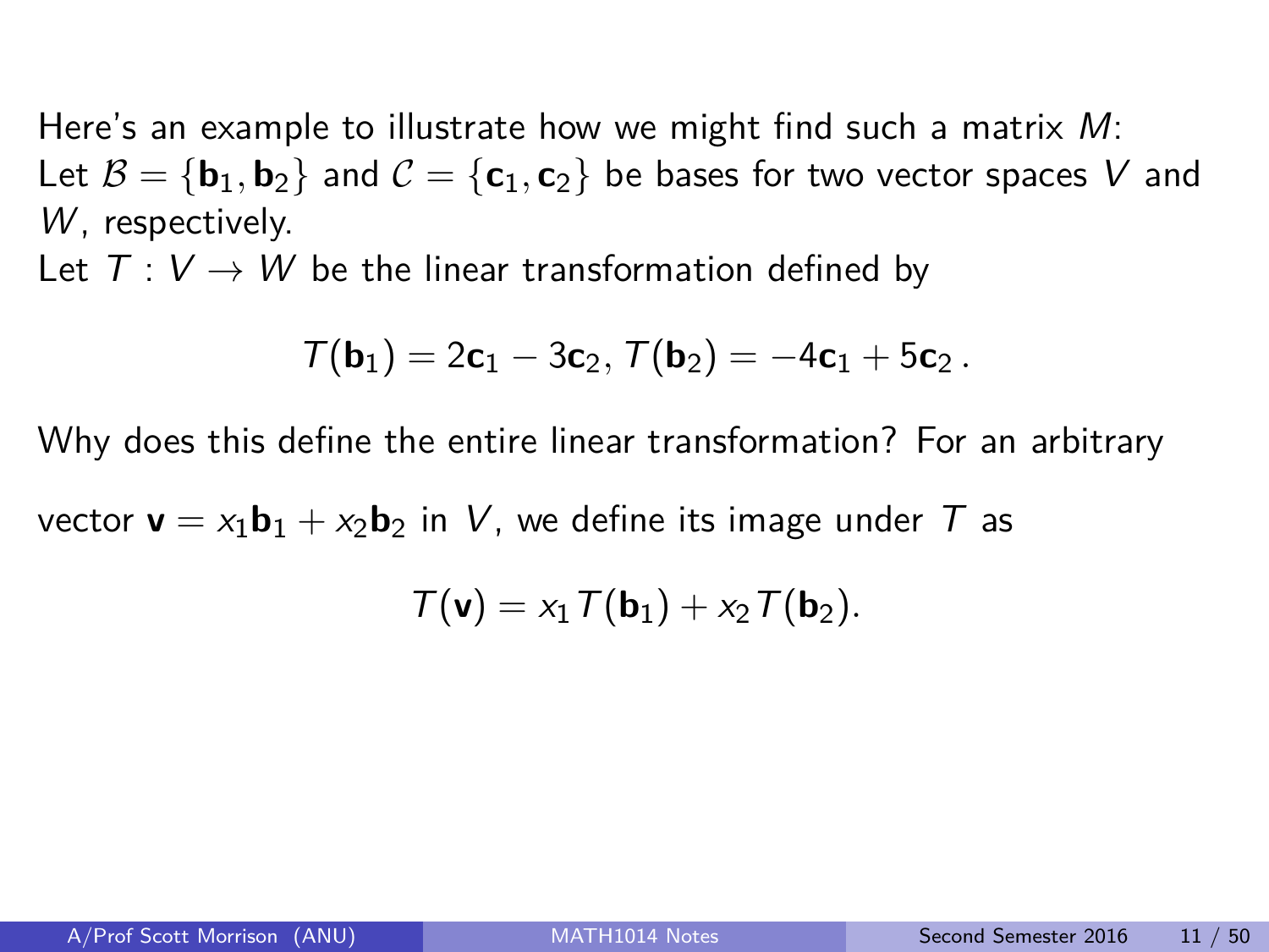Here's an example to illustrate how we might find such a matrix $M$:
Let $\mathcal{B} = \{\mathbf{b}_1, \mathbf{b}_2\}$ and $\mathcal{C} = \{\mathbf{c}_1, \mathbf{c}_2\}$ be bases for two vector spaces $V$ and $W$, respectively.
Let $T : V \to W$ be the linear transformation defined by

$$T(\mathbf{b}_1) = 2\mathbf{c}_1 - 3\mathbf{c}_2, \, T(\mathbf{b}_2) = -4\mathbf{c}_1 + 5\mathbf{c}_2 \,.$$

Why does this define the entire linear transformation? For an arbitrary

vector $\mathbf{v} = x_1\mathbf{b}_1 + x_2\mathbf{b}_2$ in $V$, we define its image under $T$ as

$$T(\mathbf{v}) = x_1 T(\mathbf{b}_1) + x_2 T(\mathbf{b}_2).$$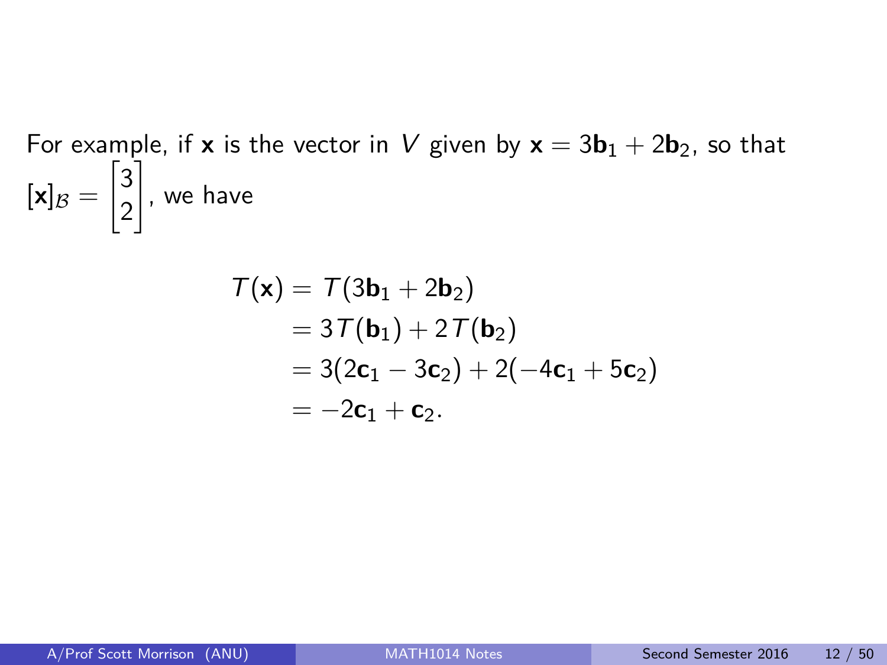For example, if $\mathbf{x}$ is the vector in $V$ given by $\mathbf{x} = 3\mathbf{b}_1 + 2\mathbf{b}_2$, so that $[\mathbf{x}]_{\mathcal{B}} = \begin{bmatrix} 3 \\ 2 \end{bmatrix}$, we have

$$
\begin{aligned}
T(\mathbf{x}) &= T(3\mathbf{b}_1 + 2\mathbf{b}_2) \\
&= 3T(\mathbf{b}_1) + 2T(\mathbf{b}_2) \\
&= 3(2\mathbf{c}_1 - 3\mathbf{c}_2) + 2(-4\mathbf{c}_1 + 5\mathbf{c}_2) \\
&= -2\mathbf{c}_1 + \mathbf{c}_2.
\end{aligned}
$$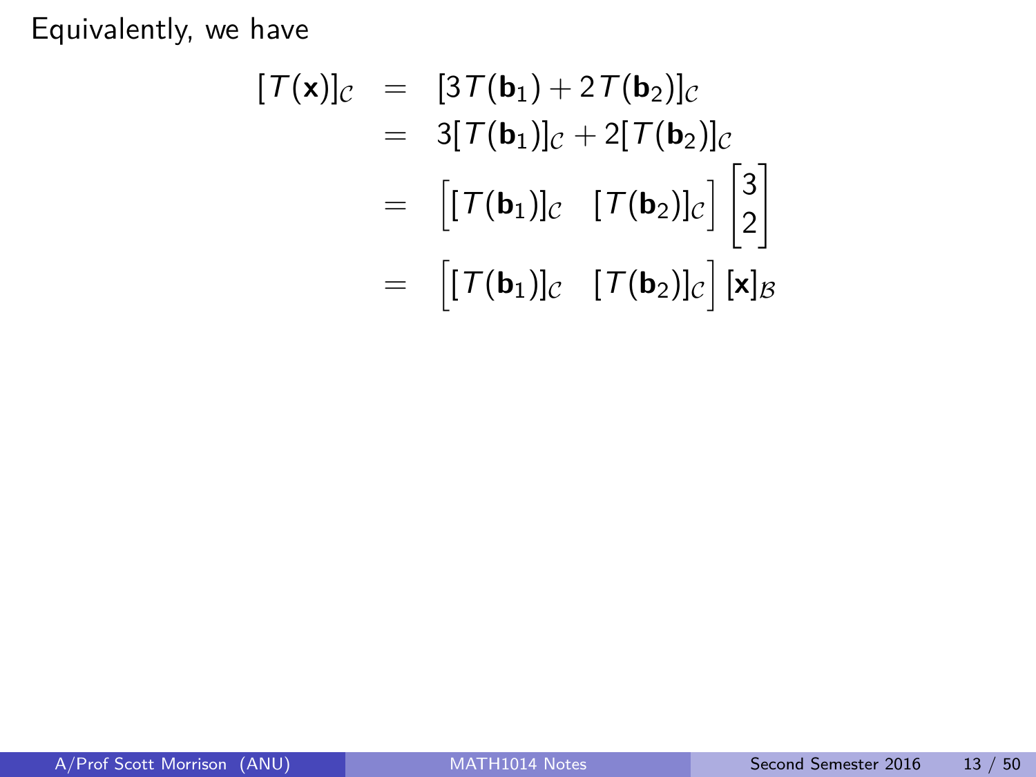Equivalently, we have

$$
\begin{aligned}
[T(\mathbf{x})]_{\mathcal{C}} &= [3T(\mathbf{b}_1) + 2T(\mathbf{b}_2)]_{\mathcal{C}} \\
&= 3[T(\mathbf{b}_1)]_{\mathcal{C}} + 2[T(\mathbf{b}_2)]_{\mathcal{C}} \\
&= \begin{bmatrix} [T(\mathbf{b}_1)]_{\mathcal{C}} & [T(\mathbf{b}_2)]_{\mathcal{C}} \end{bmatrix} \begin{bmatrix} 3 \\ 2 \end{bmatrix} \\
&= \begin{bmatrix} [T(\mathbf{b}_1)]_{\mathcal{C}} & [T(\mathbf{b}_2)]_{\mathcal{C}} \end{bmatrix} [\mathbf{x}]_{\mathcal{B}}
\end{aligned}
$$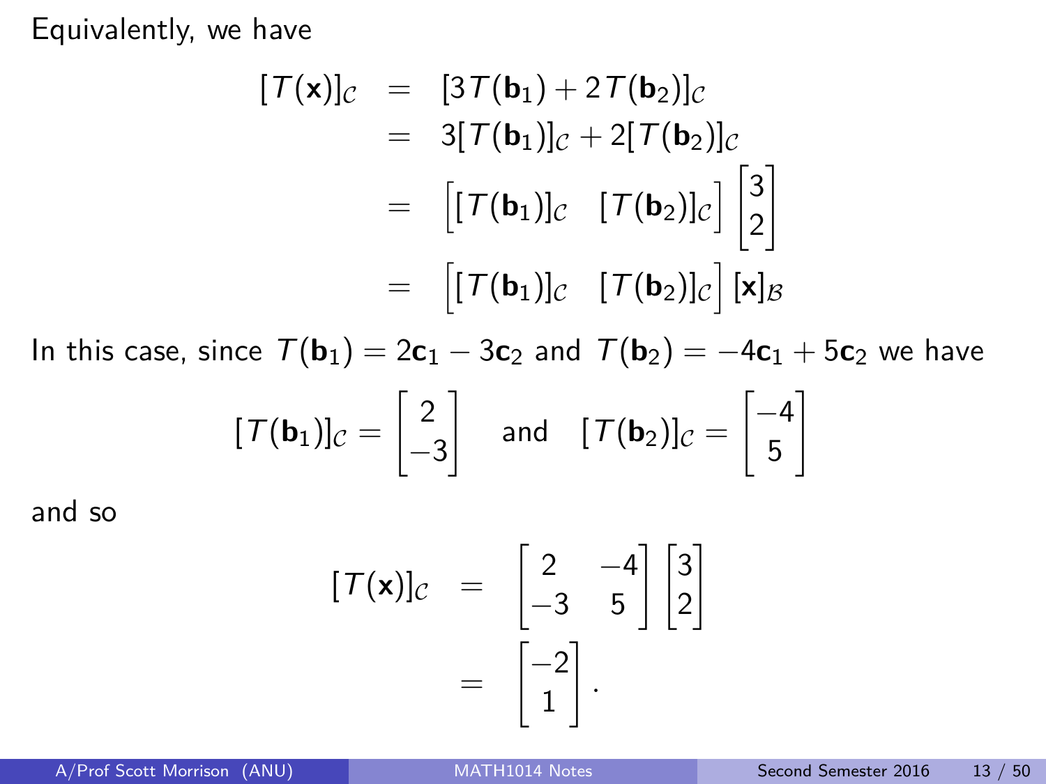Equivalently, we have

$$
\begin{aligned}
[T(\mathbf{x})]_{\mathcal{C}} &= [3T(\mathbf{b}_1) + 2T(\mathbf{b}_2)]_{\mathcal{C}} \\
&= 3[T(\mathbf{b}_1)]_{\mathcal{C}} + 2[T(\mathbf{b}_2)]_{\mathcal{C}} \\
&= \begin{bmatrix} [T(\mathbf{b}_1)]_{\mathcal{C}} & [T(\mathbf{b}_2)]_{\mathcal{C}} \end{bmatrix} \begin{bmatrix} 3 \\ 2 \end{bmatrix} \\
&= \begin{bmatrix} [T(\mathbf{b}_1)]_{\mathcal{C}} & [T(\mathbf{b}_2)]_{\mathcal{C}} \end{bmatrix} [\mathbf{x}]_{\mathcal{B}}
\end{aligned}
$$

In this case, since $T(\mathbf{b}_1) = 2\mathbf{c}_1 - 3\mathbf{c}_2$ and $T(\mathbf{b}_2) = -4\mathbf{c}_1 + 5\mathbf{c}_2$ we have

$$
[T(\mathbf{b}_1)]_{\mathcal{C}} = \begin{bmatrix} 2 \\ -3 \end{bmatrix} \quad \text{and} \quad [T(\mathbf{b}_2)]_{\mathcal{C}} = \begin{bmatrix} -4 \\ 5 \end{bmatrix}
$$

and so

$$
\begin{aligned}
[T(\mathbf{x})]_{\mathcal{C}} &= \begin{bmatrix} 2 & -4 \\ -3 & 5 \end{bmatrix} \begin{bmatrix} 3 \\ 2 \end{bmatrix} \\
&= \begin{bmatrix} -2 \\ 1 \end{bmatrix}.
\end{aligned}
$$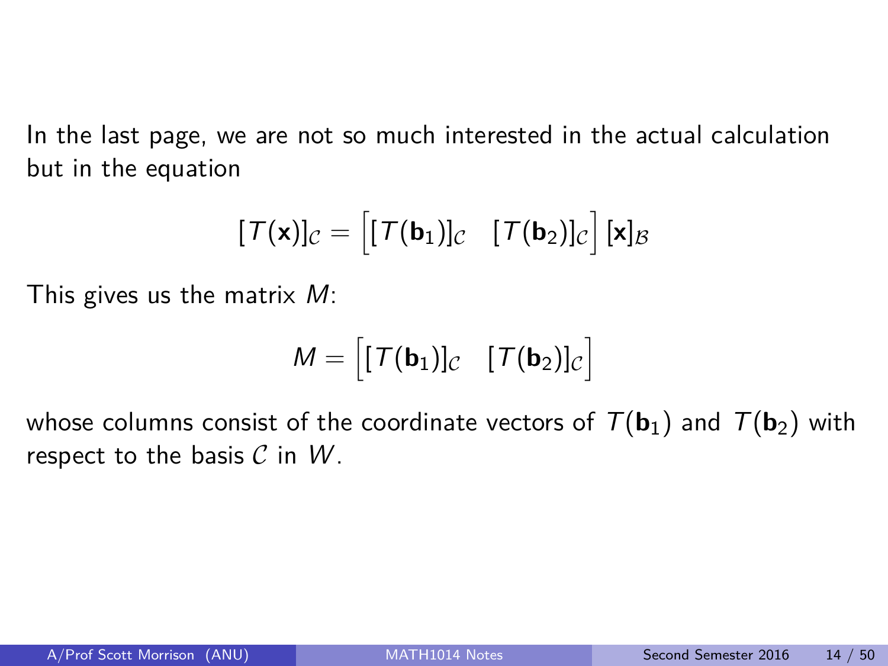In the last page, we are not so much interested in the actual calculation but in the equation

$$[T(\mathbf{x})]_{\mathcal{C}} = \Big[[T(\mathbf{b}_1)]_{\mathcal{C}} \quad [T(\mathbf{b}_2)]_{\mathcal{C}}\Big]\,[\mathbf{x}]_{\mathcal{B}}$$

This gives us the matrix $M$:

$$M = \Big[[T(\mathbf{b}_1)]_{\mathcal{C}} \quad [T(\mathbf{b}_2)]_{\mathcal{C}}\Big]$$

whose columns consist of the coordinate vectors of $T(\mathbf{b}_1)$ and $T(\mathbf{b}_2)$ with respect to the basis $\mathcal{C}$ in $W$.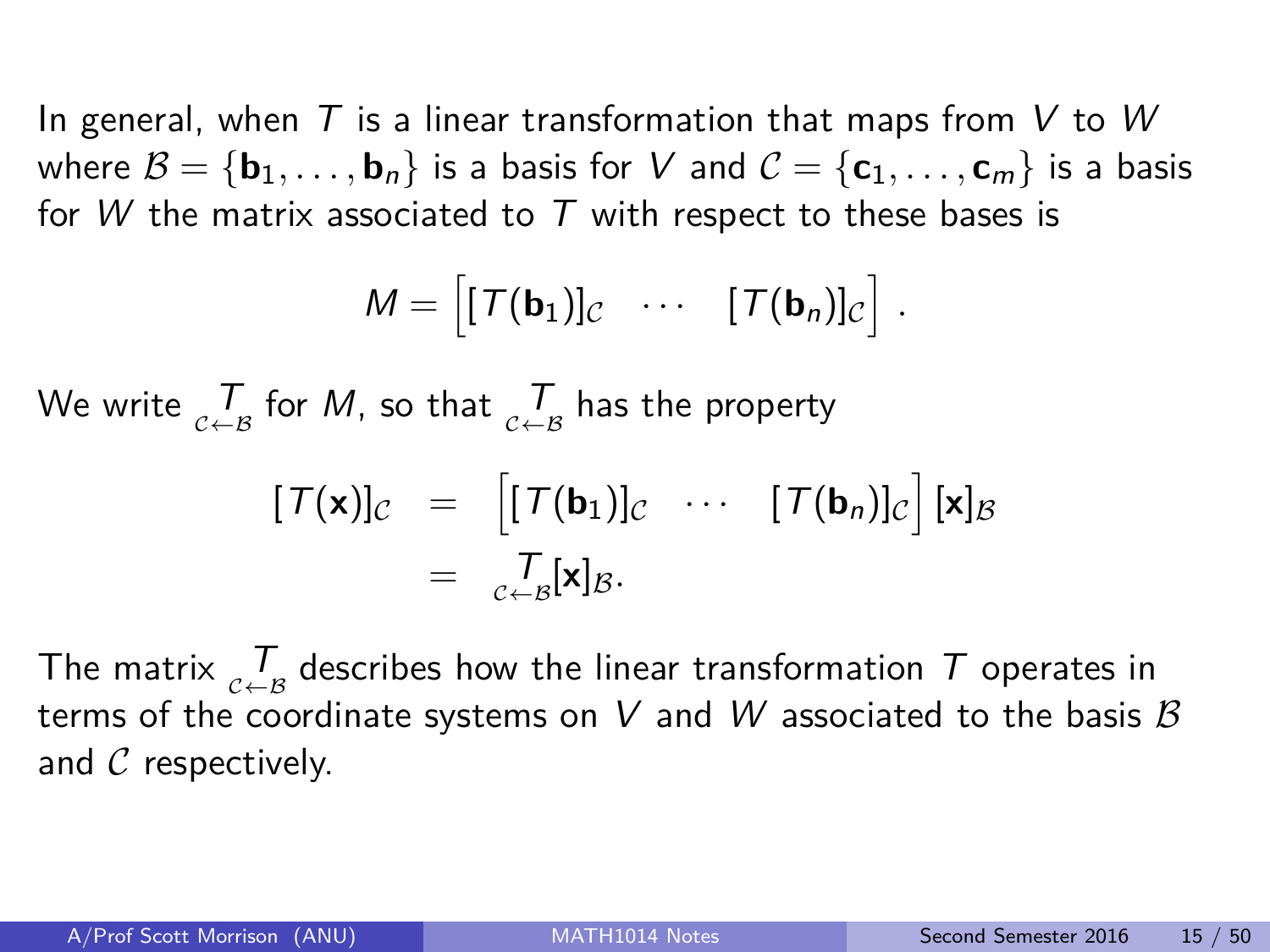In general, when $T$ is a linear transformation that maps from $V$ to $W$ where $\mathcal{B} = \{\mathbf{b}_1, \ldots, \mathbf{b}_n\}$ is a basis for $V$ and $\mathcal{C} = \{\mathbf{c}_1, \ldots, \mathbf{c}_m\}$ is a basis for $W$ the matrix associated to $T$ with respect to these bases is

$$M = \begin{bmatrix} [T(\mathbf{b}_1)]_{\mathcal{C}} & \cdots & [T(\mathbf{b}_n)]_{\mathcal{C}} \end{bmatrix}.$$

We write ${}_{\mathcal{C} \leftarrow \mathcal{B}}T$ for $M$, so that ${}_{\mathcal{C} \leftarrow \mathcal{B}}T$ has the property

$$\begin{aligned} [T(\mathbf{x})]_{\mathcal{C}} &= \begin{bmatrix} [T(\mathbf{b}_1)]_{\mathcal{C}} & \cdots & [T(\mathbf{b}_n)]_{\mathcal{C}} \end{bmatrix} [\mathbf{x}]_{\mathcal{B}} \\ &= {}_{\mathcal{C} \leftarrow \mathcal{B}}T[\mathbf{x}]_{\mathcal{B}}. \end{aligned}$$

The matrix ${}_{\mathcal{C} \leftarrow \mathcal{B}}T$ describes how the linear transformation $T$ operates in terms of the coordinate systems on $V$ and $W$ associated to the basis $\mathcal{B}$ and $\mathcal{C}$ respectively.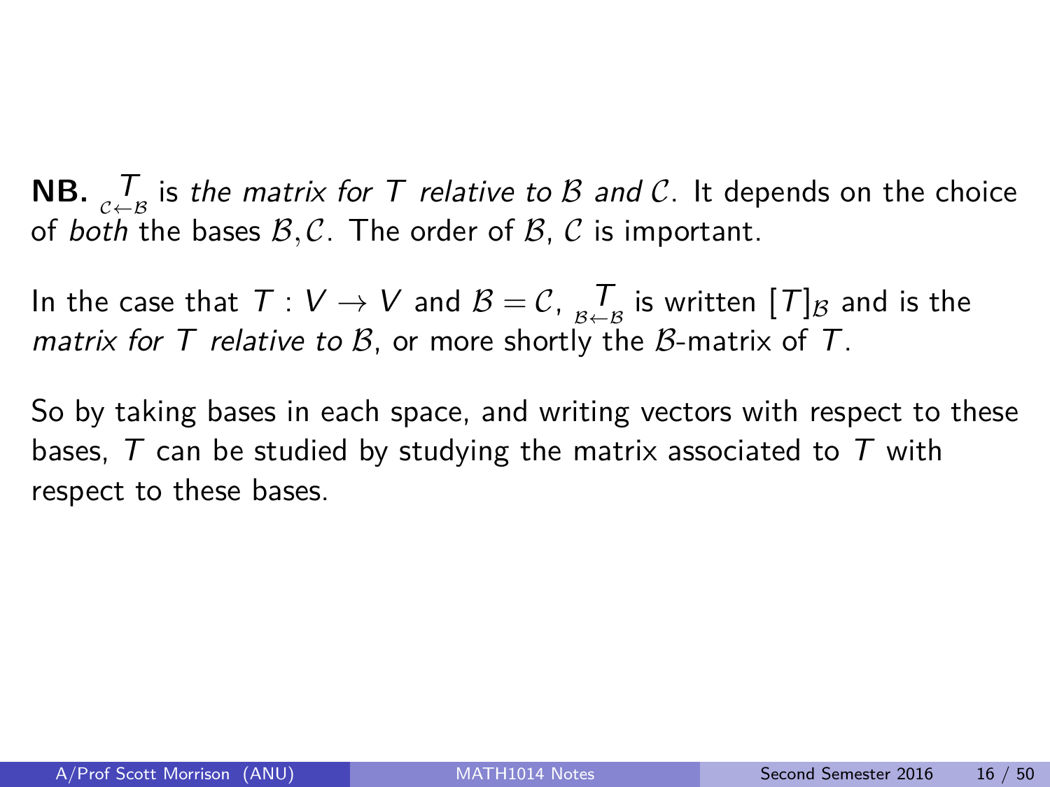**NB.** ${}_{\mathcal{C}\leftarrow\mathcal{B}}T$ is *the matrix for* $T$ *relative to* $\mathcal{B}$ *and* $\mathcal{C}$. It depends on the choice of *both* the bases $\mathcal{B}, \mathcal{C}$. The order of $\mathcal{B}$, $\mathcal{C}$ is important.

In the case that $T : V \to V$ and $\mathcal{B} = \mathcal{C}$, ${}_{\mathcal{B}\leftarrow\mathcal{B}}T$ is written $[T]_{\mathcal{B}}$ and is the *matrix for* $T$ *relative to* $\mathcal{B}$, or more shortly the $\mathcal{B}$-matrix of $T$.

So by taking bases in each space, and writing vectors with respect to these bases, $T$ can be studied by studying the matrix associated to $T$ with respect to these bases.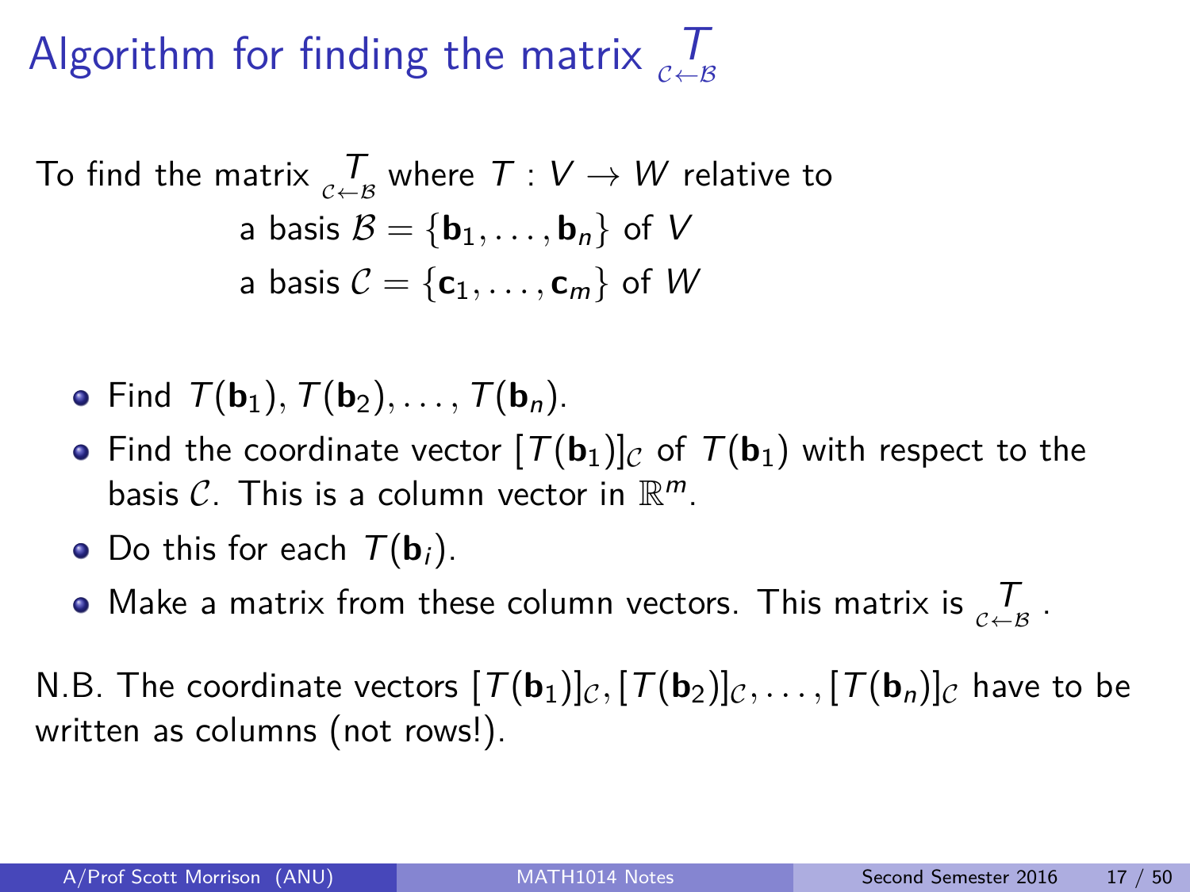# Algorithm for finding the matrix $\underset{\mathcal{C}\leftarrow\mathcal{B}}{T}$

To find the matrix $\underset{\mathcal{C}\leftarrow\mathcal{B}}{T}$ where $T : V \to W$ relative to

a basis $\mathcal{B} = \{\mathbf{b}_1, \ldots, \mathbf{b}_n\}$ of $V$

a basis $\mathcal{C} = \{\mathbf{c}_1, \ldots, \mathbf{c}_m\}$ of $W$

- Find $T(\mathbf{b}_1), T(\mathbf{b}_2), \ldots, T(\mathbf{b}_n)$.
- Find the coordinate vector $[T(\mathbf{b}_1)]_{\mathcal{C}}$ of $T(\mathbf{b}_1)$ with respect to the basis $\mathcal{C}$. This is a column vector in $\mathbb{R}^m$.
- Do this for each $T(\mathbf{b}_i)$.
- Make a matrix from these column vectors. This matrix is $\underset{\mathcal{C}\leftarrow\mathcal{B}}{T}$ .

N.B. The coordinate vectors $[T(\mathbf{b}_1)]_{\mathcal{C}}, [T(\mathbf{b}_2)]_{\mathcal{C}}, \ldots, [T(\mathbf{b}_n)]_{\mathcal{C}}$ have to be written as columns (not rows!).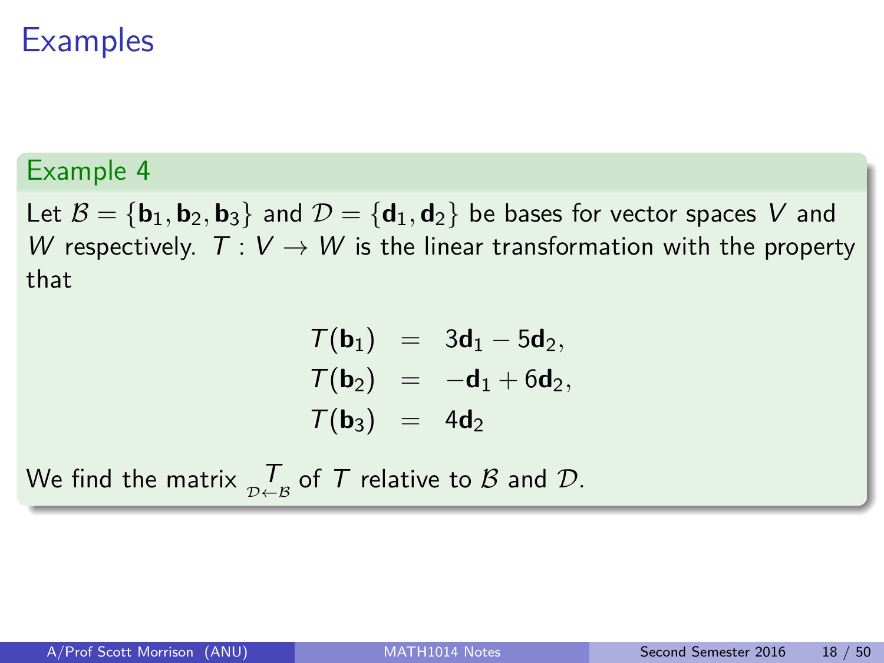# Examples

## Example 4

Let $\mathcal{B} = \{\mathbf{b}_1, \mathbf{b}_2, \mathbf{b}_3\}$ and $\mathcal{D} = \{\mathbf{d}_1, \mathbf{d}_2\}$ be bases for vector spaces $V$ and $W$ respectively. $T : V \to W$ is the linear transformation with the property that

$$
\begin{aligned}
T(\mathbf{b}_1) &= 3\mathbf{d}_1 - 5\mathbf{d}_2, \\
T(\mathbf{b}_2) &= -\mathbf{d}_1 + 6\mathbf{d}_2, \\
T(\mathbf{b}_3) &= 4\mathbf{d}_2
\end{aligned}
$$

We find the matrix ${}_{\mathcal{D} \leftarrow \mathcal{B}}T$ of $T$ relative to $\mathcal{B}$ and $\mathcal{D}$.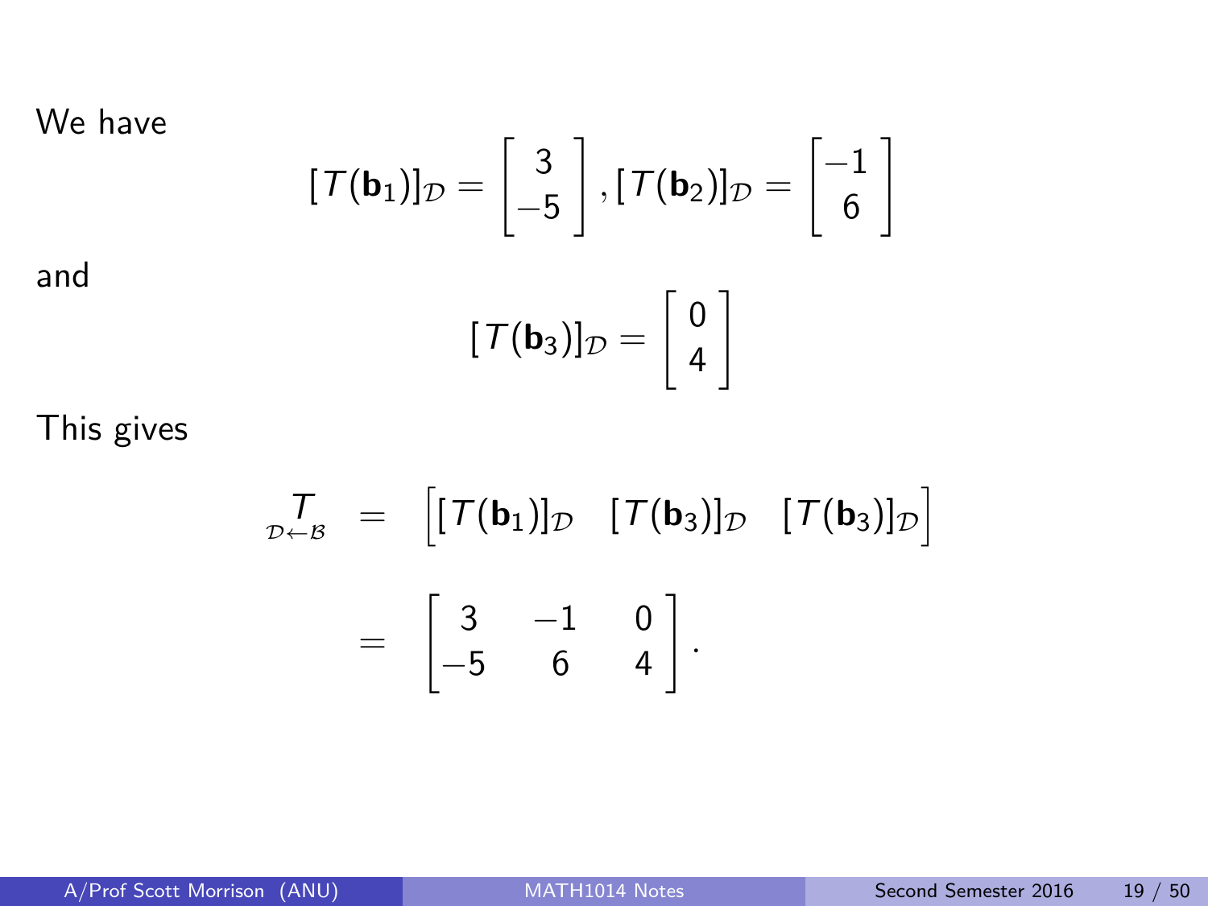We have

$$[T(\mathbf{b}_1)]_{\mathcal{D}} = \begin{bmatrix} 3 \\ -5 \end{bmatrix}, [T(\mathbf{b}_2)]_{\mathcal{D}} = \begin{bmatrix} -1 \\ 6 \end{bmatrix}$$

and

$$[T(\mathbf{b}_3)]_{\mathcal{D}} = \begin{bmatrix} 0 \\ 4 \end{bmatrix}$$

This gives

$$\underset{\mathcal{D}\leftarrow\mathcal{B}}{T} = \begin{bmatrix} [T(\mathbf{b}_1)]_{\mathcal{D}} & [T(\mathbf{b}_3)]_{\mathcal{D}} & [T(\mathbf{b}_3)]_{\mathcal{D}} \end{bmatrix}$$

$$= \begin{bmatrix} 3 & -1 & 0 \\ -5 & 6 & 4 \end{bmatrix}.$$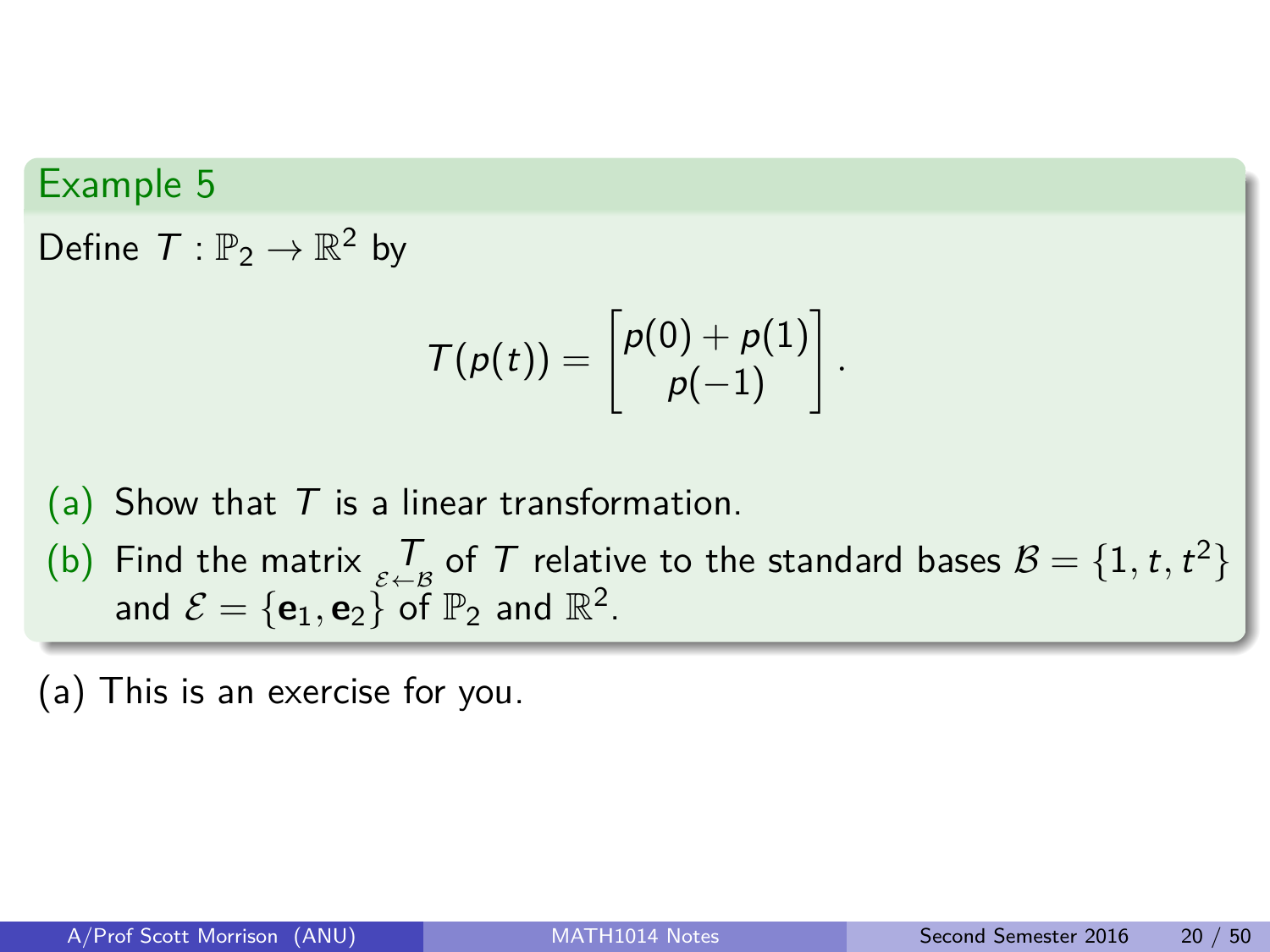### Example 5

Define $T : \mathbb{P}_2 \to \mathbb{R}^2$ by

$$T(p(t)) = \begin{bmatrix} p(0) + p(1) \\ p(-1) \end{bmatrix}.$$

(a) Show that $T$ is a linear transformation.

(b) Find the matrix ${}_{\mathcal{E} \leftarrow \mathcal{B}}T$ of $T$ relative to the standard bases $\mathcal{B} = \{1, t, t^2\}$ and $\mathcal{E} = \{\mathbf{e}_1, \mathbf{e}_2\}$ of $\mathbb{P}_2$ and $\mathbb{R}^2$.

(a) This is an exercise for you.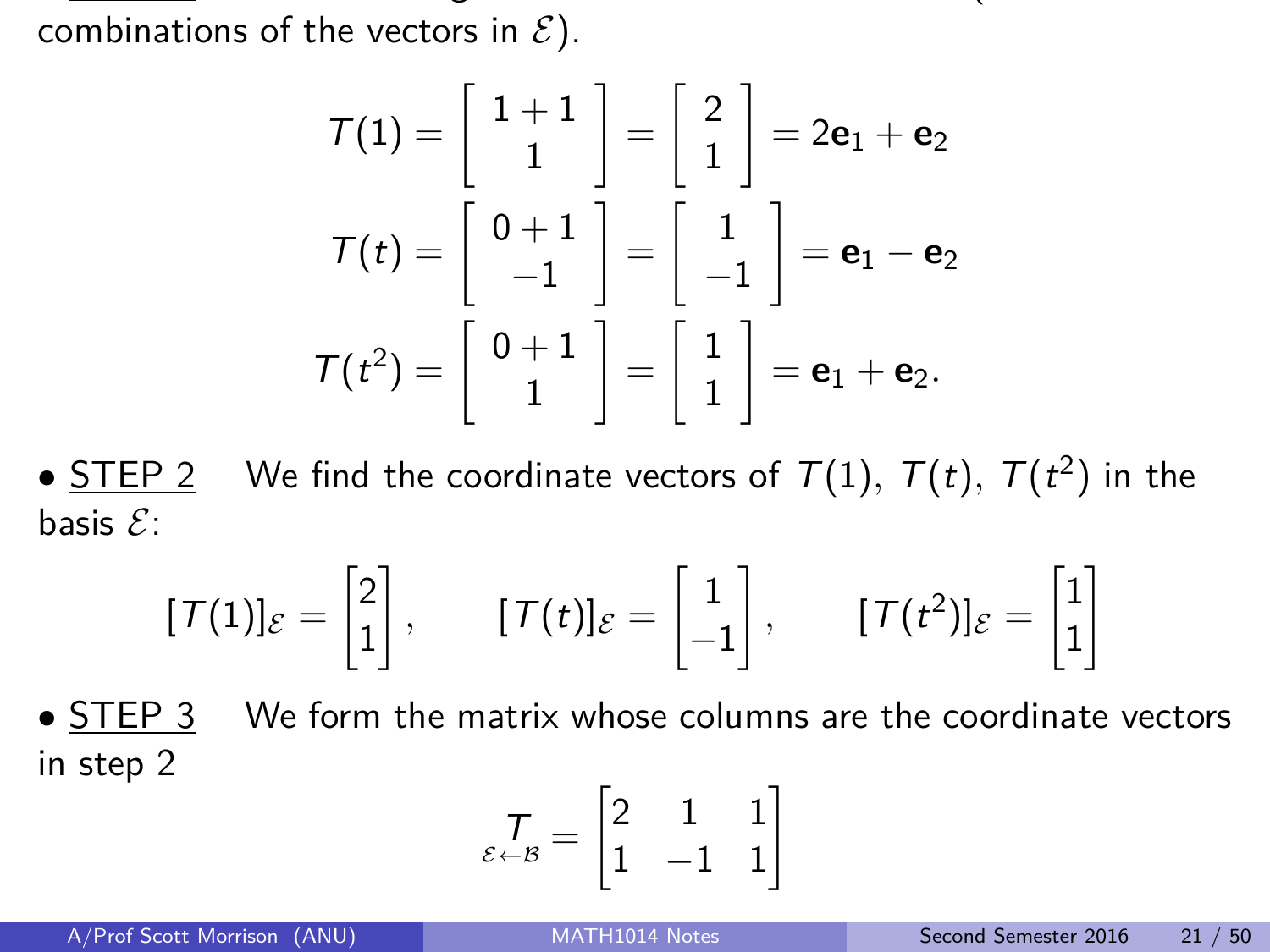combinations of the vectors in $\mathcal{E}$).

$$T(1) = \begin{bmatrix} 1+1 \\ 1 \end{bmatrix} = \begin{bmatrix} 2 \\ 1 \end{bmatrix} = 2\mathbf{e}_1 + \mathbf{e}_2$$

$$T(t) = \begin{bmatrix} 0+1 \\ -1 \end{bmatrix} = \begin{bmatrix} 1 \\ -1 \end{bmatrix} = \mathbf{e}_1 - \mathbf{e}_2$$

$$T(t^2) = \begin{bmatrix} 0+1 \\ 1 \end{bmatrix} = \begin{bmatrix} 1 \\ 1 \end{bmatrix} = \mathbf{e}_1 + \mathbf{e}_2.$$

- STEP 2 We find the coordinate vectors of $T(1)$, $T(t)$, $T(t^2)$ in the basis $\mathcal{E}$:

$$[T(1)]_{\mathcal{E}} = \begin{bmatrix} 2 \\ 1 \end{bmatrix}, \qquad [T(t)]_{\mathcal{E}} = \begin{bmatrix} 1 \\ -1 \end{bmatrix}, \qquad [T(t^2)]_{\mathcal{E}} = \begin{bmatrix} 1 \\ 1 \end{bmatrix}$$

- STEP 3 We form the matrix whose columns are the coordinate vectors in step 2

$$\underset{\mathcal{E}\leftarrow\mathcal{B}}{T} = \begin{bmatrix} 2 & 1 & 1 \\ 1 & -1 & 1 \end{bmatrix}$$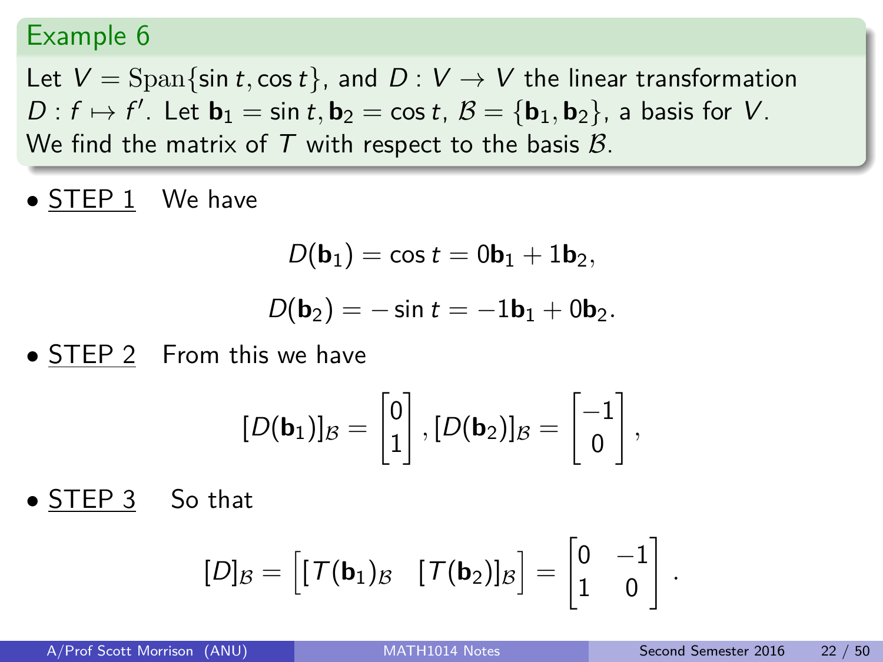## Example 6

Let $V = \mathrm{Span}\{\sin t, \cos t\}$, and $D : V \to V$ the linear transformation $D : f \mapsto f'$. Let $\mathbf{b}_1 = \sin t, \mathbf{b}_2 = \cos t$, $\mathcal{B} = \{\mathbf{b}_1, \mathbf{b}_2\}$, a basis for $V$. We find the matrix of $T$ with respect to the basis $\mathcal{B}$.

- STEP 1 We have

$$D(\mathbf{b}_1) = \cos t = 0\mathbf{b}_1 + 1\mathbf{b}_2,$$

$$D(\mathbf{b}_2) = -\sin t = -1\mathbf{b}_1 + 0\mathbf{b}_2.$$

- STEP 2 From this we have

$$[D(\mathbf{b}_1)]_{\mathcal{B}} = \begin{bmatrix} 0 \\ 1 \end{bmatrix}, [D(\mathbf{b}_2)]_{\mathcal{B}} = \begin{bmatrix} -1 \\ 0 \end{bmatrix},$$

- STEP 3 So that

$$[D]_{\mathcal{B}} = \begin{bmatrix} [T(\mathbf{b}_1)_{\mathcal{B}} & [T(\mathbf{b}_2)]_{\mathcal{B}} \end{bmatrix} = \begin{bmatrix} 0 & -1 \\ 1 & 0 \end{bmatrix}.$$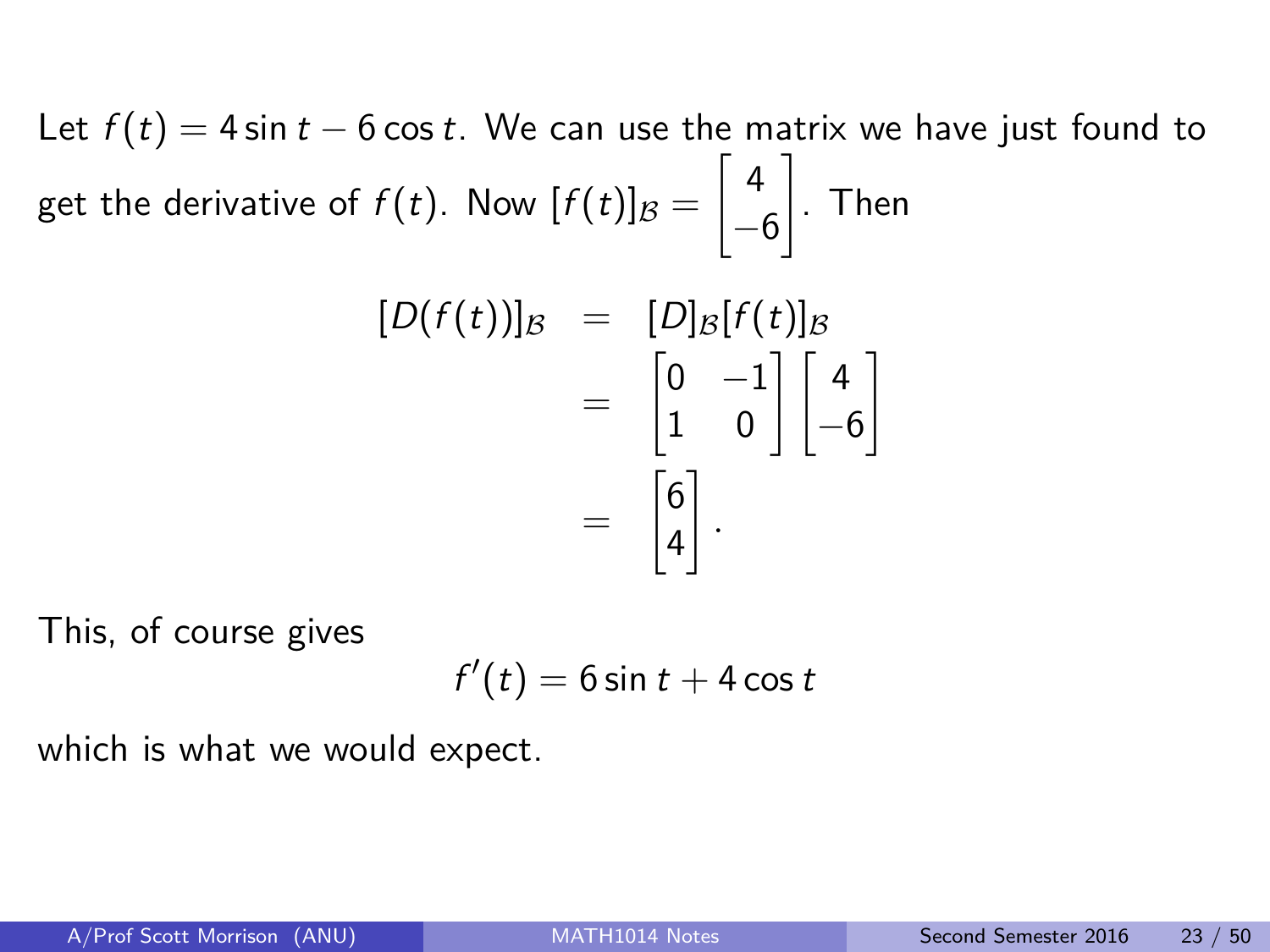Let $f(t) = 4\sin t - 6\cos t$. We can use the matrix we have just found to get the derivative of $f(t)$. Now $[f(t)]_{\mathcal{B}} = \begin{bmatrix} 4 \\ -6 \end{bmatrix}$. Then

$$
\begin{aligned}
[D(f(t))]_{\mathcal{B}} &= [D]_{\mathcal{B}}[f(t)]_{\mathcal{B}} \\
&= \begin{bmatrix} 0 & -1 \\ 1 & 0 \end{bmatrix} \begin{bmatrix} 4 \\ -6 \end{bmatrix} \\
&= \begin{bmatrix} 6 \\ 4 \end{bmatrix}.
\end{aligned}
$$

This, of course gives

$$f'(t) = 6\sin t + 4\cos t$$

which is what we would expect.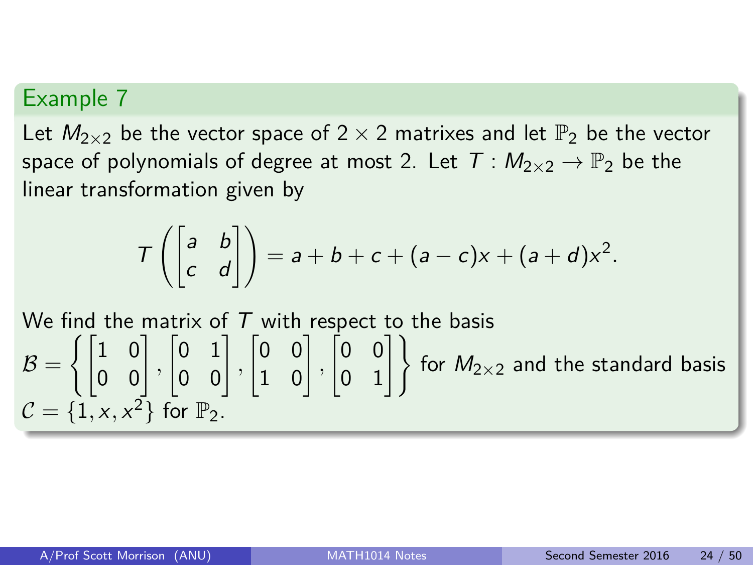### Example 7

Let $M_{2\times 2}$ be the vector space of $2 \times 2$ matrixes and let $\mathbb{P}_2$ be the vector space of polynomials of degree at most 2. Let $T : M_{2\times 2} \to \mathbb{P}_2$ be the linear transformation given by

$$T\left(\begin{bmatrix} a & b \\ c & d \end{bmatrix}\right) = a + b + c + (a - c)x + (a + d)x^2.$$

We find the matrix of $T$ with respect to the basis $\mathcal{B} = \left\{ \begin{bmatrix} 1 & 0 \\ 0 & 0 \end{bmatrix}, \begin{bmatrix} 0 & 1 \\ 0 & 0 \end{bmatrix}, \begin{bmatrix} 0 & 0 \\ 1 & 0 \end{bmatrix}, \begin{bmatrix} 0 & 0 \\ 0 & 1 \end{bmatrix} \right\}$ for $M_{2\times 2}$ and the standard basis $\mathcal{C} = \{1, x, x^2\}$ for $\mathbb{P}_2$.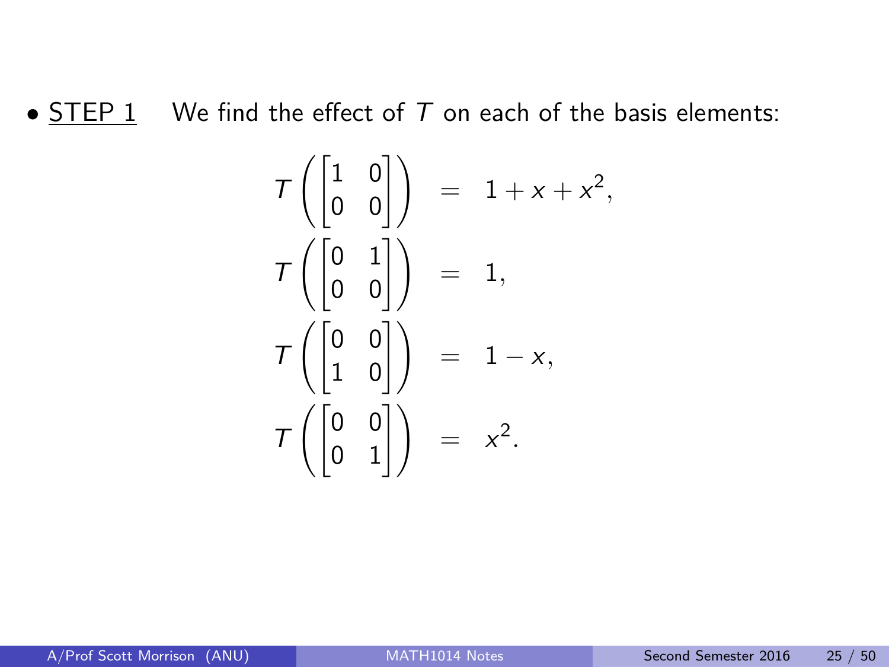- <u>STEP 1</u> We find the effect of $T$ on each of the basis elements:

$$
\begin{aligned}
T\left(\begin{bmatrix} 1 & 0 \\ 0 & 0 \end{bmatrix}\right) &= 1 + x + x^2, \\
T\left(\begin{bmatrix} 0 & 1 \\ 0 & 0 \end{bmatrix}\right) &= 1, \\
T\left(\begin{bmatrix} 0 & 0 \\ 1 & 0 \end{bmatrix}\right) &= 1 - x, \\
T\left(\begin{bmatrix} 0 & 0 \\ 0 & 1 \end{bmatrix}\right) &= x^2.
\end{aligned}
$$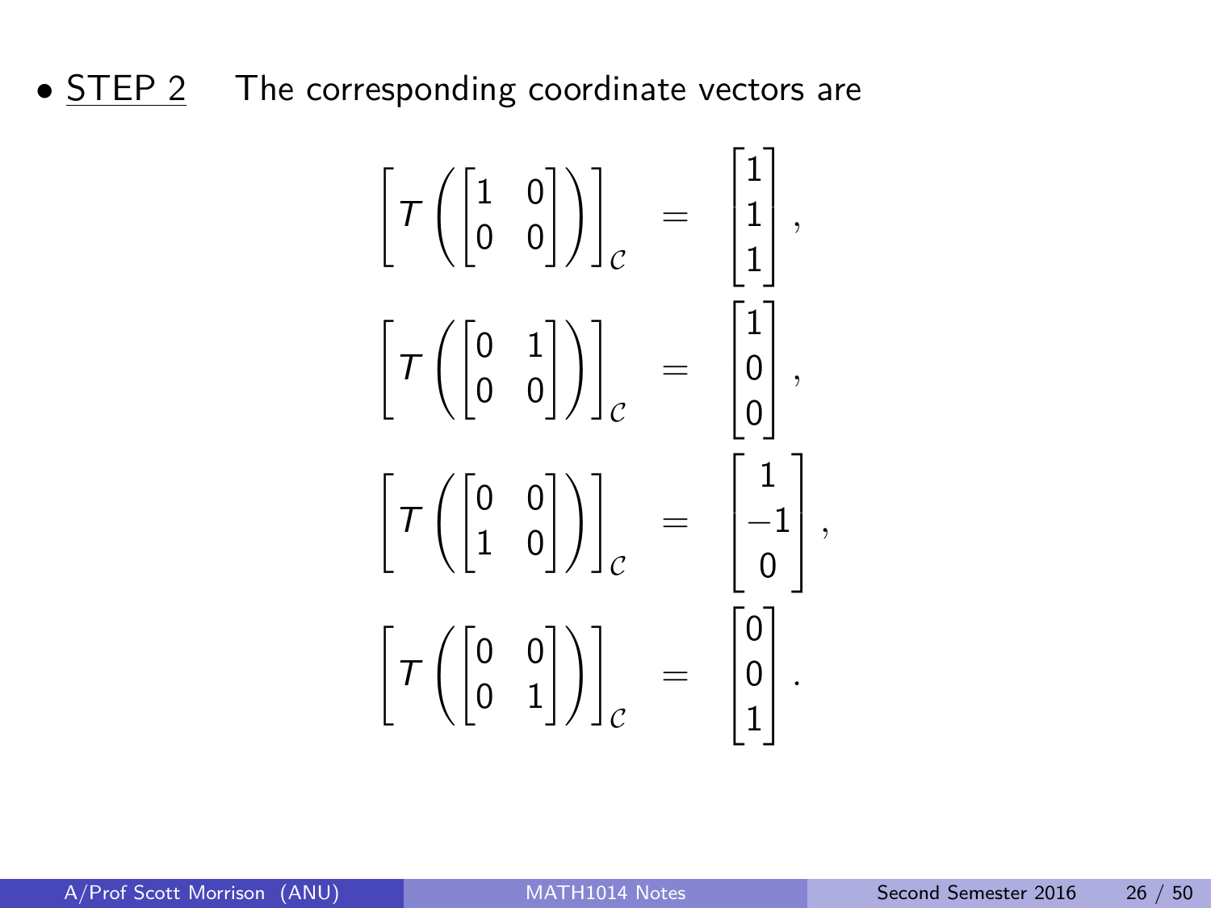- STEP 2 The corresponding coordinate vectors are

$$
\begin{aligned}
\left[ T\left(\begin{bmatrix} 1 & 0 \\ 0 & 0 \end{bmatrix}\right)\right]_{\mathcal{C}} &= \begin{bmatrix} 1 \\ 1 \\ 1 \end{bmatrix}, \\
\left[ T\left(\begin{bmatrix} 0 & 1 \\ 0 & 0 \end{bmatrix}\right)\right]_{\mathcal{C}} &= \begin{bmatrix} 1 \\ 0 \\ 0 \end{bmatrix}, \\
\left[ T\left(\begin{bmatrix} 0 & 0 \\ 1 & 0 \end{bmatrix}\right)\right]_{\mathcal{C}} &= \begin{bmatrix} 1 \\ -1 \\ 0 \end{bmatrix}, \\
\left[ T\left(\begin{bmatrix} 0 & 0 \\ 0 & 1 \end{bmatrix}\right)\right]_{\mathcal{C}} &= \begin{bmatrix} 0 \\ 0 \\ 1 \end{bmatrix}.
\end{aligned}
$$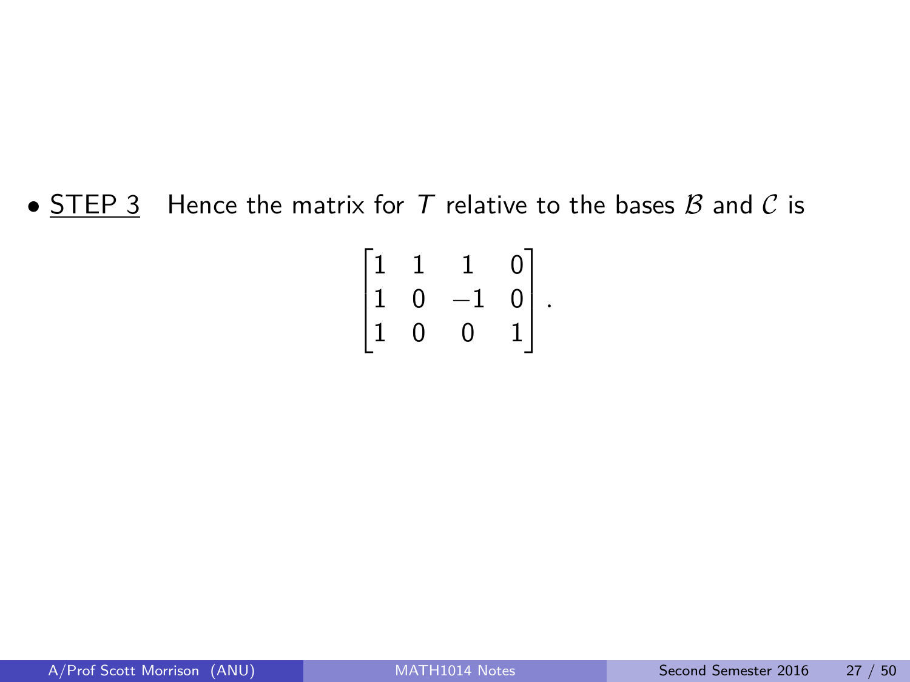- STEP 3 Hence the matrix for $T$ relative to the bases $\mathcal{B}$ and $\mathcal{C}$ is

$$\begin{bmatrix} 1 & 1 & 1 & 0 \\ 1 & 0 & -1 & 0 \\ 1 & 0 & 0 & 1 \end{bmatrix}.$$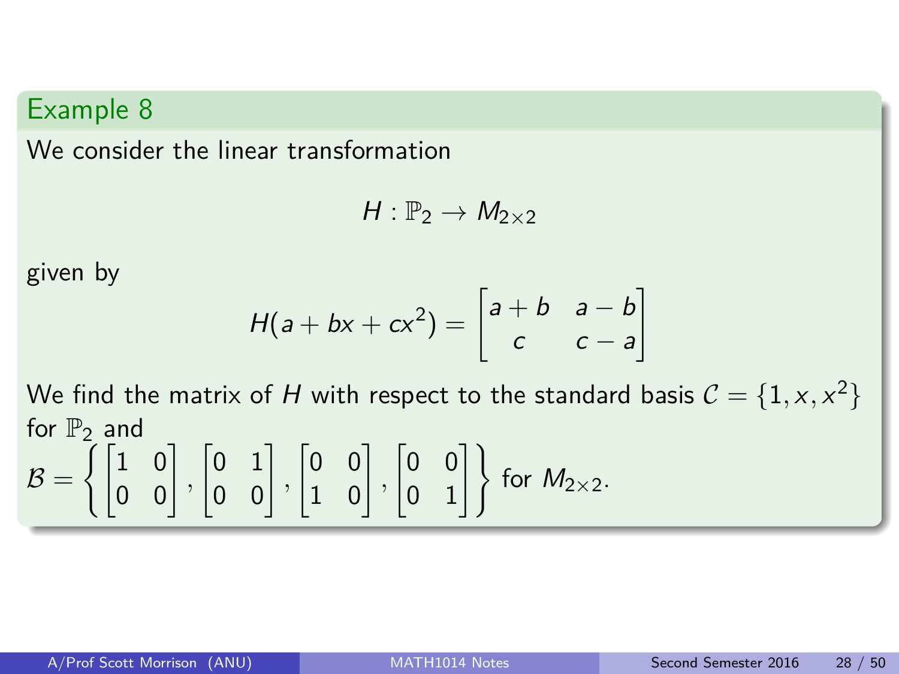### Example 8

We consider the linear transformation

$$H : \mathbb{P}_2 \to M_{2\times 2}$$

given by

$$H(a + bx + cx^2) = \begin{bmatrix} a+b & a-b \\ c & c-a \end{bmatrix}$$

We find the matrix of $H$ with respect to the standard basis $\mathcal{C} = \{1, x, x^2\}$ for $\mathbb{P}_2$ and
$\mathcal{B} = \left\{ \begin{bmatrix} 1 & 0 \\ 0 & 0 \end{bmatrix}, \begin{bmatrix} 0 & 1 \\ 0 & 0 \end{bmatrix}, \begin{bmatrix} 0 & 0 \\ 1 & 0 \end{bmatrix}, \begin{bmatrix} 0 & 0 \\ 0 & 1 \end{bmatrix} \right\}$ for $M_{2\times 2}$.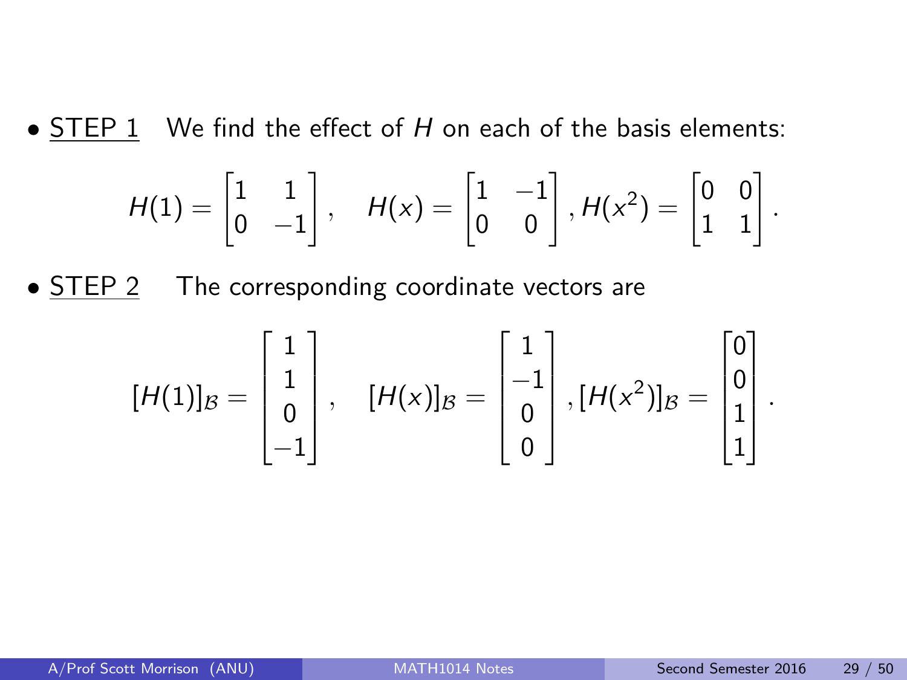- <u>STEP 1</u> We find the effect of $H$ on each of the basis elements:

$$H(1) = \begin{bmatrix} 1 & 1 \\ 0 & -1 \end{bmatrix}, \quad H(x) = \begin{bmatrix} 1 & -1 \\ 0 & 0 \end{bmatrix}, H(x^2) = \begin{bmatrix} 0 & 0 \\ 1 & 1 \end{bmatrix}.$$

- <u>STEP 2</u> The corresponding coordinate vectors are

$$[H(1)]_{\mathcal{B}} = \begin{bmatrix} 1 \\ 1 \\ 0 \\ -1 \end{bmatrix}, \quad [H(x)]_{\mathcal{B}} = \begin{bmatrix} 1 \\ -1 \\ 0 \\ 0 \end{bmatrix}, [H(x^2)]_{\mathcal{B}} = \begin{bmatrix} 0 \\ 0 \\ 1 \\ 1 \end{bmatrix}.$$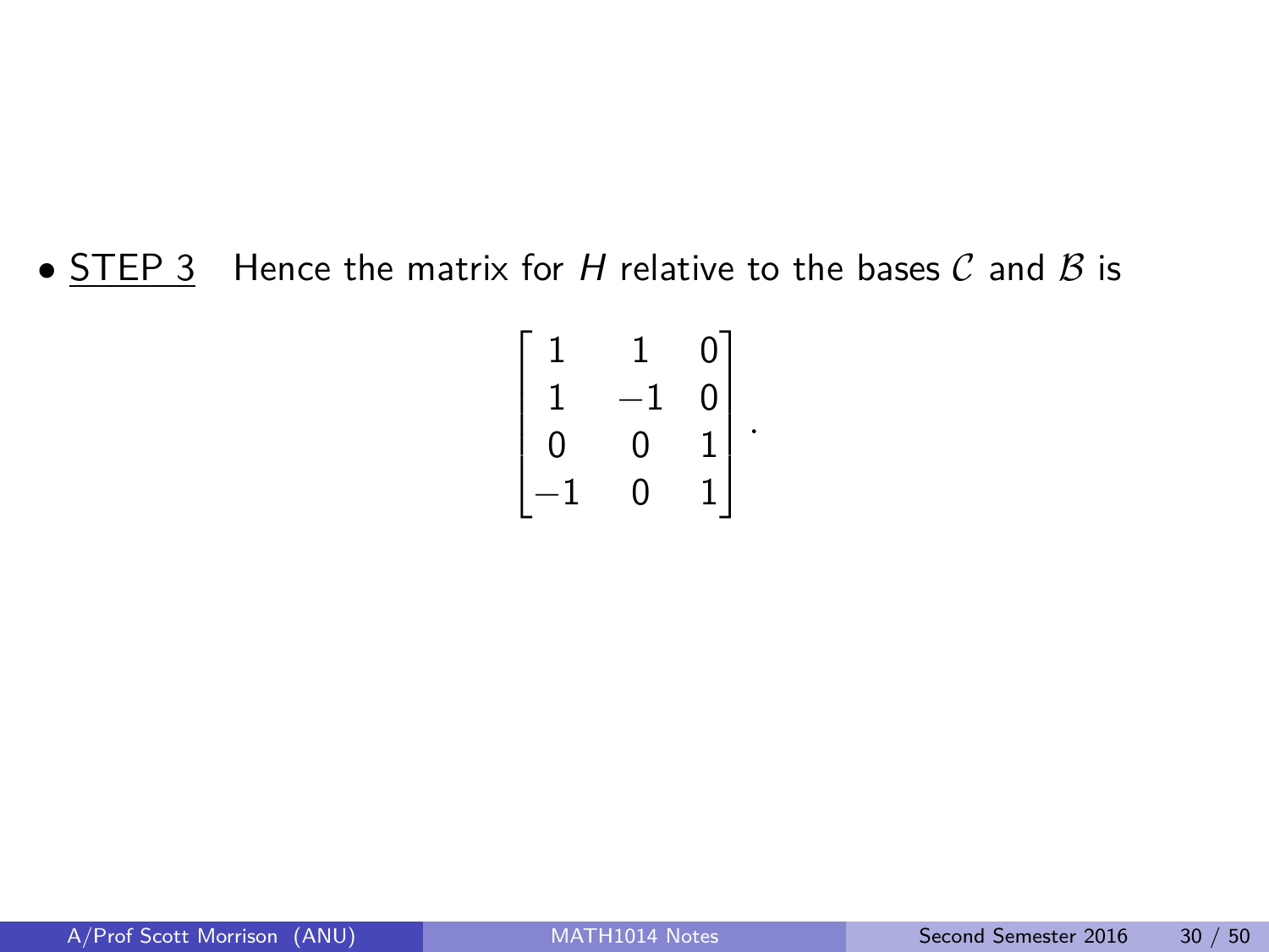- <u>STEP 3</u> Hence the matrix for $H$ relative to the bases $\mathcal{C}$ and $\mathcal{B}$ is

$$\begin{bmatrix} 1 & 1 & 0 \\ 1 & -1 & 0 \\ 0 & 0 & 1 \\ -1 & 0 & 1 \end{bmatrix}.$$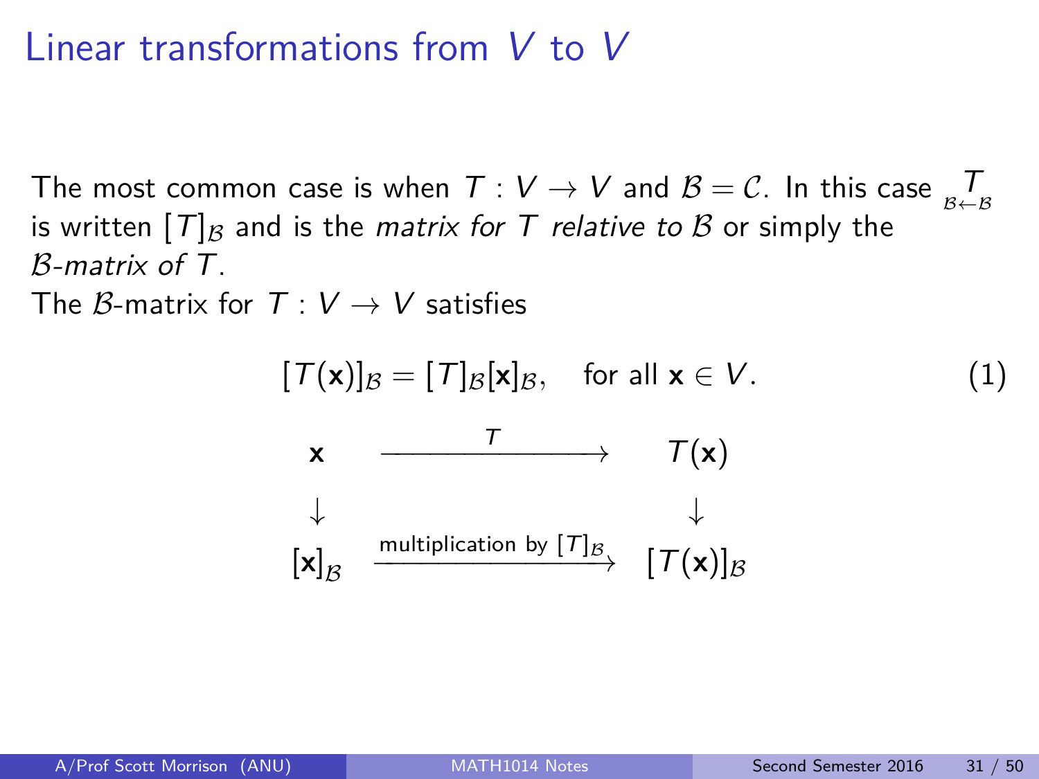# Linear transformations from $V$ to $V$

The most common case is when $T : V \to V$ and $\mathcal{B} = \mathcal{C}$. In this case ${}_{\mathcal{B} \leftarrow \mathcal{B}}T$ is written $[T]_{\mathcal{B}}$ and is the *matrix for* $T$ *relative to* $\mathcal{B}$ or simply the *$\mathcal{B}$-matrix of* $T$.

The $\mathcal{B}$-matrix for $T : V \to V$ satisfies

$$[T(\mathbf{x})]_{\mathcal{B}} = [T]_{\mathcal{B}}[\mathbf{x}]_{\mathcal{B}}, \quad \text{for all } \mathbf{x} \in V. \tag{1}$$

$$\begin{array}{ccc} \mathbf{x} & \xrightarrow{\quad\quad T \quad\quad} & T(\mathbf{x}) \\ \downarrow & & \downarrow \\ [\mathbf{x}]_{\mathcal{B}} & \xrightarrow{\text{multiplication by } [T]_{\mathcal{B}}} & [T(\mathbf{x})]_{\mathcal{B}} \end{array}$$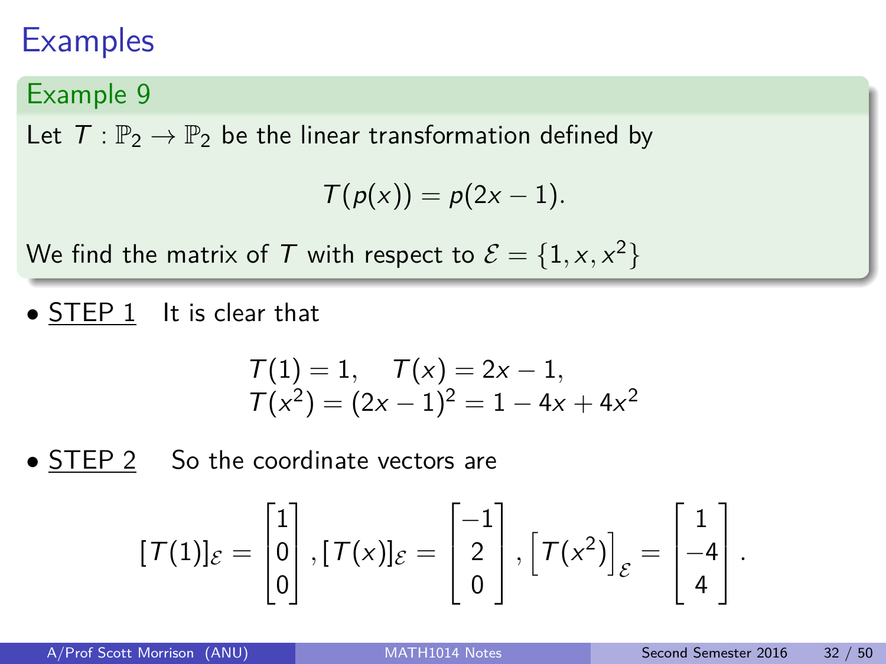# Examples

### Example 9

Let $T : \mathbb{P}_2 \to \mathbb{P}_2$ be the linear transformation defined by

$$T(p(x)) = p(2x - 1).$$

We find the matrix of $T$ with respect to $\mathcal{E} = \{1, x, x^2\}$

- STEP 1 It is clear that

$$\begin{aligned} &T(1) = 1, \quad T(x) = 2x - 1, \\ &T(x^2) = (2x - 1)^2 = 1 - 4x + 4x^2 \end{aligned}$$

- STEP 2 So the coordinate vectors are

$$[T(1)]_{\mathcal{E}} = \begin{bmatrix} 1 \\ 0 \\ 0 \end{bmatrix}, [T(x)]_{\mathcal{E}} = \begin{bmatrix} -1 \\ 2 \\ 0 \end{bmatrix}, \left[T(x^2)\right]_{\mathcal{E}} = \begin{bmatrix} 1 \\ -4 \\ 4 \end{bmatrix}.$$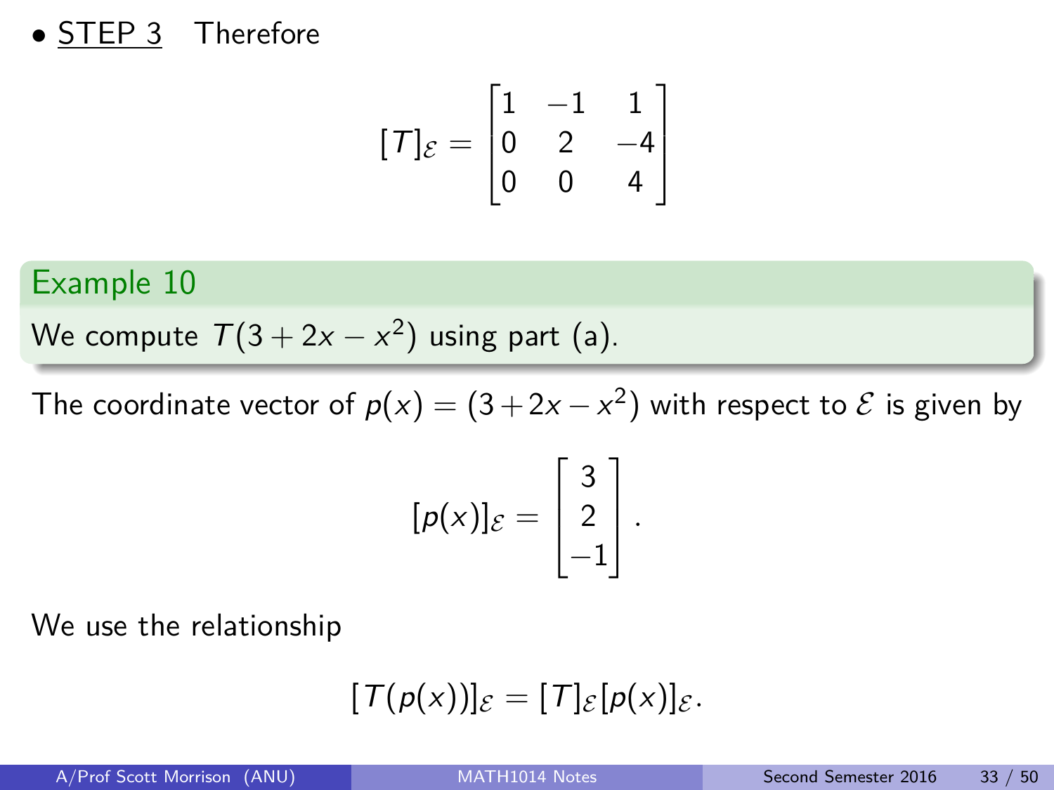- <u>STEP 3</u> Therefore

$$[T]_{\mathcal{E}} = \begin{bmatrix} 1 & -1 & 1 \\ 0 & 2 & -4 \\ 0 & 0 & 4 \end{bmatrix}$$

### Example 10

We compute $T(3 + 2x - x^2)$ using part (a).

The coordinate vector of $p(x) = (3 + 2x - x^2)$ with respect to $\mathcal{E}$ is given by

$$[p(x)]_{\mathcal{E}} = \begin{bmatrix} 3 \\ 2 \\ -1 \end{bmatrix}.$$

We use the relationship

$$[T(p(x))]_{\mathcal{E}} = [T]_{\mathcal{E}}[p(x)]_{\mathcal{E}}.$$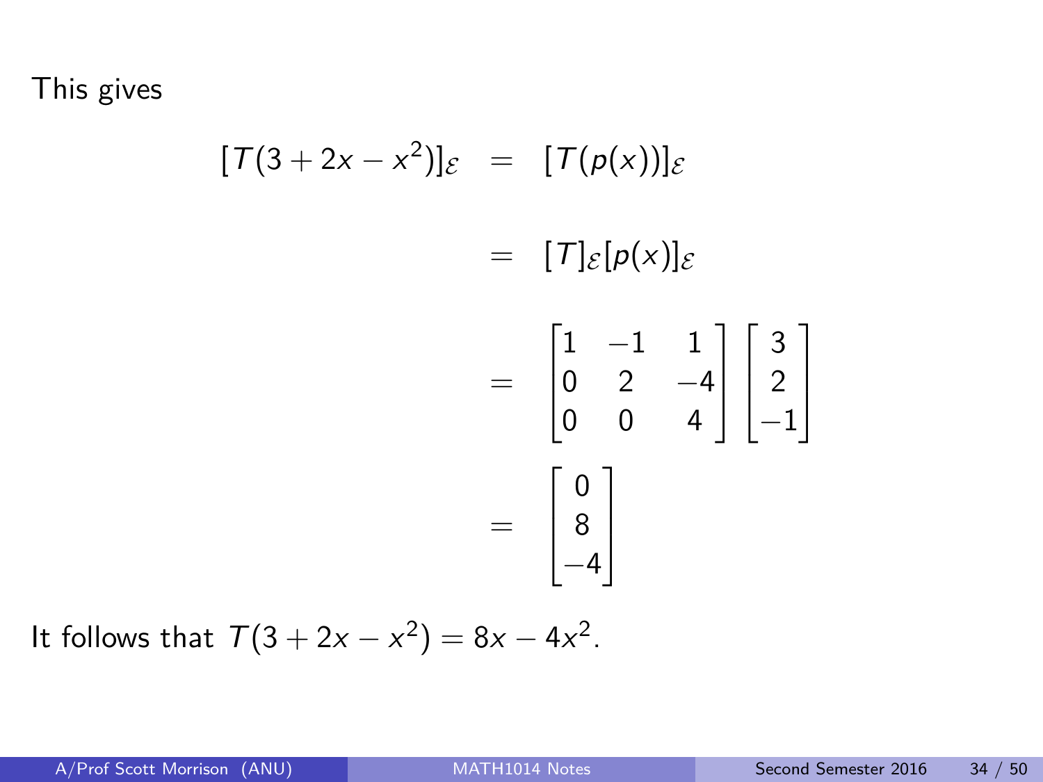This gives

$$
\begin{aligned}
[T(3+2x-x^2)]_{\mathcal{E}} &= [T(p(x))]_{\mathcal{E}} \\
&= [T]_{\mathcal{E}}[p(x)]_{\mathcal{E}} \\
&= \begin{bmatrix} 1 & -1 & 1 \\ 0 & 2 & -4 \\ 0 & 0 & 4 \end{bmatrix} \begin{bmatrix} 3 \\ 2 \\ -1 \end{bmatrix} \\
&= \begin{bmatrix} 0 \\ 8 \\ -4 \end{bmatrix}
\end{aligned}
$$

It follows that $T(3+2x-x^2) = 8x - 4x^2$.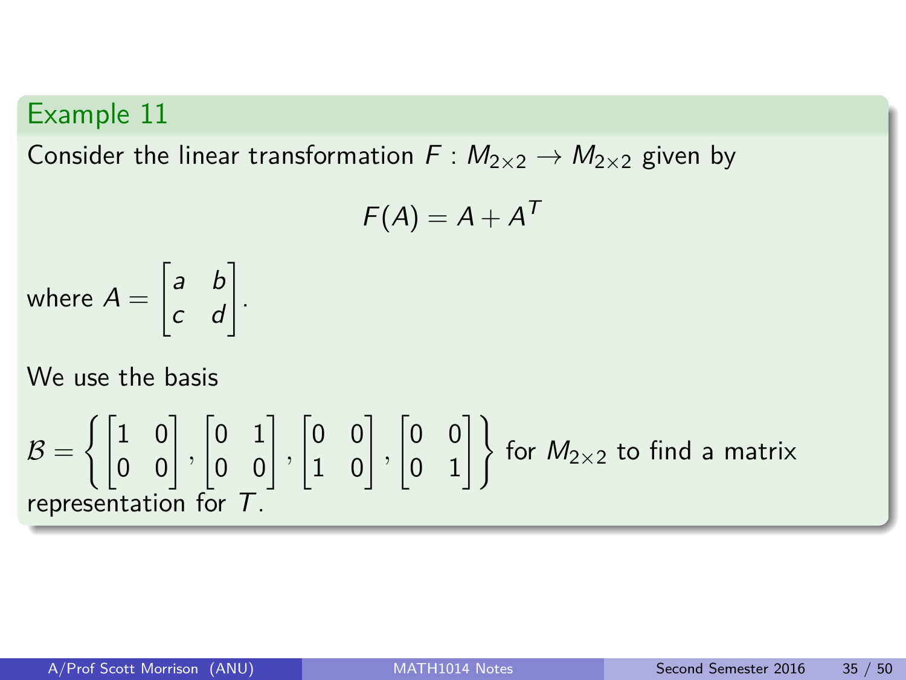## Example 11

Consider the linear transformation $F : M_{2\times 2} \to M_{2\times 2}$ given by

$$F(A) = A + A^T$$

where $A = \begin{bmatrix} a & b \\ c & d \end{bmatrix}$.

We use the basis

$\mathcal{B} = \left\{ \begin{bmatrix} 1 & 0 \\ 0 & 0 \end{bmatrix}, \begin{bmatrix} 0 & 1 \\ 0 & 0 \end{bmatrix}, \begin{bmatrix} 0 & 0 \\ 1 & 0 \end{bmatrix}, \begin{bmatrix} 0 & 0 \\ 0 & 1 \end{bmatrix} \right\}$ for $M_{2\times 2}$ to find a matrix representation for $T$.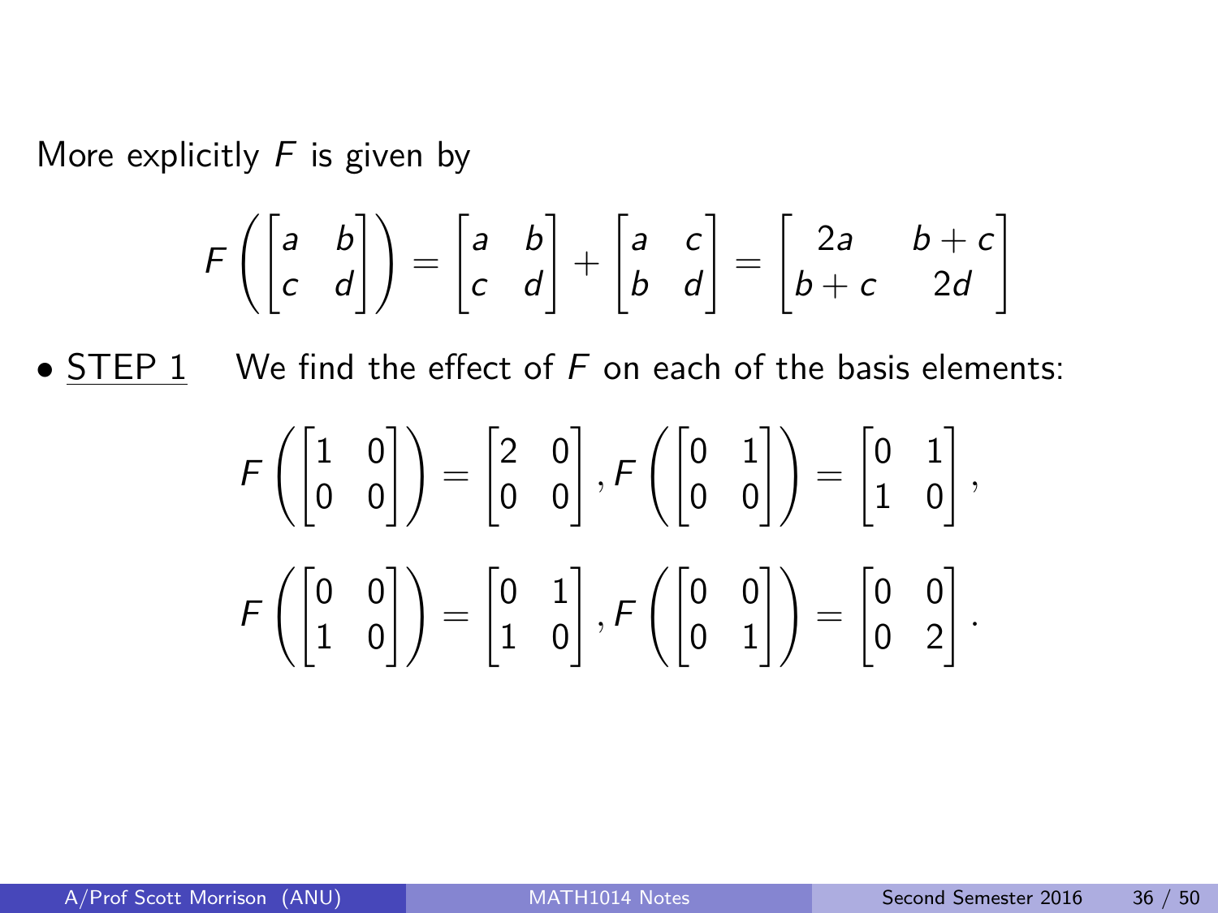More explicitly $F$ is given by

$$F\left(\begin{bmatrix} a & b \\ c & d \end{bmatrix}\right) = \begin{bmatrix} a & b \\ c & d \end{bmatrix} + \begin{bmatrix} a & c \\ b & d \end{bmatrix} = \begin{bmatrix} 2a & b+c \\ b+c & 2d \end{bmatrix}$$

- STEP 1 We find the effect of $F$ on each of the basis elements:

$$F\left(\begin{bmatrix} 1 & 0 \\ 0 & 0 \end{bmatrix}\right) = \begin{bmatrix} 2 & 0 \\ 0 & 0 \end{bmatrix}, F\left(\begin{bmatrix} 0 & 1 \\ 0 & 0 \end{bmatrix}\right) = \begin{bmatrix} 0 & 1 \\ 1 & 0 \end{bmatrix},$$

$$F\left(\begin{bmatrix} 0 & 0 \\ 1 & 0 \end{bmatrix}\right) = \begin{bmatrix} 0 & 1 \\ 1 & 0 \end{bmatrix}, F\left(\begin{bmatrix} 0 & 0 \\ 0 & 1 \end{bmatrix}\right) = \begin{bmatrix} 0 & 0 \\ 0 & 2 \end{bmatrix}.$$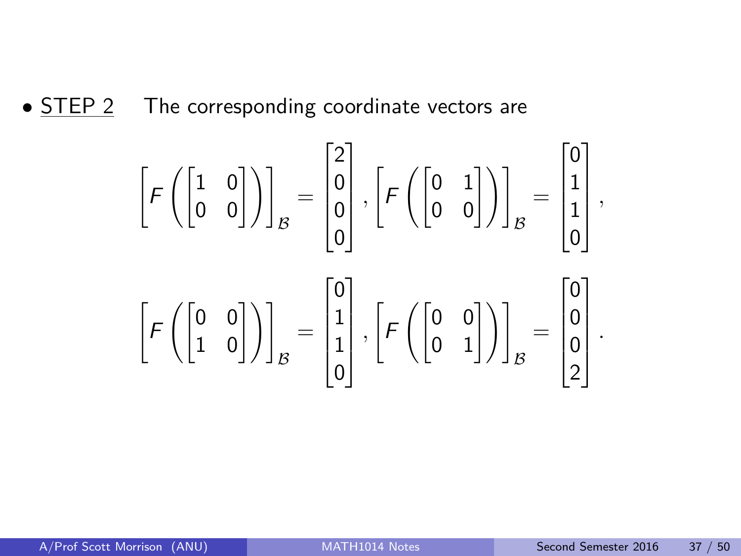- <u>STEP 2</u> The corresponding coordinate vectors are

$$\left[F\left(\begin{bmatrix}1 & 0\\0 & 0\end{bmatrix}\right)\right]_{\mathcal{B}} = \begin{bmatrix}2\\0\\0\\0\end{bmatrix}, \left[F\left(\begin{bmatrix}0 & 1\\0 & 0\end{bmatrix}\right)\right]_{\mathcal{B}} = \begin{bmatrix}0\\1\\1\\0\end{bmatrix},$$

$$\left[F\left(\begin{bmatrix}0 & 0\\1 & 0\end{bmatrix}\right)\right]_{\mathcal{B}} = \begin{bmatrix}0\\1\\1\\0\end{bmatrix}, \left[F\left(\begin{bmatrix}0 & 0\\0 & 1\end{bmatrix}\right)\right]_{\mathcal{B}} = \begin{bmatrix}0\\0\\0\\2\end{bmatrix}.$$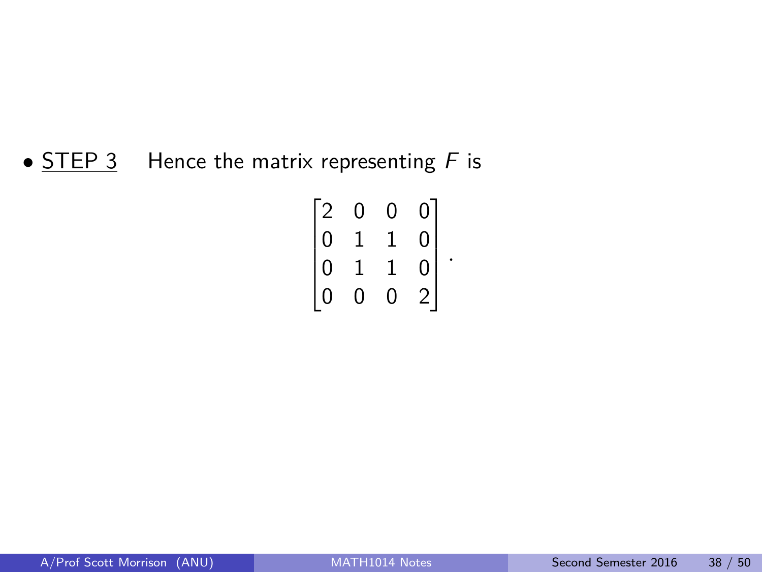- STEP 3 Hence the matrix representing $F$ is

$$\begin{bmatrix} 2 & 0 & 0 & 0 \\ 0 & 1 & 1 & 0 \\ 0 & 1 & 1 & 0 \\ 0 & 0 & 0 & 2 \end{bmatrix}.$$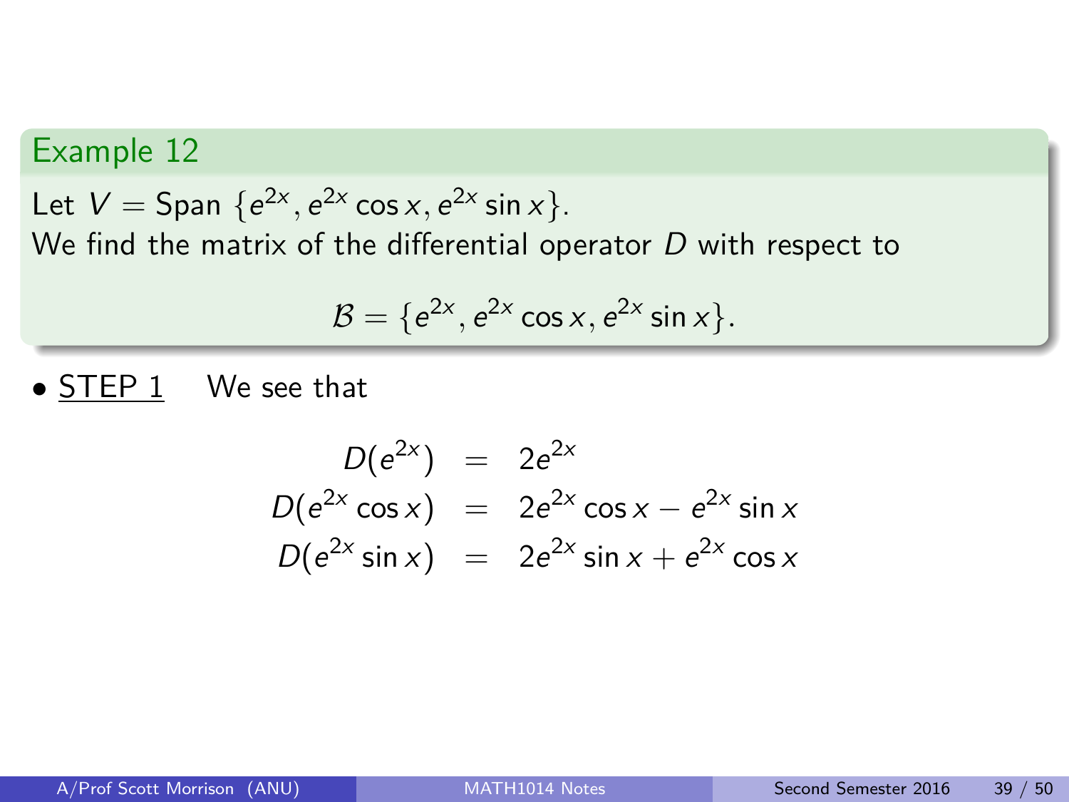### Example 12

Let $V = \text{Span}\,\{e^{2x}, e^{2x}\cos x, e^{2x}\sin x\}$.
We find the matrix of the differential operator $D$ with respect to

$$\mathcal{B} = \{e^{2x}, e^{2x}\cos x, e^{2x}\sin x\}.$$

- <u>STEP 1</u> We see that

$$\begin{aligned}
D(e^{2x}) &= 2e^{2x} \\
D(e^{2x}\cos x) &= 2e^{2x}\cos x - e^{2x}\sin x \\
D(e^{2x}\sin x) &= 2e^{2x}\sin x + e^{2x}\cos x
\end{aligned}$$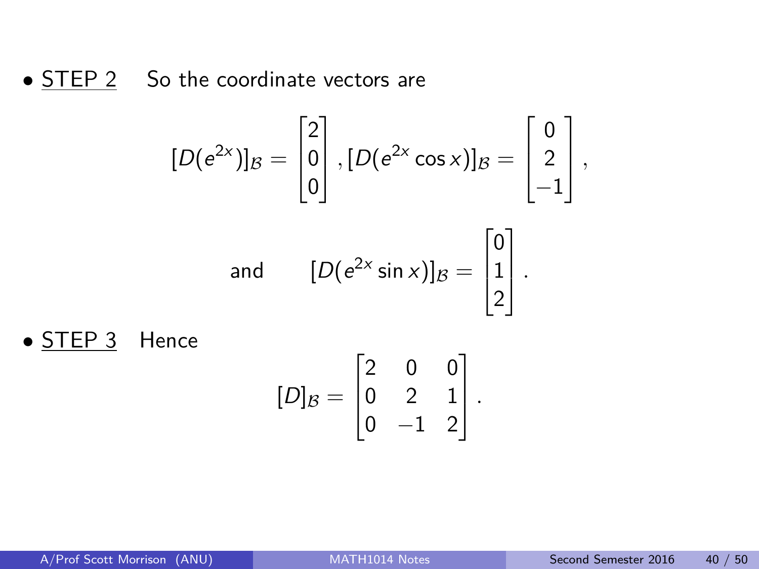- <u>STEP 2</u> So the coordinate vectors are

$$[D(e^{2x})]_{\mathcal{B}} = \begin{bmatrix} 2 \\ 0 \\ 0 \end{bmatrix}, [D(e^{2x}\cos x)]_{\mathcal{B}} = \begin{bmatrix} 0 \\ 2 \\ -1 \end{bmatrix},$$

$$\text{and} \qquad [D(e^{2x}\sin x)]_{\mathcal{B}} = \begin{bmatrix} 0 \\ 1 \\ 2 \end{bmatrix}.$$

- <u>STEP 3</u> Hence

$$[D]_{\mathcal{B}} = \begin{bmatrix} 2 & 0 & 0 \\ 0 & 2 & 1 \\ 0 & -1 & 2 \end{bmatrix}.$$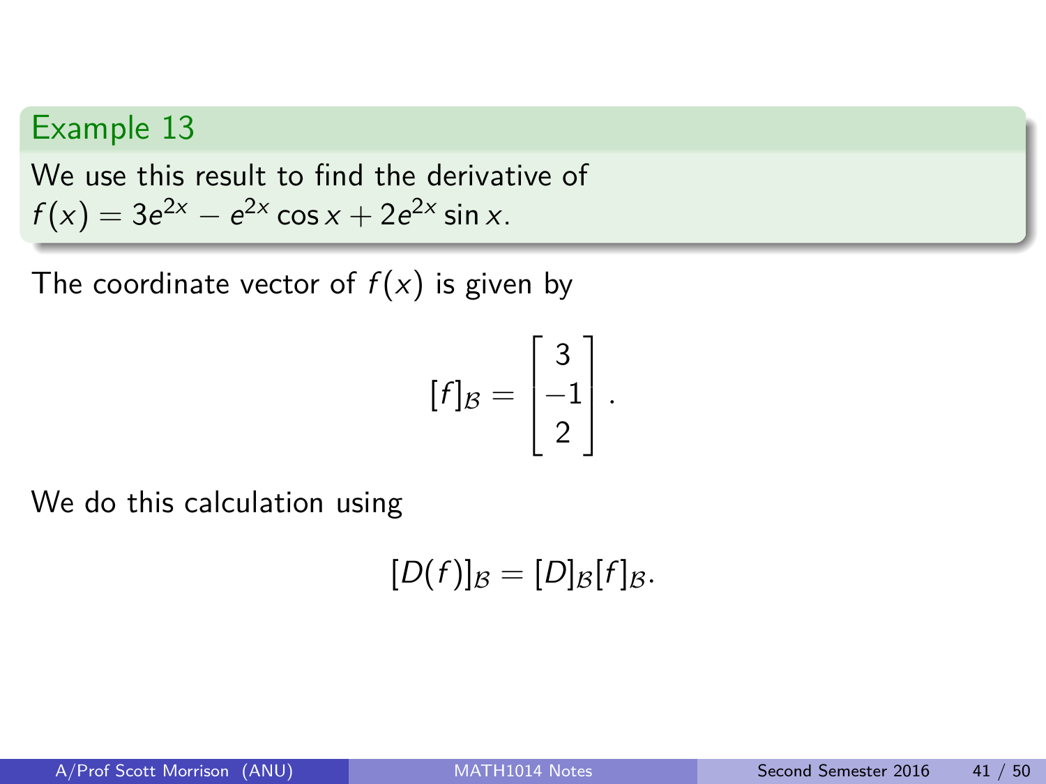### Example 13

We use this result to find the derivative of
$f(x) = 3e^{2x} - e^{2x}\cos x + 2e^{2x}\sin x$.

The coordinate vector of $f(x)$ is given by

$$[f]_{\mathcal{B}} = \begin{bmatrix} 3 \\ -1 \\ 2 \end{bmatrix}.$$

We do this calculation using

$$[D(f)]_{\mathcal{B}} = [D]_{\mathcal{B}}[f]_{\mathcal{B}}.$$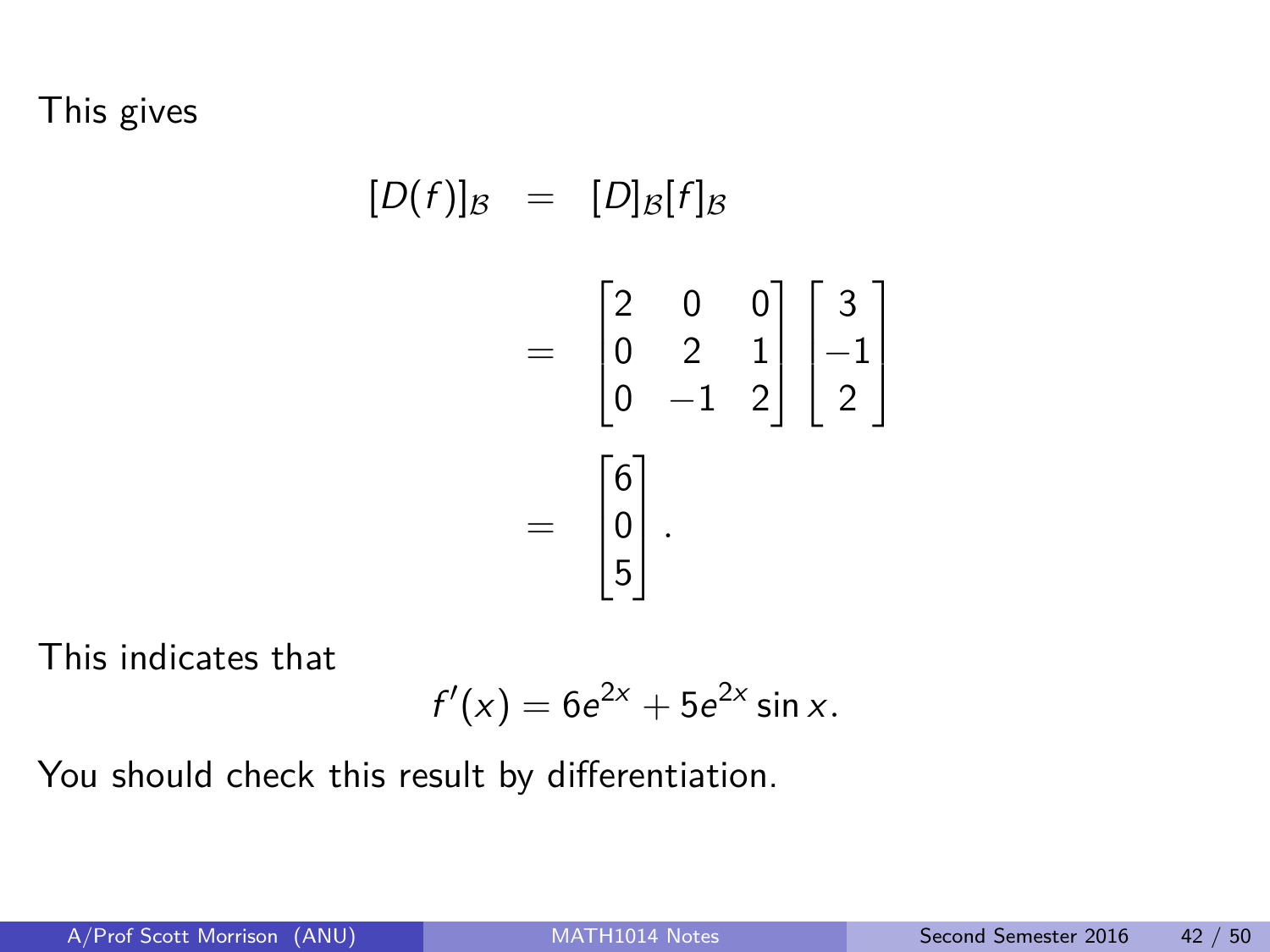This gives

$$
\begin{aligned}
[D(f)]_{\mathcal{B}} &= [D]_{\mathcal{B}}[f]_{\mathcal{B}} \\
&= \begin{bmatrix} 2 & 0 & 0 \\ 0 & 2 & 1 \\ 0 & -1 & 2 \end{bmatrix} \begin{bmatrix} 3 \\ -1 \\ 2 \end{bmatrix} \\
&= \begin{bmatrix} 6 \\ 0 \\ 5 \end{bmatrix}.
\end{aligned}
$$

This indicates that

$$f'(x) = 6e^{2x} + 5e^{2x} \sin x.$$

You should check this result by differentiation.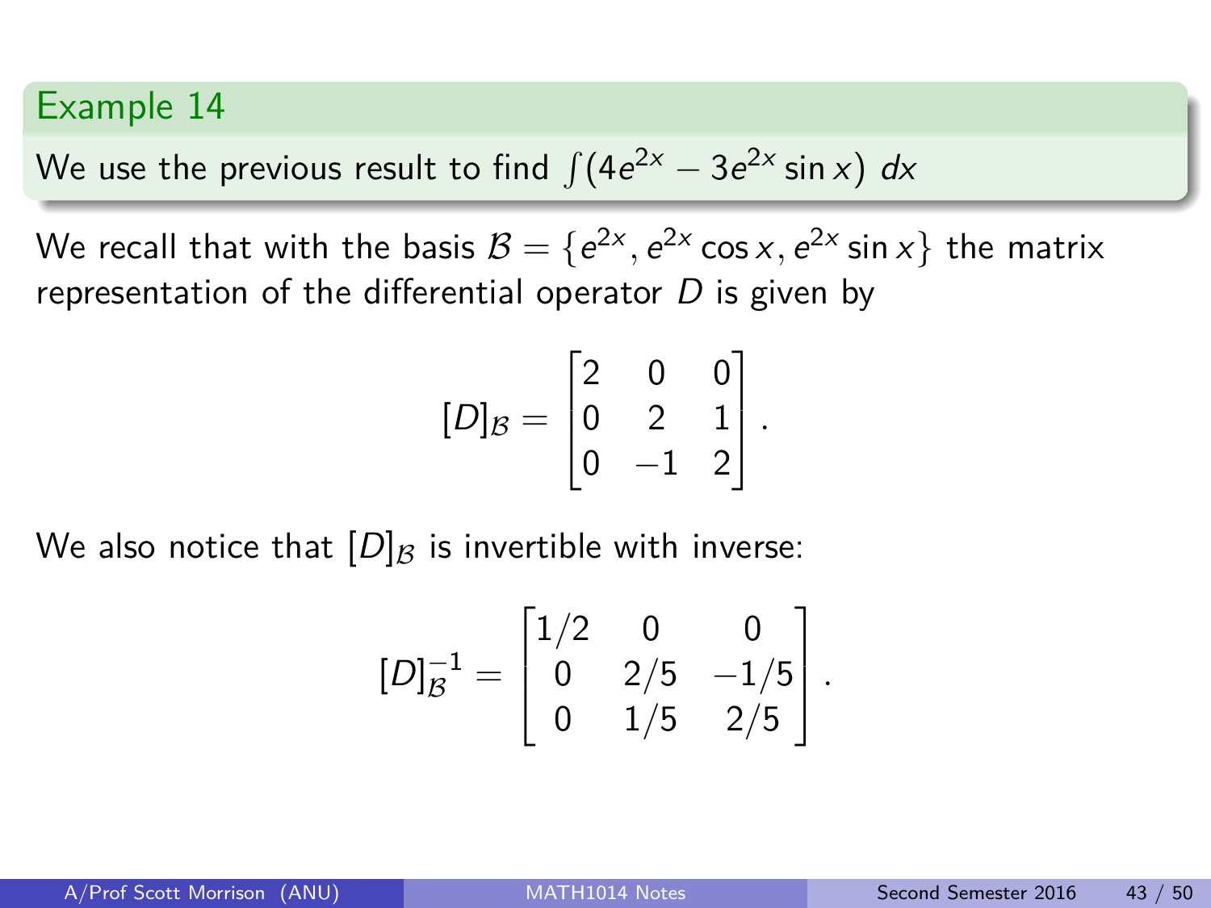### Example 14

We use the previous result to find $\int (4e^{2x} - 3e^{2x}\sin x)\, dx$

We recall that with the basis $\mathcal{B} = \{e^{2x}, e^{2x}\cos x, e^{2x}\sin x\}$ the matrix representation of the differential operator $D$ is given by

$$[D]_{\mathcal{B}} = \begin{bmatrix} 2 & 0 & 0 \\ 0 & 2 & 1 \\ 0 & -1 & 2 \end{bmatrix}.$$

We also notice that $[D]_{\mathcal{B}}$ is invertible with inverse:

$$[D]_{\mathcal{B}}^{-1} = \begin{bmatrix} 1/2 & 0 & 0 \\ 0 & 2/5 & -1/5 \\ 0 & 1/5 & 2/5 \end{bmatrix}.$$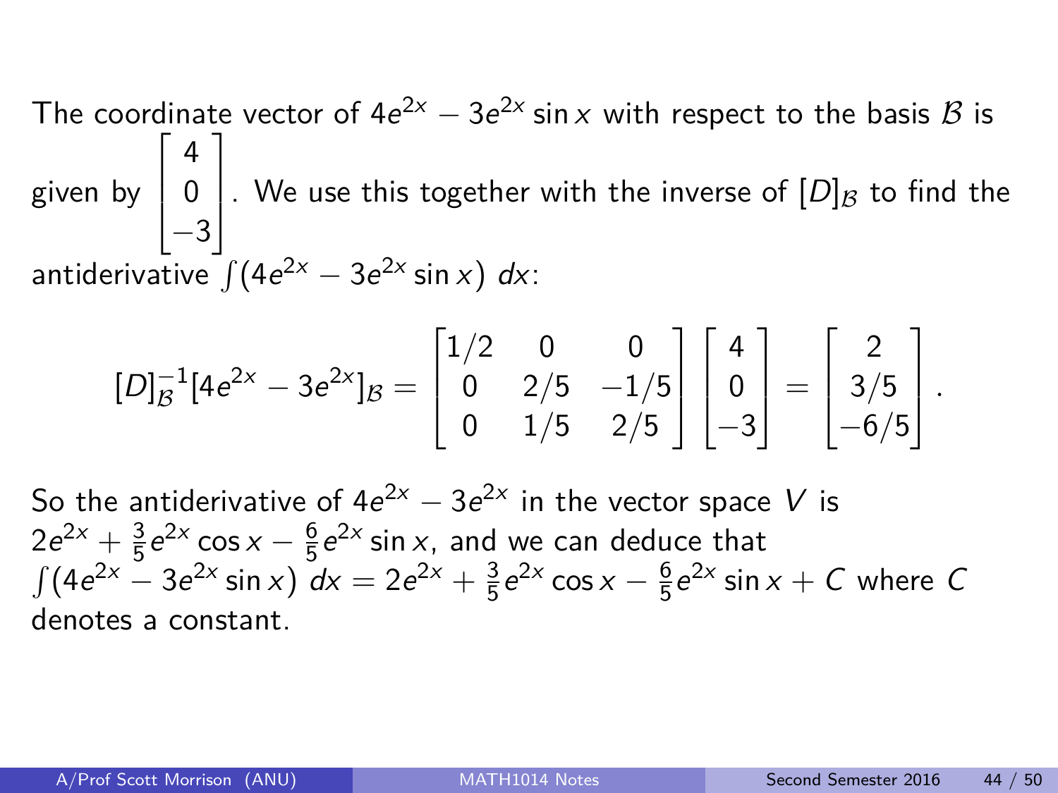The coordinate vector of $4e^{2x} - 3e^{2x}\sin x$ with respect to the basis $\mathcal{B}$ is given by $\begin{bmatrix} 4 \\ 0 \\ -3 \end{bmatrix}$. We use this together with the inverse of $[D]_{\mathcal{B}}$ to find the antiderivative $\int (4e^{2x} - 3e^{2x}\sin x)\, dx$:

$$[D]_{\mathcal{B}}^{-1}[4e^{2x} - 3e^{2x}]_{\mathcal{B}} = \begin{bmatrix} 1/2 & 0 & 0 \\ 0 & 2/5 & -1/5 \\ 0 & 1/5 & 2/5 \end{bmatrix} \begin{bmatrix} 4 \\ 0 \\ -3 \end{bmatrix} = \begin{bmatrix} 2 \\ 3/5 \\ -6/5 \end{bmatrix}.$$

So the antiderivative of $4e^{2x} - 3e^{2x}$ in the vector space $V$ is $2e^{2x} + \frac{3}{5}e^{2x}\cos x - \frac{6}{5}e^{2x}\sin x$, and we can deduce that $\int (4e^{2x} - 3e^{2x}\sin x)\, dx = 2e^{2x} + \frac{3}{5}e^{2x}\cos x - \frac{6}{5}e^{2x}\sin x + C$ where $C$ denotes a constant.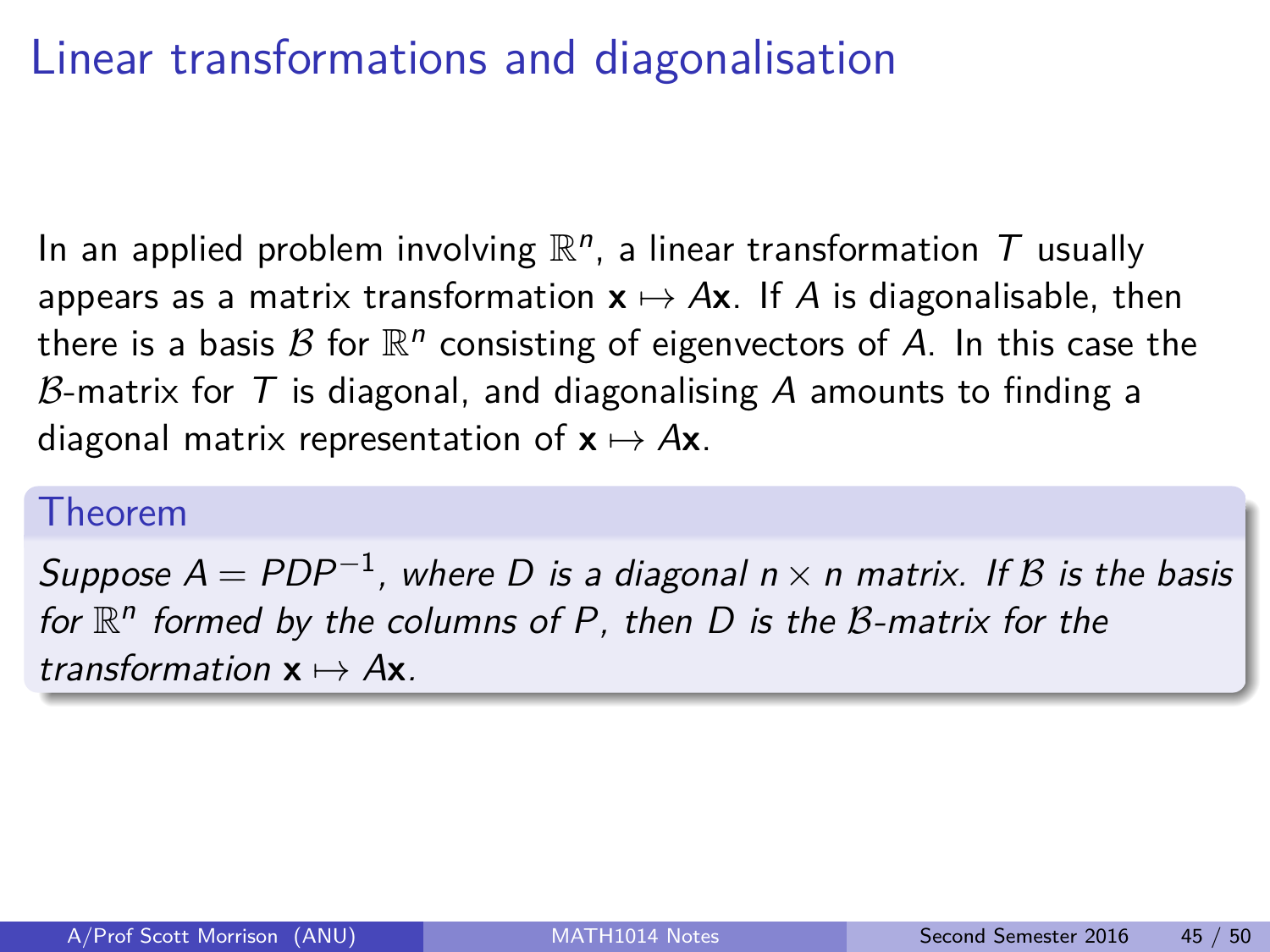# Linear transformations and diagonalisation

In an applied problem involving $\mathbb{R}^n$, a linear transformation $T$ usually appears as a matrix transformation $\mathbf{x} \mapsto A\mathbf{x}$. If $A$ is diagonalisable, then there is a basis $\mathcal{B}$ for $\mathbb{R}^n$ consisting of eigenvectors of $A$. In this case the $\mathcal{B}$-matrix for $T$ is diagonal, and diagonalising $A$ amounts to finding a diagonal matrix representation of $\mathbf{x} \mapsto A\mathbf{x}$.

**Theorem**

*Suppose $A = PDP^{-1}$, where $D$ is a diagonal $n \times n$ matrix. If $\mathcal{B}$ is the basis for $\mathbb{R}^n$ formed by the columns of $P$, then $D$ is the $\mathcal{B}$-matrix for the transformation $\mathbf{x} \mapsto A\mathbf{x}$.*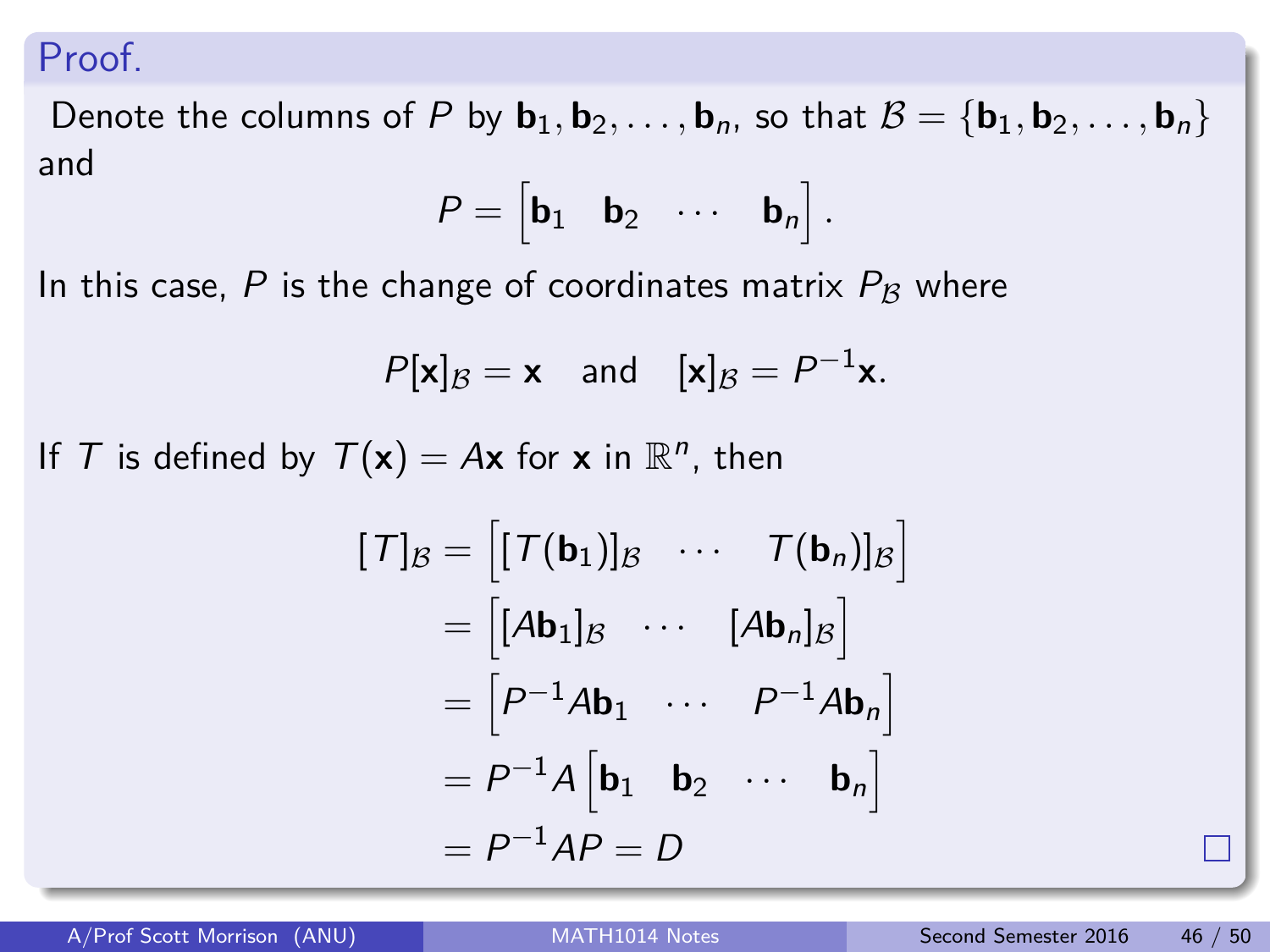Proof.

Denote the columns of $P$ by $\mathbf{b}_1, \mathbf{b}_2, \ldots, \mathbf{b}_n$, so that $\mathcal{B} = \{\mathbf{b}_1, \mathbf{b}_2, \ldots, \mathbf{b}_n\}$ and

$$P = \begin{bmatrix} \mathbf{b}_1 & \mathbf{b}_2 & \cdots & \mathbf{b}_n \end{bmatrix}.$$

In this case, $P$ is the change of coordinates matrix $P_{\mathcal{B}}$ where

$$P[\mathbf{x}]_{\mathcal{B}} = \mathbf{x} \quad \text{and} \quad [\mathbf{x}]_{\mathcal{B}} = P^{-1}\mathbf{x}.$$

If $T$ is defined by $T(\mathbf{x}) = A\mathbf{x}$ for $\mathbf{x}$ in $\mathbb{R}^n$, then

$$\begin{aligned}
[T]_{\mathcal{B}} &= \begin{bmatrix} [T(\mathbf{b}_1)]_{\mathcal{B}} & \cdots & T(\mathbf{b}_n)]_{\mathcal{B}} \end{bmatrix} \\
&= \begin{bmatrix} [A\mathbf{b}_1]_{\mathcal{B}} & \cdots & [A\mathbf{b}_n]_{\mathcal{B}} \end{bmatrix} \\
&= \begin{bmatrix} P^{-1}A\mathbf{b}_1 & \cdots & P^{-1}A\mathbf{b}_n \end{bmatrix} \\
&= P^{-1}A \begin{bmatrix} \mathbf{b}_1 & \mathbf{b}_2 & \cdots & \mathbf{b}_n \end{bmatrix} \\
&= P^{-1}AP = D
\end{aligned}$$

□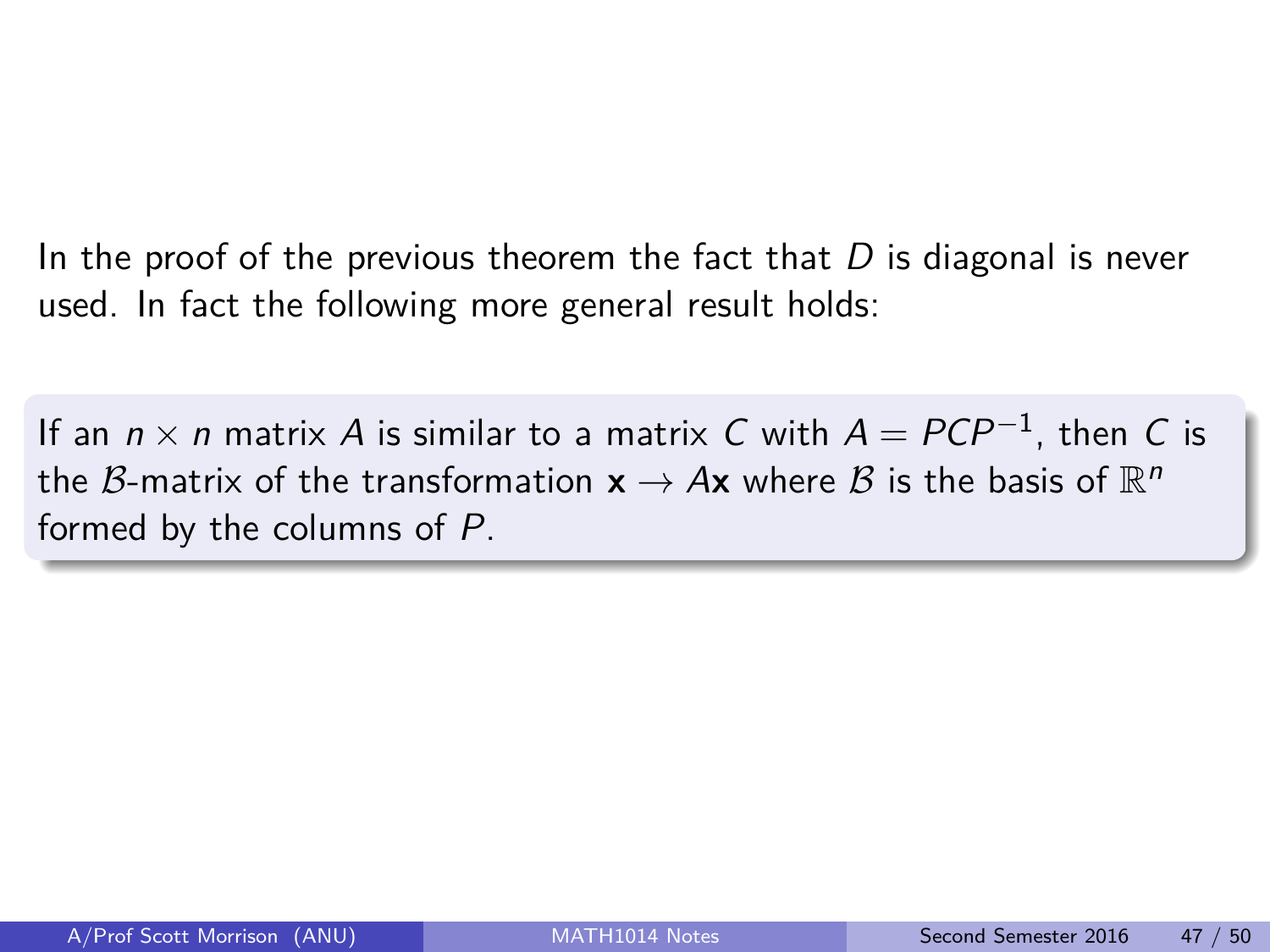In the proof of the previous theorem the fact that $D$ is diagonal is never used. In fact the following more general result holds:

> If an $n \times n$ matrix $A$ is similar to a matrix $C$ with $A = PCP^{-1}$, then $C$ is the $\mathcal{B}$-matrix of the transformation $\mathbf{x} \to A\mathbf{x}$ where $\mathcal{B}$ is the basis of $\mathbb{R}^n$ formed by the columns of $P$.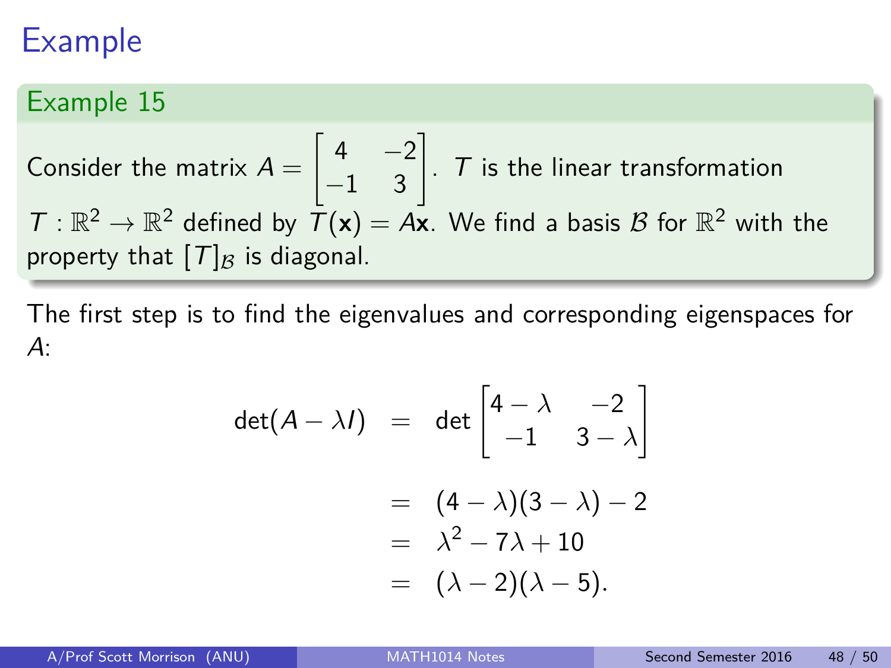# Example

## Example 15

Consider the matrix $A = \begin{bmatrix} 4 & -2 \\ -1 & 3 \end{bmatrix}$. $T$ is the linear transformation $T : \mathbb{R}^2 \to \mathbb{R}^2$ defined by $T(\mathbf{x}) = A\mathbf{x}$. We find a basis $\mathcal{B}$ for $\mathbb{R}^2$ with the property that $[T]_{\mathcal{B}}$ is diagonal.

The first step is to find the eigenvalues and corresponding eigenspaces for $A$:

$$
\begin{aligned}
\det(A - \lambda I) &= \det \begin{bmatrix} 4-\lambda & -2 \\ -1 & 3-\lambda \end{bmatrix} \\
&= (4-\lambda)(3-\lambda) - 2 \\
&= \lambda^2 - 7\lambda + 10 \\
&= (\lambda - 2)(\lambda - 5).
\end{aligned}
$$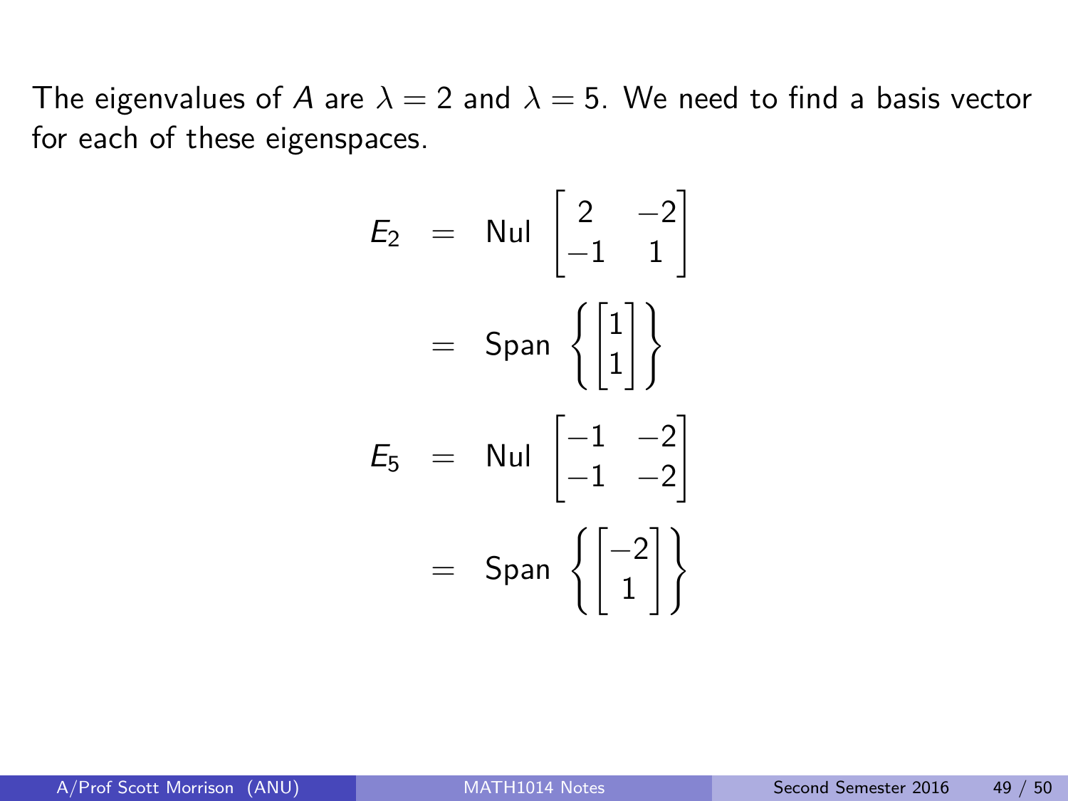The eigenvalues of $A$ are $\lambda = 2$ and $\lambda = 5$. We need to find a basis vector for each of these eigenspaces.

$$
\begin{aligned}
E_2 &= \text{Nul} \begin{bmatrix} 2 & -2 \\ -1 & 1 \end{bmatrix} \\
&= \text{Span} \left\{ \begin{bmatrix} 1 \\ 1 \end{bmatrix} \right\} \\
E_5 &= \text{Nul} \begin{bmatrix} -1 & -2 \\ -1 & -2 \end{bmatrix} \\
&= \text{Span} \left\{ \begin{bmatrix} -2 \\ 1 \end{bmatrix} \right\}
\end{aligned}
$$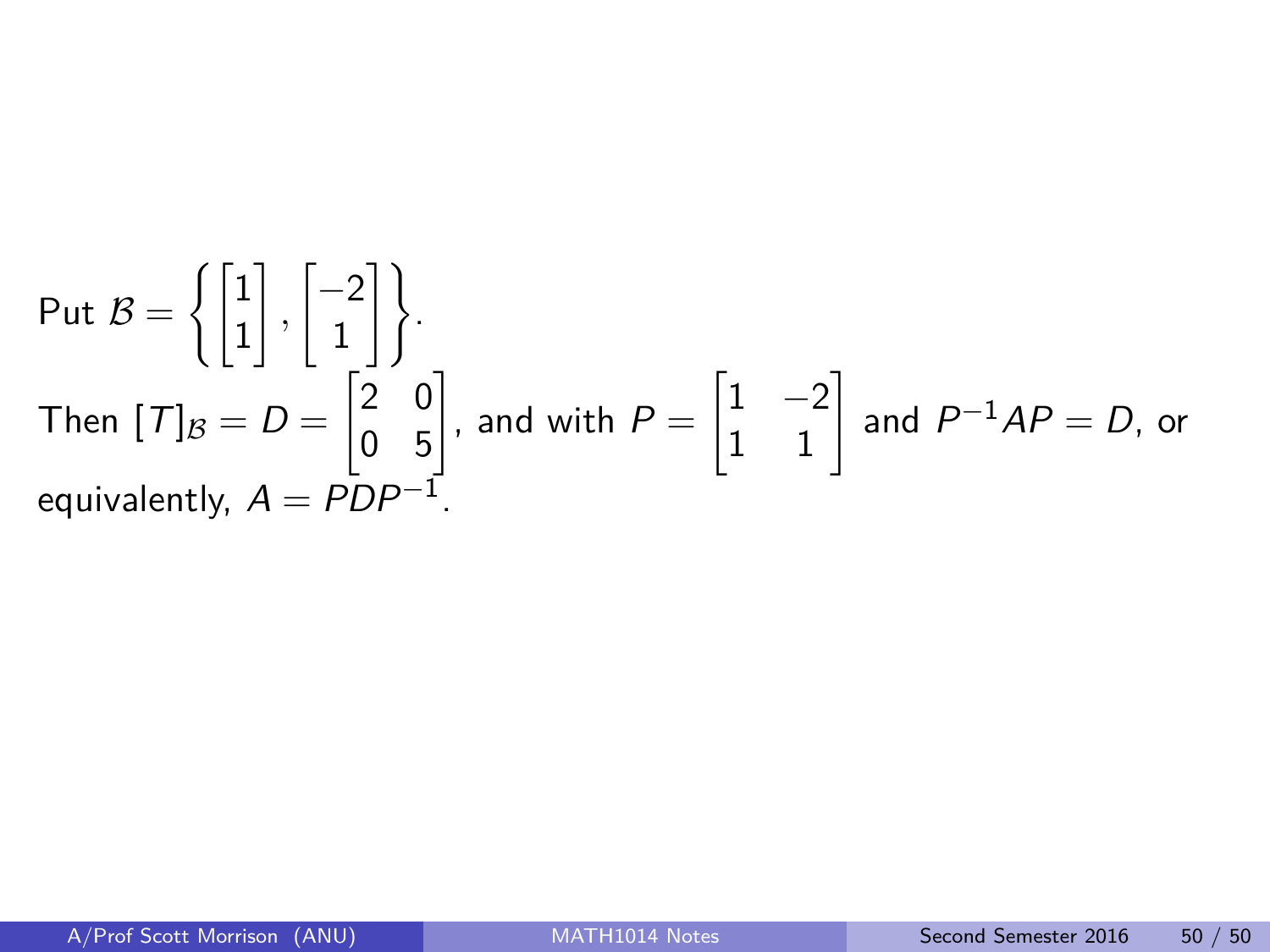Put $\mathcal{B} = \left\{ \begin{bmatrix} 1 \\ 1 \end{bmatrix}, \begin{bmatrix} -2 \\ 1 \end{bmatrix} \right\}$.

Then $[T]_{\mathcal{B}} = D = \begin{bmatrix} 2 & 0 \\ 0 & 5 \end{bmatrix}$, and with $P = \begin{bmatrix} 1 & -2 \\ 1 & 1 \end{bmatrix}$ and $P^{-1}AP = D$, or equivalently, $A = PDP^{-1}$.